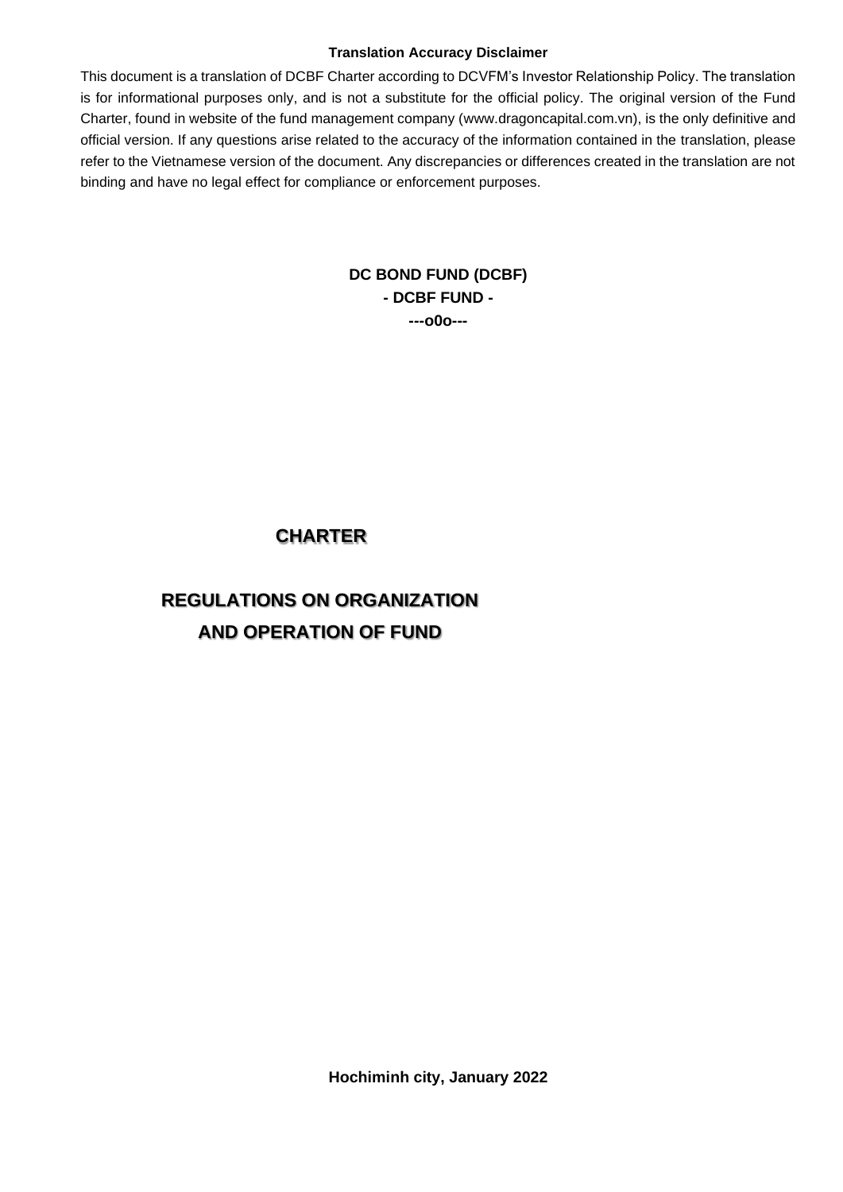**Translation Accuracy Disclaimer**

This document is a translation of DCBF Charter according to DCVFM's Investor Relationship Policy. The translation is for informational purposes only, and is not a substitute for the official policy. The original version of the Fund Charter, found in website of the fund management company (www.dragoncapital.com.vn), is the only definitive and official version. If any questions arise related to the accuracy of the information contained in the translation, please refer to the Vietnamese version of the document. Any discrepancies or differences created in the translation are not binding and have no legal effect for compliance or enforcement purposes.

**DC BOND FUND (DCBF)**
**- DCBF FUND -**
**---o0o---**

# CHARTER

# REGULATIONS ON ORGANIZATION AND OPERATION OF FUND

**Hochiminh city, January 2022**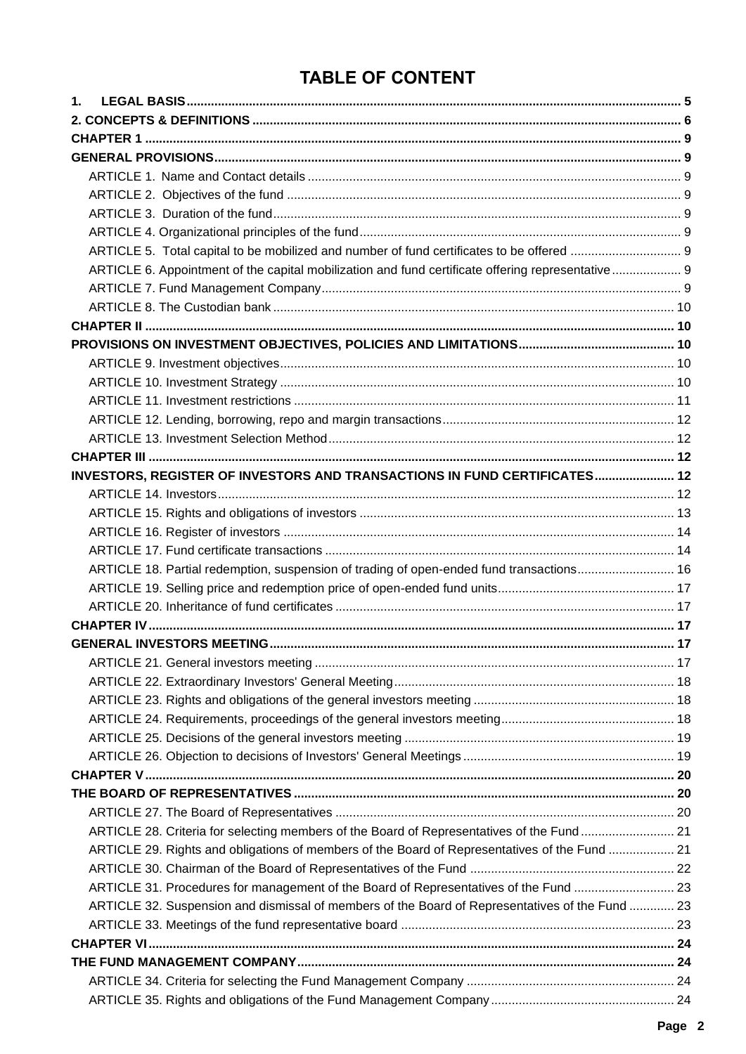# TABLE OF CONTENT

**1. LEGAL BASIS** .......... 5

**2. CONCEPTS & DEFINITIONS** .......... 6

**CHAPTER 1** .......... 9

**GENERAL PROVISIONS** .......... 9

- ARTICLE 1. Name and Contact details .......... 9
- ARTICLE 2. Objectives of the fund .......... 9
- ARTICLE 3. Duration of the fund .......... 9
- ARTICLE 4. Organizational principles of the fund .......... 9
- ARTICLE 5. Total capital to be mobilized and number of fund certificates to be offered .......... 9
- ARTICLE 6. Appointment of the capital mobilization and fund certificate offering representative .......... 9
- ARTICLE 7. Fund Management Company .......... 9
- ARTICLE 8. The Custodian bank .......... 10

**CHAPTER II** .......... 10

**PROVISIONS ON INVESTMENT OBJECTIVES, POLICIES AND LIMITATIONS** .......... 10

- ARTICLE 9. Investment objectives .......... 10
- ARTICLE 10. Investment Strategy .......... 10
- ARTICLE 11. Investment restrictions .......... 11
- ARTICLE 12. Lending, borrowing, repo and margin transactions .......... 12
- ARTICLE 13. Investment Selection Method .......... 12

**CHAPTER III** .......... 12

**INVESTORS, REGISTER OF INVESTORS AND TRANSACTIONS IN FUND CERTIFICATES** .......... 12

- ARTICLE 14. Investors .......... 12
- ARTICLE 15. Rights and obligations of investors .......... 13
- ARTICLE 16. Register of investors .......... 14
- ARTICLE 17. Fund certificate transactions .......... 14
- ARTICLE 18. Partial redemption, suspension of trading of open-ended fund transactions .......... 16
- ARTICLE 19. Selling price and redemption price of open-ended fund units .......... 17
- ARTICLE 20. Inheritance of fund certificates .......... 17

**CHAPTER IV** .......... 17

**GENERAL INVESTORS MEETING** .......... 17

- ARTICLE 21. General investors meeting .......... 17
- ARTICLE 22. Extraordinary Investors' General Meeting .......... 18
- ARTICLE 23. Rights and obligations of the general investors meeting .......... 18
- ARTICLE 24. Requirements, proceedings of the general investors meeting .......... 18
- ARTICLE 25. Decisions of the general investors meeting .......... 19
- ARTICLE 26. Objection to decisions of Investors' General Meetings .......... 19

**CHAPTER V** .......... 20

**THE BOARD OF REPRESENTATIVES** .......... 20

- ARTICLE 27. The Board of Representatives .......... 20
- ARTICLE 28. Criteria for selecting members of the Board of Representatives of the Fund .......... 21
- ARTICLE 29. Rights and obligations of members of the Board of Representatives of the Fund .......... 21
- ARTICLE 30. Chairman of the Board of Representatives of the Fund .......... 22
- ARTICLE 31. Procedures for management of the Board of Representatives of the Fund .......... 23
- ARTICLE 32. Suspension and dismissal of members of the Board of Representatives of the Fund .......... 23
- ARTICLE 33. Meetings of the fund representative board .......... 23

**CHAPTER VI** .......... 24

**THE FUND MANAGEMENT COMPANY** .......... 24

- ARTICLE 34. Criteria for selecting the Fund Management Company .......... 24
- ARTICLE 35. Rights and obligations of the Fund Management Company .......... 24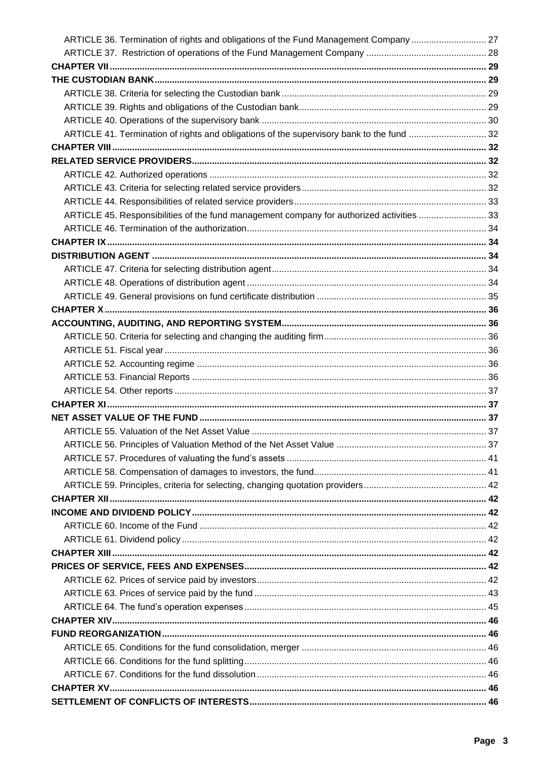ARTICLE 36. Termination of rights and obligations of the Fund Management Company ............................. 27

ARTICLE 37. Restriction of operations of the Fund Management Company ............................................... 28

**CHAPTER VII** ........................................................................................................................................ 29

**THE CUSTODIAN BANK** ......................................................................................................................... 29

ARTICLE 38. Criteria for selecting the Custodian bank ............................................................................. 29

ARTICLE 39. Rights and obligations of the Custodian bank ....................................................................... 29

ARTICLE 40. Operations of the supervisory bank ...................................................................................... 30

ARTICLE 41. Termination of rights and obligations of the supervisory bank to the fund .............................. 32

**CHAPTER VIII** ....................................................................................................................................... 32

**RELATED SERVICE PROVIDERS** ........................................................................................................... 32

ARTICLE 42. Authorized operations ......................................................................................................... 32

ARTICLE 43. Criteria for selecting related service providers ..................................................................... 32

ARTICLE 44. Responsibilities of related service providers ........................................................................ 33

ARTICLE 45. Responsibilities of the fund management company for authorized activities .......................... 33

ARTICLE 46. Termination of the authorization .......................................................................................... 34

**CHAPTER IX** .......................................................................................................................................... 34

**DISTRIBUTION AGENT** ......................................................................................................................... 34

ARTICLE 47. Criteria for selecting distribution agent ................................................................................. 34

ARTICLE 48. Operations of distribution agent ........................................................................................... 34

ARTICLE 49. General provisions on fund certificate distribution ................................................................. 35

**CHAPTER X** ........................................................................................................................................... 36

**ACCOUNTING, AUDITING, AND REPORTING SYSTEM** ........................................................................... 36

ARTICLE 50. Criteria for selecting and changing the auditing firm .............................................................. 36

ARTICLE 51. Fiscal year ........................................................................................................................... 36

ARTICLE 52. Accounting regime .............................................................................................................. 36

ARTICLE 53. Financial Reports ................................................................................................................ 36

ARTICLE 54. Other reports ....................................................................................................................... 37

**CHAPTER XI** .......................................................................................................................................... 37

**NET ASSET VALUE OF THE FUND** ......................................................................................................... 37

ARTICLE 55. Valuation of the Net Asset Value .......................................................................................... 37

ARTICLE 56. Principles of Valuation Method of the Net Asset Value .......................................................... 37

ARTICLE 57. Procedures of valuating the fund's assets ............................................................................. 41

ARTICLE 58. Compensation of damages to investors, the fund .................................................................. 41

ARTICLE 59. Principles, criteria for selecting, changing quotation providers ............................................... 42

**CHAPTER XII** ......................................................................................................................................... 42

**INCOME AND DIVIDEND POLICY** ........................................................................................................... 42

ARTICLE 60. Income of the Fund ............................................................................................................. 42

ARTICLE 61. Dividend policy .................................................................................................................... 42

**CHAPTER XIII** ........................................................................................................................................ 42

**PRICES OF SERVICE, FEES AND EXPENSES** ......................................................................................... 42

ARTICLE 62. Prices of service paid by investors ....................................................................................... 42

ARTICLE 63. Prices of service paid by the fund ......................................................................................... 43

ARTICLE 64. The fund's operation expenses ............................................................................................. 45

**CHAPTER XIV** ........................................................................................................................................ 46

**FUND REORGANIZATION** ...................................................................................................................... 46

ARTICLE 65. Conditions for the fund consolidation, merger ....................................................................... 46

ARTICLE 66. Conditions for the fund splitting ............................................................................................ 46

ARTICLE 67. Conditions for the fund dissolution ........................................................................................ 46

**CHAPTER XV** ......................................................................................................................................... 46

**SETTLEMENT OF CONFLICTS OF INTERESTS** ....................................................................................... 46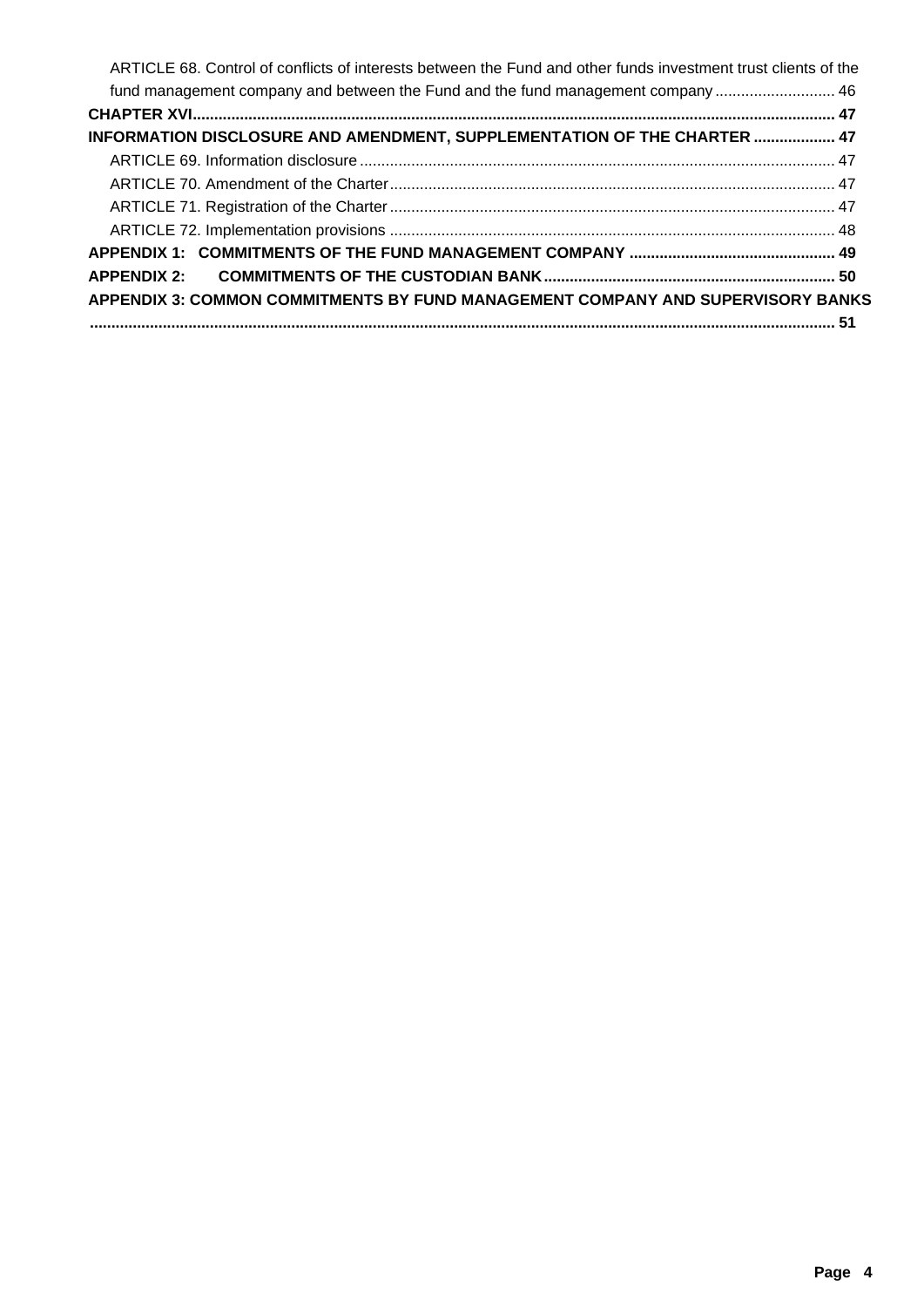ARTICLE 68. Control of conflicts of interests between the Fund and other funds investment trust clients of the fund management company and between the Fund and the fund management company ............................ 46

**CHAPTER XVI.................................................................................................................................................... 47**

**INFORMATION DISCLOSURE AND AMENDMENT, SUPPLEMENTATION OF THE CHARTER ................... 47**

ARTICLE 69. Information disclosure ............................................................................................................. 47

ARTICLE 70. Amendment of the Charter ....................................................................................................... 47

ARTICLE 71. Registration of the Charter ....................................................................................................... 47

ARTICLE 72. Implementation provisions ....................................................................................................... 48

**APPENDIX 1: COMMITMENTS OF THE FUND MANAGEMENT COMPANY ................................................ 49**

**APPENDIX 2: COMMITMENTS OF THE CUSTODIAN BANK .................................................................... 50**

**APPENDIX 3: COMMON COMMITMENTS BY FUND MANAGEMENT COMPANY AND SUPERVISORY BANKS ........................................................................................................................................................... 51**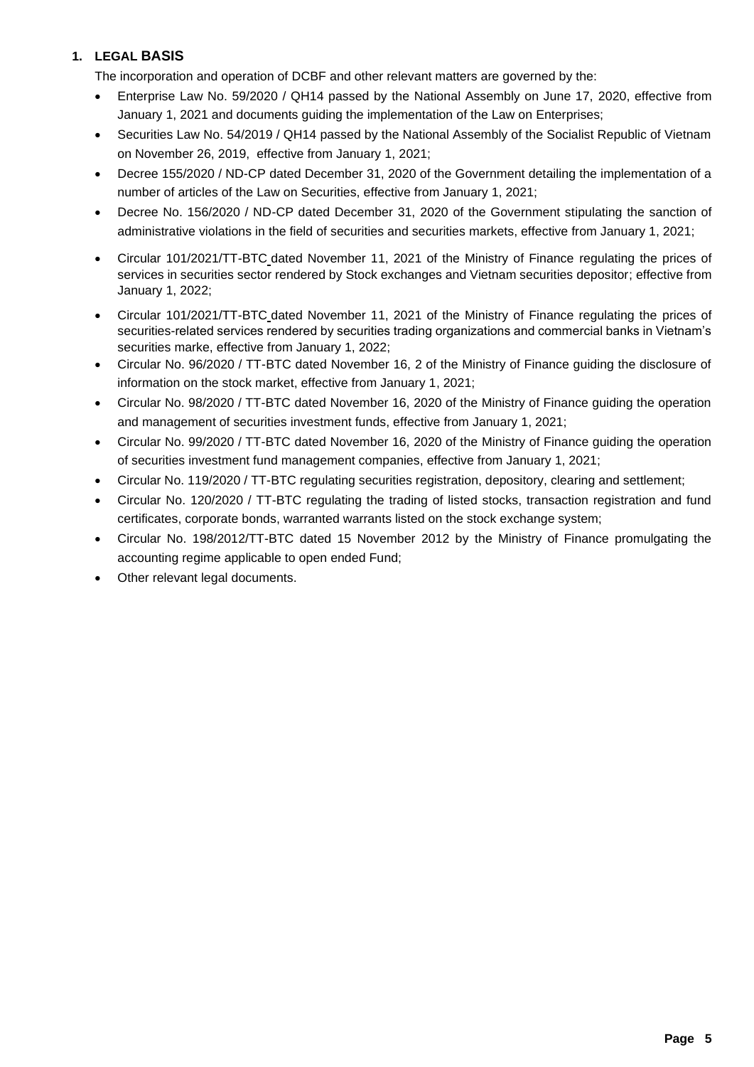## 1. LEGAL BASIS

The incorporation and operation of DCBF and other relevant matters are governed by the:

- Enterprise Law No. 59/2020 / QH14 passed by the National Assembly on June 17, 2020, effective from January 1, 2021 and documents guiding the implementation of the Law on Enterprises;
- Securities Law No. 54/2019 / QH14 passed by the National Assembly of the Socialist Republic of Vietnam on November 26, 2019, effective from January 1, 2021;
- Decree 155/2020 / ND-CP dated December 31, 2020 of the Government detailing the implementation of a number of articles of the Law on Securities, effective from January 1, 2021;
- Decree No. 156/2020 / ND-CP dated December 31, 2020 of the Government stipulating the sanction of administrative violations in the field of securities and securities markets, effective from January 1, 2021;
- Circular 101/2021/TT-BTC dated November 11, 2021 of the Ministry of Finance regulating the prices of services in securities sector rendered by Stock exchanges and Vietnam securities depositor; effective from January 1, 2022;
- Circular 101/2021/TT-BTC dated November 11, 2021 of the Ministry of Finance regulating the prices of securities-related services rendered by securities trading organizations and commercial banks in Vietnam's securities marke, effective from January 1, 2022;
- Circular No. 96/2020 / TT-BTC dated November 16, 2 of the Ministry of Finance guiding the disclosure of information on the stock market, effective from January 1, 2021;
- Circular No. 98/2020 / TT-BTC dated November 16, 2020 of the Ministry of Finance guiding the operation and management of securities investment funds, effective from January 1, 2021;
- Circular No. 99/2020 / TT-BTC dated November 16, 2020 of the Ministry of Finance guiding the operation of securities investment fund management companies, effective from January 1, 2021;
- Circular No. 119/2020 / TT-BTC regulating securities registration, depository, clearing and settlement;
- Circular No. 120/2020 / TT-BTC regulating the trading of listed stocks, transaction registration and fund certificates, corporate bonds, warranted warrants listed on the stock exchange system;
- Circular No. 198/2012/TT-BTC dated 15 November 2012 by the Ministry of Finance promulgating the accounting regime applicable to open ended Fund;
- Other relevant legal documents.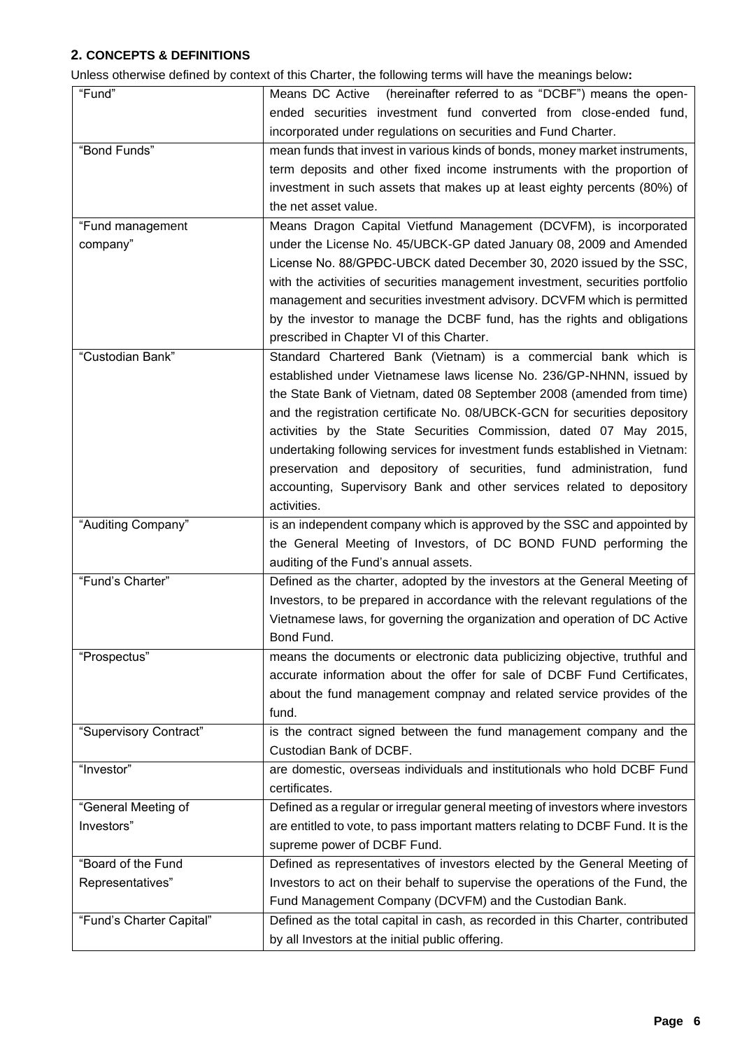## 2. CONCEPTS & DEFINITIONS

Unless otherwise defined by context of this Charter, the following terms will have the meanings below**:**

| | |
|---|---|
| "Fund" | Means DC Active (hereinafter referred to as "DCBF") means the open-ended securities investment fund converted from close-ended fund, incorporated under regulations on securities and Fund Charter. |
| "Bond Funds" | mean funds that invest in various kinds of bonds, money market instruments, term deposits and other fixed income instruments with the proportion of investment in such assets that makes up at least eighty percents (80%) of the net asset value. |
| "Fund management company" | Means Dragon Capital Vietfund Management (DCVFM), is incorporated under the License No. 45/UBCK-GP dated January 08, 2009 and Amended License No. 88/GPĐC-UBCK dated December 30, 2020 issued by the SSC, with the activities of securities management investment, securities portfolio management and securities investment advisory. DCVFM which is permitted by the investor to manage the DCBF fund, has the rights and obligations prescribed in Chapter VI of this Charter. |
| "Custodian Bank" | Standard Chartered Bank (Vietnam) is a commercial bank which is established under Vietnamese laws license No. 236/GP-NHNN, issued by the State Bank of Vietnam, dated 08 September 2008 (amended from time) and the registration certificate No. 08/UBCK-GCN for securities depository activities by the State Securities Commission, dated 07 May 2015, undertaking following services for investment funds established in Vietnam: preservation and depository of securities, fund administration, fund accounting, Supervisory Bank and other services related to depository activities. |
| "Auditing Company" | is an independent company which is approved by the SSC and appointed by the General Meeting of Investors, of DC BOND FUND performing the auditing of the Fund's annual assets. |
| "Fund's Charter" | Defined as the charter, adopted by the investors at the General Meeting of Investors, to be prepared in accordance with the relevant regulations of the Vietnamese laws, for governing the organization and operation of DC Active Bond Fund. |
| "Prospectus" | means the documents or electronic data publicizing objective, truthful and accurate information about the offer for sale of DCBF Fund Certificates, about the fund management compnay and related service provides of the fund. |
| "Supervisory Contract" | is the contract signed between the fund management company and the Custodian Bank of DCBF. |
| "Investor" | are domestic, overseas individuals and institutionals who hold DCBF Fund certificates. |
| "General Meeting of Investors" | Defined as a regular or irregular general meeting of investors where investors are entitled to vote, to pass important matters relating to DCBF Fund. It is the supreme power of DCBF Fund. |
| "Board of the Fund Representatives" | Defined as representatives of investors elected by the General Meeting of Investors to act on their behalf to supervise the operations of the Fund, the Fund Management Company (DCVFM) and the Custodian Bank. |
| "Fund's Charter Capital" | Defined as the total capital in cash, as recorded in this Charter, contributed by all Investors at the initial public offering. |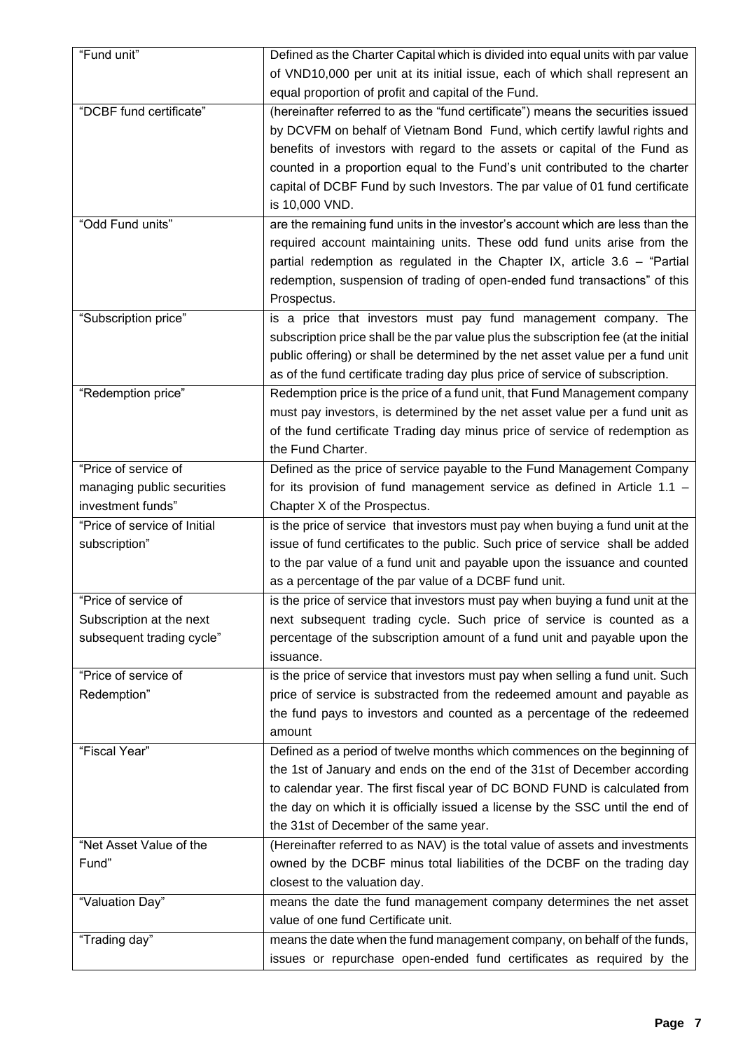| | |
|---|---|
| "Fund unit" | Defined as the Charter Capital which is divided into equal units with par value of VND10,000 per unit at its initial issue, each of which shall represent an equal proportion of profit and capital of the Fund. |
| "DCBF fund certificate" | (hereinafter referred to as the "fund certificate") means the securities issued by DCVFM on behalf of Vietnam Bond Fund, which certify lawful rights and benefits of investors with regard to the assets or capital of the Fund as counted in a proportion equal to the Fund's unit contributed to the charter capital of DCBF Fund by such Investors. The par value of 01 fund certificate is 10,000 VND. |
| "Odd Fund units" | are the remaining fund units in the investor's account which are less than the required account maintaining units. These odd fund units arise from the partial redemption as regulated in the Chapter IX, article 3.6 – "Partial redemption, suspension of trading of open-ended fund transactions" of this Prospectus. |
| "Subscription price" | is a price that investors must pay fund management company. The subscription price shall be the par value plus the subscription fee (at the initial public offering) or shall be determined by the net asset value per a fund unit as of the fund certificate trading day plus price of service of subscription. |
| "Redemption price" | Redemption price is the price of a fund unit, that Fund Management company must pay investors, is determined by the net asset value per a fund unit as of the fund certificate Trading day minus price of service of redemption as the Fund Charter. |
| "Price of service of managing public securities investment funds" | Defined as the price of service payable to the Fund Management Company for its provision of fund management service as defined in Article 1.1 – Chapter X of the Prospectus. |
| "Price of service of Initial subscription" | is the price of service that investors must pay when buying a fund unit at the issue of fund certificates to the public. Such price of service shall be added to the par value of a fund unit and payable upon the issuance and counted as a percentage of the par value of a DCBF fund unit. |
| "Price of service of Subscription at the next subsequent trading cycle" | is the price of service that investors must pay when buying a fund unit at the next subsequent trading cycle. Such price of service is counted as a percentage of the subscription amount of a fund unit and payable upon the issuance. |
| "Price of service of Redemption" | is the price of service that investors must pay when selling a fund unit. Such price of service is substracted from the redeemed amount and payable as the fund pays to investors and counted as a percentage of the redeemed amount |
| "Fiscal Year" | Defined as a period of twelve months which commences on the beginning of the 1st of January and ends on the end of the 31st of December according to calendar year. The first fiscal year of DC BOND FUND is calculated from the day on which it is officially issued a license by the SSC until the end of the 31st of December of the same year. |
| "Net Asset Value of the Fund" | (Hereinafter referred to as NAV) is the total value of assets and investments owned by the DCBF minus total liabilities of the DCBF on the trading day closest to the valuation day. |
| "Valuation Day" | means the date the fund management company determines the net asset value of one fund Certificate unit. |
| "Trading day" | means the date when the fund management company, on behalf of the funds, issues or repurchase open-ended fund certificates as required by the |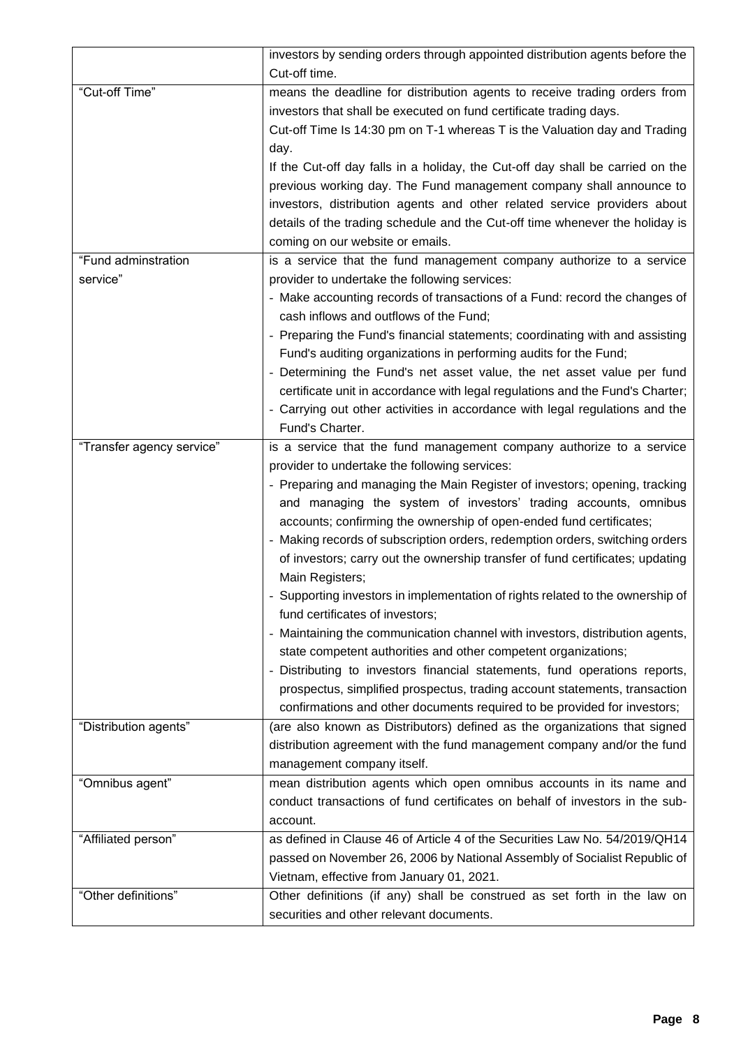| | |
|---|---|
| | investors by sending orders through appointed distribution agents before the Cut-off time. |
| "Cut-off Time" | means the deadline for distribution agents to receive trading orders from investors that shall be executed on fund certificate trading days.<br>Cut-off Time Is 14:30 pm on T-1 whereas T is the Valuation day and Trading day.<br>If the Cut-off day falls in a holiday, the Cut-off day shall be carried on the previous working day. The Fund management company shall announce to investors, distribution agents and other related service providers about details of the trading schedule and the Cut-off time whenever the holiday is coming on our website or emails. |
| "Fund adminstration service" | is a service that the fund management company authorize to a service provider to undertake the following services:<br>- Make accounting records of transactions of a Fund: record the changes of cash inflows and outflows of the Fund;<br>- Preparing the Fund's financial statements; coordinating with and assisting Fund's auditing organizations in performing audits for the Fund;<br>- Determining the Fund's net asset value, the net asset value per fund certificate unit in accordance with legal regulations and the Fund's Charter;<br>- Carrying out other activities in accordance with legal regulations and the Fund's Charter. |
| "Transfer agency service" | is a service that the fund management company authorize to a service provider to undertake the following services:<br>- Preparing and managing the Main Register of investors; opening, tracking and managing the system of investors' trading accounts, omnibus accounts; confirming the ownership of open-ended fund certificates;<br>- Making records of subscription orders, redemption orders, switching orders of investors; carry out the ownership transfer of fund certificates; updating Main Registers;<br>- Supporting investors in implementation of rights related to the ownership of fund certificates of investors;<br>- Maintaining the communication channel with investors, distribution agents, state competent authorities and other competent organizations;<br>- Distributing to investors financial statements, fund operations reports, prospectus, simplified prospectus, trading account statements, transaction confirmations and other documents required to be provided for investors; |
| "Distribution agents" | (are also known as Distributors) defined as the organizations that signed distribution agreement with the fund management company and/or the fund management company itself. |
| "Omnibus agent" | mean distribution agents which open omnibus accounts in its name and conduct transactions of fund certificates on behalf of investors in the sub-account. |
| "Affiliated person" | as defined in Clause 46 of Article 4 of the Securities Law No. 54/2019/QH14 passed on November 26, 2006 by National Assembly of Socialist Republic of Vietnam, effective from January 01, 2021. |
| "Other definitions" | Other definitions (if any) shall be construed as set forth in the law on securities and other relevant documents. |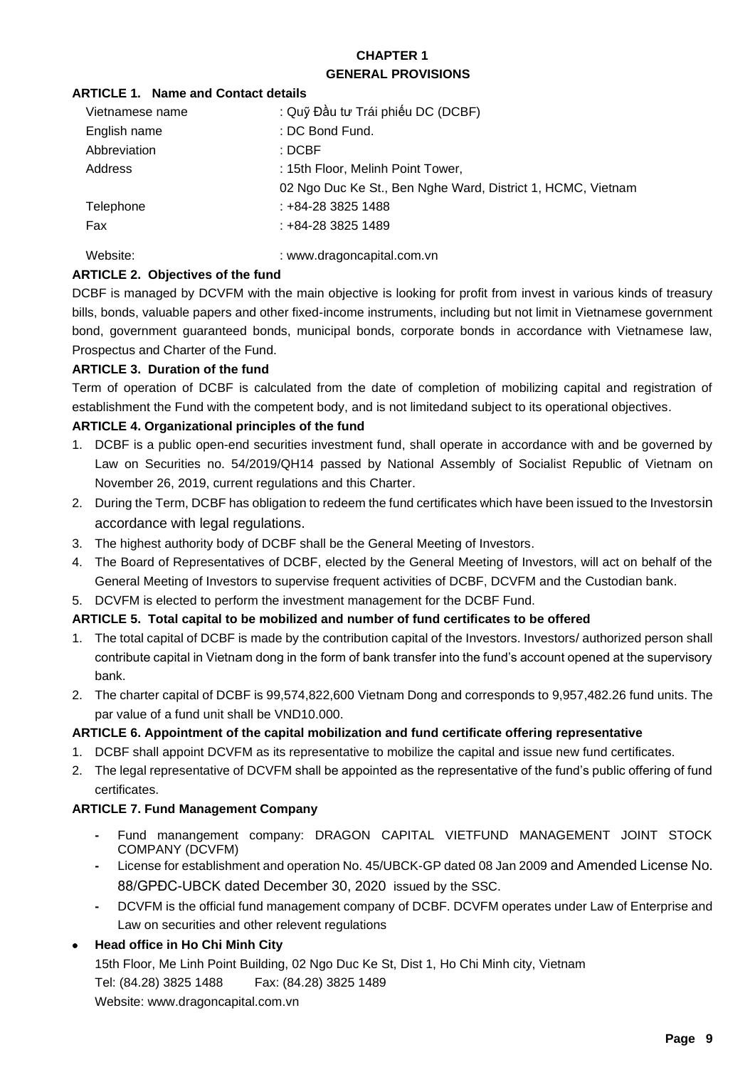# CHAPTER 1
# GENERAL PROVISIONS

### ARTICLE 1. Name and Contact details

| | |
|---|---|
| Vietnamese name | : Quỹ Đầu tư Trái phiếu DC (DCBF) |
| English name | : DC Bond Fund. |
| Abbreviation | : DCBF |
| Address | : 15th Floor, Melinh Point Tower, 02 Ngo Duc Ke St., Ben Nghe Ward, District 1, HCMC, Vietnam |
| Telephone | : +84-28 3825 1488 |
| Fax | : +84-28 3825 1489 |
| Website: | : www.dragoncapital.com.vn |

### ARTICLE 2. Objectives of the fund

DCBF is managed by DCVFM with the main objective is looking for profit from invest in various kinds of treasury bills, bonds, valuable papers and other fixed-income instruments, including but not limit in Vietnamese government bond, government guaranteed bonds, municipal bonds, corporate bonds in accordance with Vietnamese law, Prospectus and Charter of the Fund.

### ARTICLE 3. Duration of the fund

Term of operation of DCBF is calculated from the date of completion of mobilizing capital and registration of establishment the Fund with the competent body, and is not limitedand subject to its operational objectives.

### ARTICLE 4. Organizational principles of the fund

1. DCBF is a public open-end securities investment fund, shall operate in accordance with and be governed by Law on Securities no. 54/2019/QH14 passed by National Assembly of Socialist Republic of Vietnam on November 26, 2019, current regulations and this Charter.
2. During the Term, DCBF has obligation to redeem the fund certificates which have been issued to the Investorsin accordance with legal regulations.
3. The highest authority body of DCBF shall be the General Meeting of Investors.
4. The Board of Representatives of DCBF, elected by the General Meeting of Investors, will act on behalf of the General Meeting of Investors to supervise frequent activities of DCBF, DCVFM and the Custodian bank.
5. DCVFM is elected to perform the investment management for the DCBF Fund.

### ARTICLE 5. Total capital to be mobilized and number of fund certificates to be offered

1. The total capital of DCBF is made by the contribution capital of the Investors. Investors/ authorized person shall contribute capital in Vietnam dong in the form of bank transfer into the fund's account opened at the supervisory bank.
2. The charter capital of DCBF is 99,574,822,600 Vietnam Dong and corresponds to 9,957,482.26 fund units. The par value of a fund unit shall be VND10.000.

### ARTICLE 6. Appointment of the capital mobilization and fund certificate offering representative

1. DCBF shall appoint DCVFM as its representative to mobilize the capital and issue new fund certificates.
2. The legal representative of DCVFM shall be appointed as the representative of the fund's public offering of fund certificates.

### ARTICLE 7. Fund Management Company

- Fund manangement company: DRAGON CAPITAL VIETFUND MANAGEMENT JOINT STOCK COMPANY (DCVFM)
- License for establishment and operation No. 45/UBCK-GP dated 08 Jan 2009 and Amended License No. 88/GPĐC-UBCK dated December 30, 2020 issued by the SSC.
- DCVFM is the official fund management company of DCBF. DCVFM operates under Law of Enterprise and Law on securities and other relevent regulations

- **Head office in Ho Chi Minh City**

  15th Floor, Me Linh Point Building, 02 Ngo Duc Ke St, Dist 1, Ho Chi Minh city, Vietnam

  Tel: (84.28) 3825 1488 Fax: (84.28) 3825 1489

  Website: www.dragoncapital.com.vn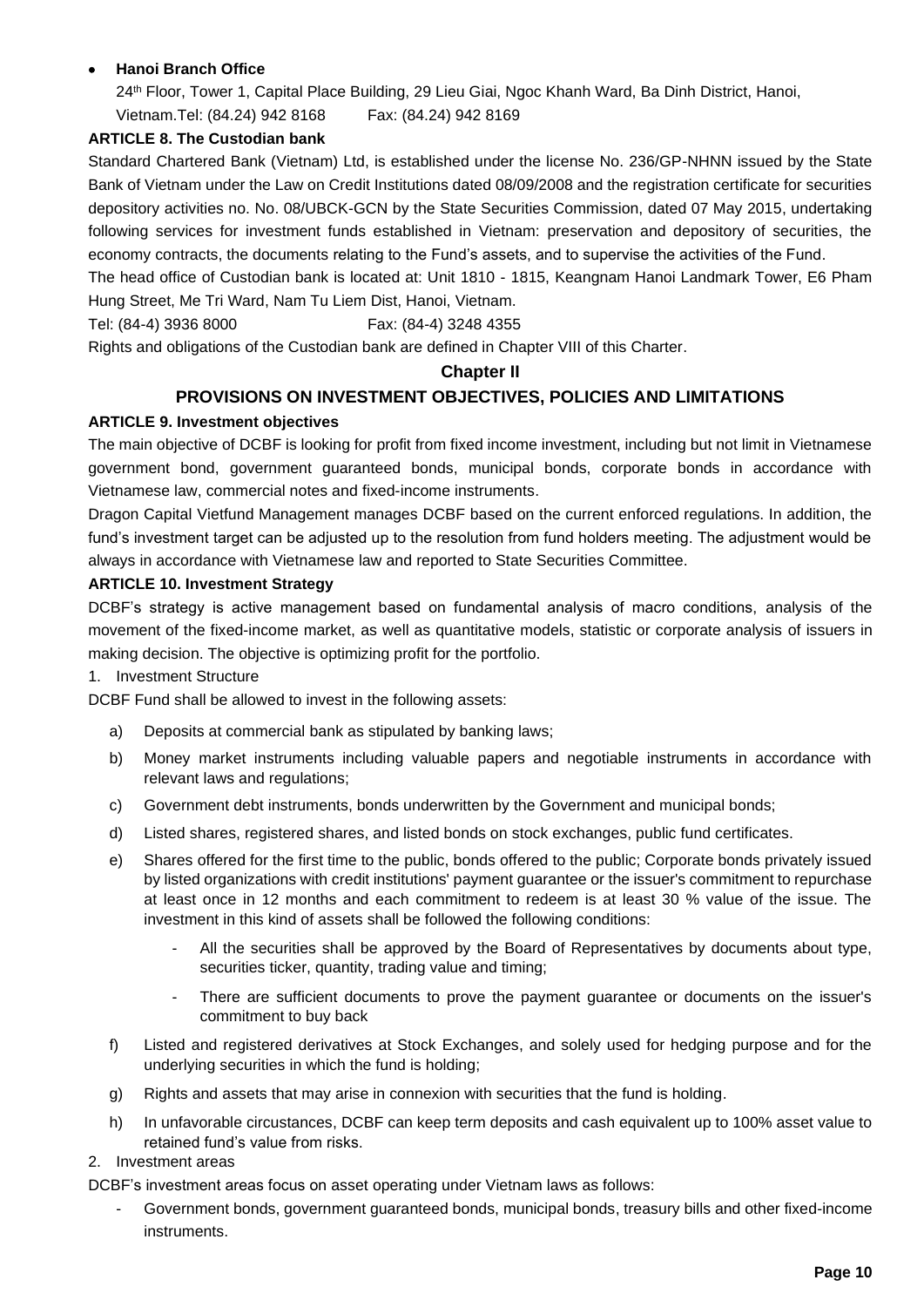- **Hanoi Branch Office**

  24th Floor, Tower 1, Capital Place Building, 29 Lieu Giai, Ngoc Khanh Ward, Ba Dinh District, Hanoi, Vietnam.Tel: (84.24) 942 8168 Fax: (84.24) 942 8169

**ARTICLE 8. The Custodian bank**

Standard Chartered Bank (Vietnam) Ltd, is established under the license No. 236/GP-NHNN issued by the State Bank of Vietnam under the Law on Credit Institutions dated 08/09/2008 and the registration certificate for securities depository activities no. No. 08/UBCK-GCN by the State Securities Commission, dated 07 May 2015, undertaking following services for investment funds established in Vietnam: preservation and depository of securities, the economy contracts, the documents relating to the Fund's assets, and to supervise the activities of the Fund.

The head office of Custodian bank is located at: Unit 1810 - 1815, Keangnam Hanoi Landmark Tower, E6 Pham Hung Street, Me Tri Ward, Nam Tu Liem Dist, Hanoi, Vietnam.

Tel: (84-4) 3936 8000 Fax: (84-4) 3248 4355

Rights and obligations of the Custodian bank are defined in Chapter VIII of this Charter.

## Chapter II

## PROVISIONS ON INVESTMENT OBJECTIVES, POLICIES AND LIMITATIONS

**ARTICLE 9. Investment objectives**

The main objective of DCBF is looking for profit from fixed income investment, including but not limit in Vietnamese government bond, government guaranteed bonds, municipal bonds, corporate bonds in accordance with Vietnamese law, commercial notes and fixed-income instruments.

Dragon Capital Vietfund Management manages DCBF based on the current enforced regulations. In addition, the fund's investment target can be adjusted up to the resolution from fund holders meeting. The adjustment would be always in accordance with Vietnamese law and reported to State Securities Committee.

**ARTICLE 10. Investment Strategy**

DCBF's strategy is active management based on fundamental analysis of macro conditions, analysis of the movement of the fixed-income market, as well as quantitative models, statistic or corporate analysis of issuers in making decision. The objective is optimizing profit for the portfolio.

1. Investment Structure

DCBF Fund shall be allowed to invest in the following assets:

a) Deposits at commercial bank as stipulated by banking laws;

b) Money market instruments including valuable papers and negotiable instruments in accordance with relevant laws and regulations;

c) Government debt instruments, bonds underwritten by the Government and municipal bonds;

d) Listed shares, registered shares, and listed bonds on stock exchanges, public fund certificates.

e) Shares offered for the first time to the public, bonds offered to the public; Corporate bonds privately issued by listed organizations with credit institutions' payment guarantee or the issuer's commitment to repurchase at least once in 12 months and each commitment to redeem is at least 30 % value of the issue. The investment in this kind of assets shall be followed the following conditions:

   - All the securities shall be approved by the Board of Representatives by documents about type, securities ticker, quantity, trading value and timing;
   - There are sufficient documents to prove the payment guarantee or documents on the issuer's commitment to buy back

f) Listed and registered derivatives at Stock Exchanges, and solely used for hedging purpose and for the underlying securities in which the fund is holding;

g) Rights and assets that may arise in connexion with securities that the fund is holding.

h) In unfavorable circustances, DCBF can keep term deposits and cash equivalent up to 100% asset value to retained fund's value from risks.

2. Investment areas

DCBF's investment areas focus on asset operating under Vietnam laws as follows:

- Government bonds, government guaranteed bonds, municipal bonds, treasury bills and other fixed-income instruments.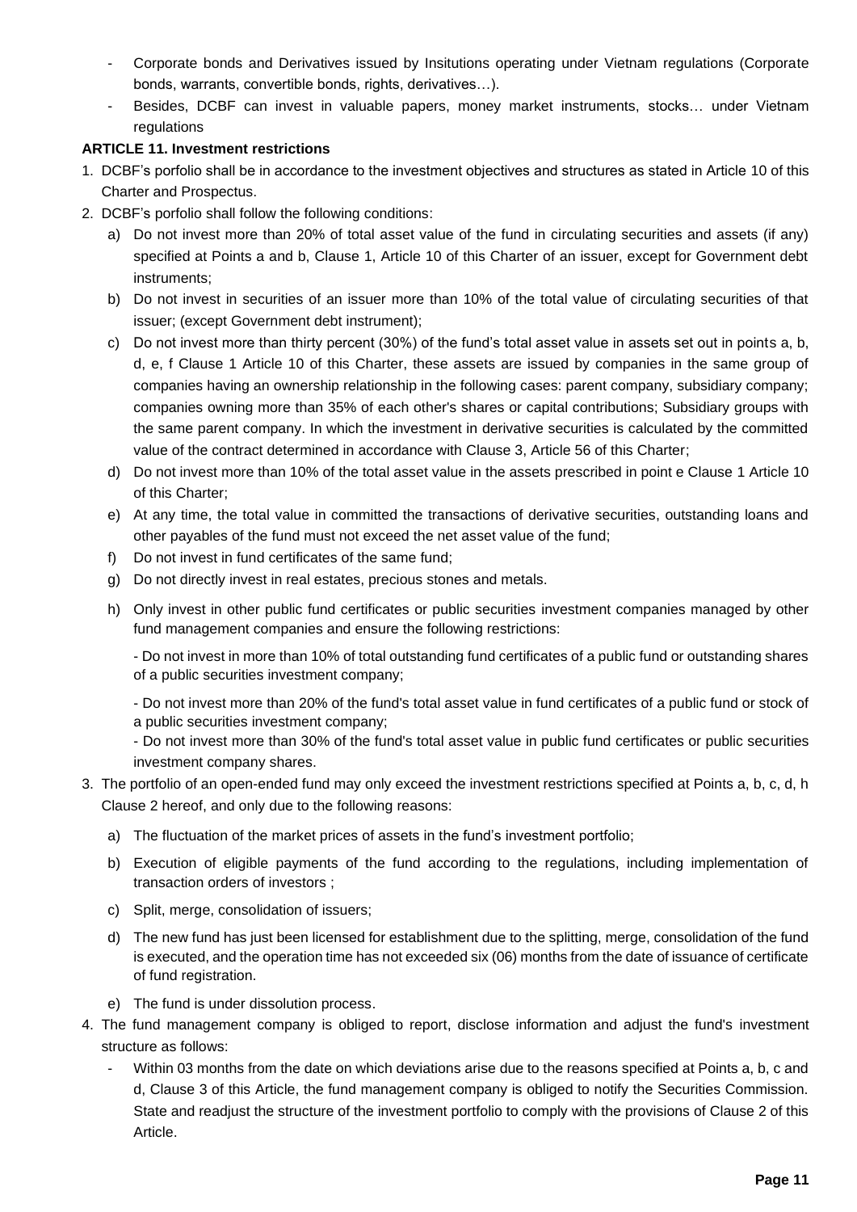- Corporate bonds and Derivatives issued by Insitutions operating under Vietnam regulations (Corporate bonds, warrants, convertible bonds, rights, derivatives…).
- Besides, DCBF can invest in valuable papers, money market instruments, stocks… under Vietnam regulations

**ARTICLE 11. Investment restrictions**

1. DCBF's porfolio shall be in accordance to the investment objectives and structures as stated in Article 10 of this Charter and Prospectus.
2. DCBF's porfolio shall follow the following conditions:
   a) Do not invest more than 20% of total asset value of the fund in circulating securities and assets (if any) specified at Points a and b, Clause 1, Article 10 of this Charter of an issuer, except for Government debt instruments;
   b) Do not invest in securities of an issuer more than 10% of the total value of circulating securities of that issuer; (except Government debt instrument);
   c) Do not invest more than thirty percent (30%) of the fund's total asset value in assets set out in points a, b, d, e, f Clause 1 Article 10 of this Charter, these assets are issued by companies in the same group of companies having an ownership relationship in the following cases: parent company, subsidiary company; companies owning more than 35% of each other's shares or capital contributions; Subsidiary groups with the same parent company. In which the investment in derivative securities is calculated by the committed value of the contract determined in accordance with Clause 3, Article 56 of this Charter;
   d) Do not invest more than 10% of the total asset value in the assets prescribed in point e Clause 1 Article 10 of this Charter;
   e) At any time, the total value in committed the transactions of derivative securities, outstanding loans and other payables of the fund must not exceed the net asset value of the fund;
   f) Do not invest in fund certificates of the same fund;
   g) Do not directly invest in real estates, precious stones and metals.
   h) Only invest in other public fund certificates or public securities investment companies managed by other fund management companies and ensure the following restrictions:

      - Do not invest in more than 10% of total outstanding fund certificates of a public fund or outstanding shares of a public securities investment company;

      - Do not invest more than 20% of the fund's total asset value in fund certificates of a public fund or stock of a public securities investment company;

      - Do not invest more than 30% of the fund's total asset value in public fund certificates or public securities investment company shares.
3. The portfolio of an open-ended fund may only exceed the investment restrictions specified at Points a, b, c, d, h Clause 2 hereof, and only due to the following reasons:
   a) The fluctuation of the market prices of assets in the fund's investment portfolio;
   b) Execution of eligible payments of the fund according to the regulations, including implementation of transaction orders of investors ;
   c) Split, merge, consolidation of issuers;
   d) The new fund has just been licensed for establishment due to the splitting, merge, consolidation of the fund is executed, and the operation time has not exceeded six (06) months from the date of issuance of certificate of fund registration.
   e) The fund is under dissolution process.
4. The fund management company is obliged to report, disclose information and adjust the fund's investment structure as follows:
   - Within 03 months from the date on which deviations arise due to the reasons specified at Points a, b, c and d, Clause 3 of this Article, the fund management company is obliged to notify the Securities Commission. State and readjust the structure of the investment portfolio to comply with the provisions of Clause 2 of this Article.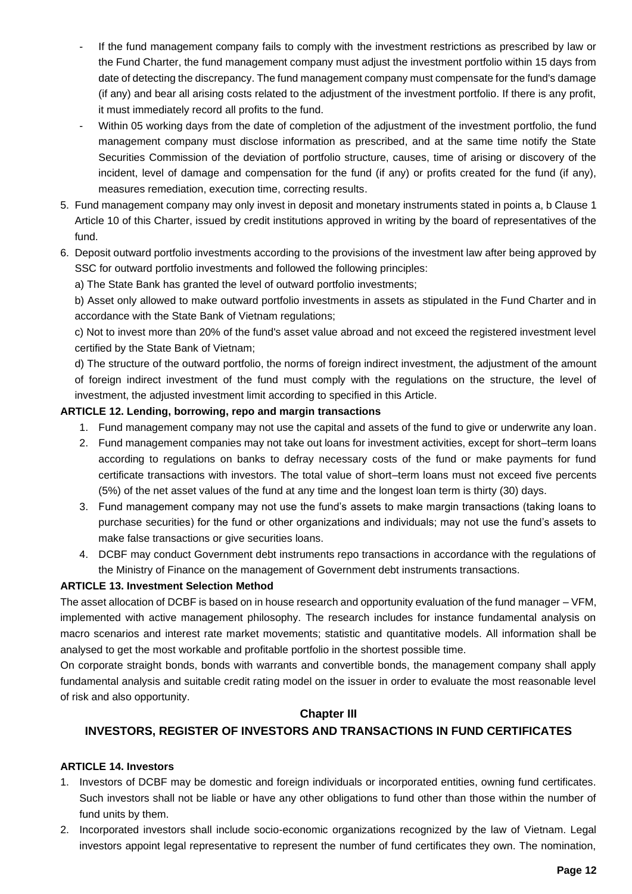- If the fund management company fails to comply with the investment restrictions as prescribed by law or the Fund Charter, the fund management company must adjust the investment portfolio within 15 days from date of detecting the discrepancy. The fund management company must compensate for the fund's damage (if any) and bear all arising costs related to the adjustment of the investment portfolio. If there is any profit, it must immediately record all profits to the fund.
- Within 05 working days from the date of completion of the adjustment of the investment portfolio, the fund management company must disclose information as prescribed, and at the same time notify the State Securities Commission of the deviation of portfolio structure, causes, time of arising or discovery of the incident, level of damage and compensation for the fund (if any) or profits created for the fund (if any), measures remediation, execution time, correcting results.

5. Fund management company may only invest in deposit and monetary instruments stated in points a, b Clause 1 Article 10 of this Charter, issued by credit institutions approved in writing by the board of representatives of the fund.
6. Deposit outward portfolio investments according to the provisions of the investment law after being approved by SSC for outward portfolio investments and followed the following principles:

   a) The State Bank has granted the level of outward portfolio investments;

   b) Asset only allowed to make outward portfolio investments in assets as stipulated in the Fund Charter and in accordance with the State Bank of Vietnam regulations;

   c) Not to invest more than 20% of the fund's asset value abroad and not exceed the registered investment level certified by the State Bank of Vietnam;

   d) The structure of the outward portfolio, the norms of foreign indirect investment, the adjustment of the amount of foreign indirect investment of the fund must comply with the regulations on the structure, the level of investment, the adjusted investment limit according to specified in this Article.

**ARTICLE 12. Lending, borrowing, repo and margin transactions**

1. Fund management company may not use the capital and assets of the fund to give or underwrite any loan.
2. Fund management companies may not take out loans for investment activities, except for short–term loans according to regulations on banks to defray necessary costs of the fund or make payments for fund certificate transactions with investors. The total value of short–term loans must not exceed five percents (5%) of the net asset values of the fund at any time and the longest loan term is thirty (30) days.
3. Fund management company may not use the fund's assets to make margin transactions (taking loans to purchase securities) for the fund or other organizations and individuals; may not use the fund's assets to make false transactions or give securities loans.
4. DCBF may conduct Government debt instruments repo transactions in accordance with the regulations of the Ministry of Finance on the management of Government debt instruments transactions.

**ARTICLE 13. Investment Selection Method**

The asset allocation of DCBF is based on in house research and opportunity evaluation of the fund manager – VFM, implemented with active management philosophy. The research includes for instance fundamental analysis on macro scenarios and interest rate market movements; statistic and quantitative models. All information shall be analysed to get the most workable and profitable portfolio in the shortest possible time.

On corporate straight bonds, bonds with warrants and convertible bonds, the management company shall apply fundamental analysis and suitable credit rating model on the issuer in order to evaluate the most reasonable level of risk and also opportunity.

## Chapter III

## INVESTORS, REGISTER OF INVESTORS AND TRANSACTIONS IN FUND CERTIFICATES

**ARTICLE 14. Investors**

1. Investors of DCBF may be domestic and foreign individuals or incorporated entities, owning fund certificates. Such investors shall not be liable or have any other obligations to fund other than those within the number of fund units by them.
2. Incorporated investors shall include socio-economic organizations recognized by the law of Vietnam. Legal investors appoint legal representative to represent the number of fund certificates they own. The nomination,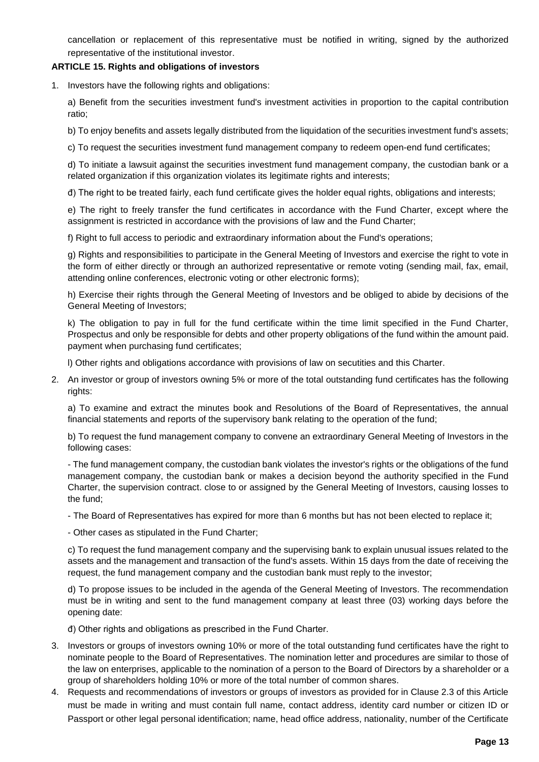cancellation or replacement of this representative must be notified in writing, signed by the authorized representative of the institutional investor.

**ARTICLE 15. Rights and obligations of investors**

1. Investors have the following rights and obligations:

   a) Benefit from the securities investment fund's investment activities in proportion to the capital contribution ratio;

   b) To enjoy benefits and assets legally distributed from the liquidation of the securities investment fund's assets;

   c) To request the securities investment fund management company to redeem open-end fund certificates;

   d) To initiate a lawsuit against the securities investment fund management company, the custodian bank or a related organization if this organization violates its legitimate rights and interests;

   đ) The right to be treated fairly, each fund certificate gives the holder equal rights, obligations and interests;

   e) The right to freely transfer the fund certificates in accordance with the Fund Charter, except where the assignment is restricted in accordance with the provisions of law and the Fund Charter;

   f) Right to full access to periodic and extraordinary information about the Fund's operations;

   g) Rights and responsibilities to participate in the General Meeting of Investors and exercise the right to vote in the form of either directly or through an authorized representative or remote voting (sending mail, fax, email, attending online conferences, electronic voting or other electronic forms);

   h) Exercise their rights through the General Meeting of Investors and be obliged to abide by decisions of the General Meeting of Investors;

   k) The obligation to pay in full for the fund certificate within the time limit specified in the Fund Charter, Prospectus and only be responsible for debts and other property obligations of the fund within the amount paid. payment when purchasing fund certificates;

   l) Other rights and obligations accordance with provisions of law on secutities and this Charter.

2. An investor or group of investors owning 5% or more of the total outstanding fund certificates has the following rights:

   a) To examine and extract the minutes book and Resolutions of the Board of Representatives, the annual financial statements and reports of the supervisory bank relating to the operation of the fund;

   b) To request the fund management company to convene an extraordinary General Meeting of Investors in the following cases:

   - The fund management company, the custodian bank violates the investor's rights or the obligations of the fund management company, the custodian bank or makes a decision beyond the authority specified in the Fund Charter, the supervision contract. close to or assigned by the General Meeting of Investors, causing losses to the fund;

   - The Board of Representatives has expired for more than 6 months but has not been elected to replace it;

   - Other cases as stipulated in the Fund Charter;

   c) To request the fund management company and the supervising bank to explain unusual issues related to the assets and the management and transaction of the fund's assets. Within 15 days from the date of receiving the request, the fund management company and the custodian bank must reply to the investor;

   d) To propose issues to be included in the agenda of the General Meeting of Investors. The recommendation must be in writing and sent to the fund management company at least three (03) working days before the opening date:

   đ) Other rights and obligations as prescribed in the Fund Charter.

3. Investors or groups of investors owning 10% or more of the total outstanding fund certificates have the right to nominate people to the Board of Representatives. The nomination letter and procedures are similar to those of the law on enterprises, applicable to the nomination of a person to the Board of Directors by a shareholder or a group of shareholders holding 10% or more of the total number of common shares.

4. Requests and recommendations of investors or groups of investors as provided for in Clause 2.3 of this Article must be made in writing and must contain full name, contact address, identity card number or citizen ID or Passport or other legal personal identification; name, head office address, nationality, number of the Certificate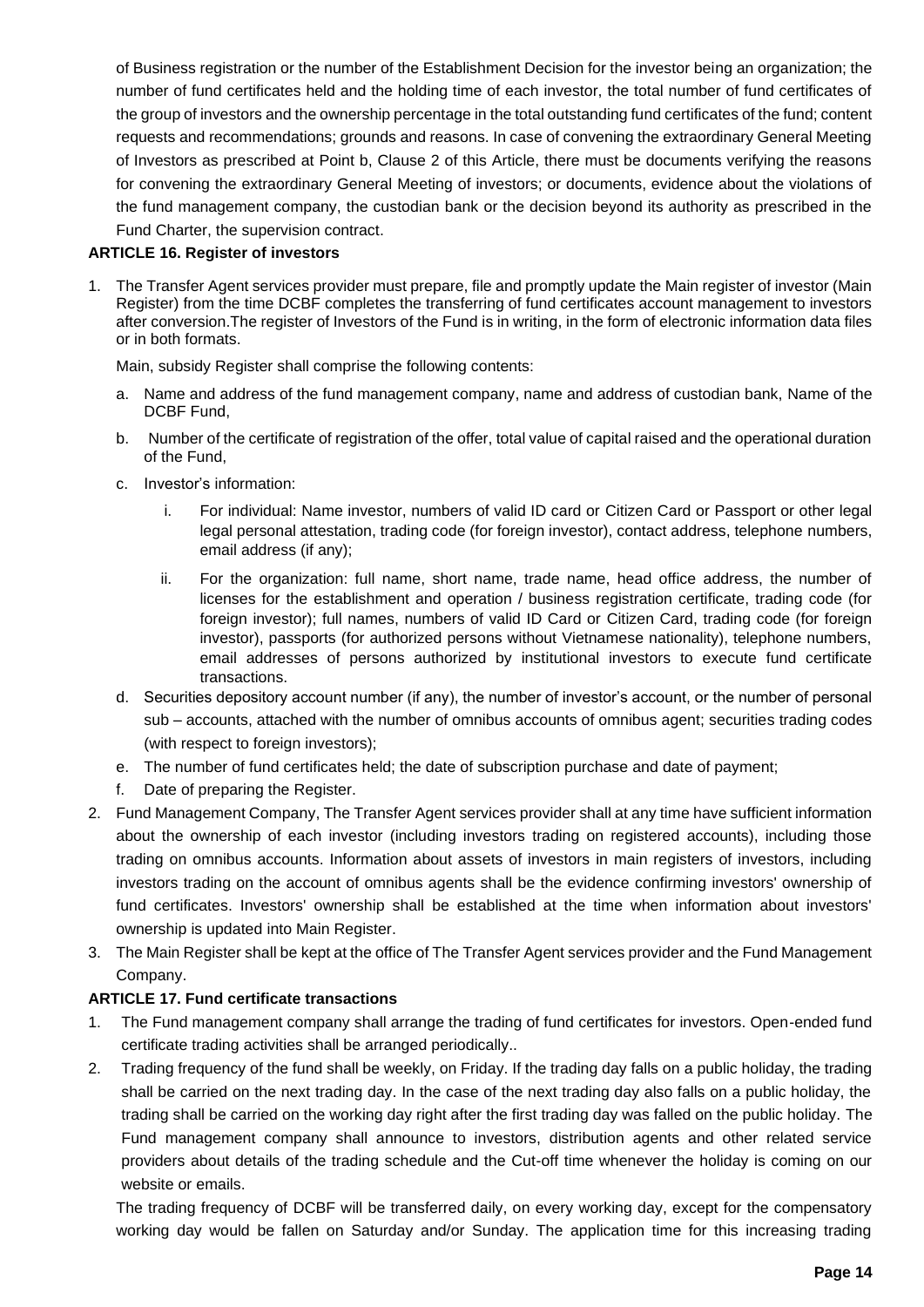of Business registration or the number of the Establishment Decision for the investor being an organization; the number of fund certificates held and the holding time of each investor, the total number of fund certificates of the group of investors and the ownership percentage in the total outstanding fund certificates of the fund; content requests and recommendations; grounds and reasons. In case of convening the extraordinary General Meeting of Investors as prescribed at Point b, Clause 2 of this Article, there must be documents verifying the reasons for convening the extraordinary General Meeting of investors; or documents, evidence about the violations of the fund management company, the custodian bank or the decision beyond its authority as prescribed in the Fund Charter, the supervision contract.

**ARTICLE 16. Register of investors**

1. The Transfer Agent services provider must prepare, file and promptly update the Main register of investor (Main Register) from the time DCBF completes the transferring of fund certificates account management to investors after conversion.The register of Investors of the Fund is in writing, in the form of electronic information data files or in both formats.

   Main, subsidy Register shall comprise the following contents:

   a. Name and address of the fund management company, name and address of custodian bank, Name of the DCBF Fund,
   b. Number of the certificate of registration of the offer, total value of capital raised and the operational duration of the Fund,
   c. Investor's information:
      i. For individual: Name investor, numbers of valid ID card or Citizen Card or Passport or other legal legal personal attestation, trading code (for foreign investor), contact address, telephone numbers, email address (if any);
      ii. For the organization: full name, short name, trade name, head office address, the number of licenses for the establishment and operation / business registration certificate, trading code (for foreign investor); full names, numbers of valid ID Card or Citizen Card, trading code (for foreign investor), passports (for authorized persons without Vietnamese nationality), telephone numbers, email addresses of persons authorized by institutional investors to execute fund certificate transactions.
   d. Securities depository account number (if any), the number of investor's account, or the number of personal sub – accounts, attached with the number of omnibus accounts of omnibus agent; securities trading codes (with respect to foreign investors);
   e. The number of fund certificates held; the date of subscription purchase and date of payment;
   f. Date of preparing the Register.
2. Fund Management Company, The Transfer Agent services provider shall at any time have sufficient information about the ownership of each investor (including investors trading on registered accounts), including those trading on omnibus accounts. Information about assets of investors in main registers of investors, including investors trading on the account of omnibus agents shall be the evidence confirming investors' ownership of fund certificates. Investors' ownership shall be established at the time when information about investors' ownership is updated into Main Register.
3. The Main Register shall be kept at the office of The Transfer Agent services provider and the Fund Management Company.

**ARTICLE 17. Fund certificate transactions**

1. The Fund management company shall arrange the trading of fund certificates for investors. Open-ended fund certificate trading activities shall be arranged periodically..
2. Trading frequency of the fund shall be weekly, on Friday. If the trading day falls on a public holiday, the trading shall be carried on the next trading day. In the case of the next trading day also falls on a public holiday, the trading shall be carried on the working day right after the first trading day was falled on the public holiday. The Fund management company shall announce to investors, distribution agents and other related service providers about details of the trading schedule and the Cut-off time whenever the holiday is coming on our website or emails.

   The trading frequency of DCBF will be transferred daily, on every working day, except for the compensatory working day would be fallen on Saturday and/or Sunday. The application time for this increasing trading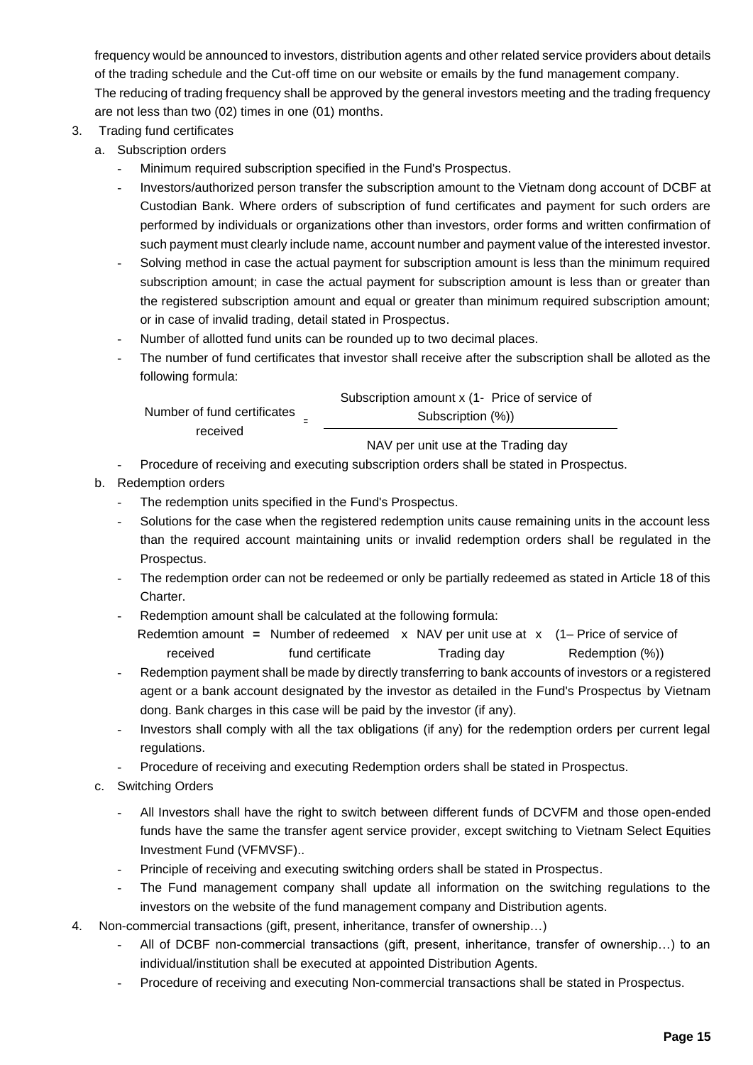frequency would be announced to investors, distribution agents and other related service providers about details of the trading schedule and the Cut-off time on our website or emails by the fund management company.

The reducing of trading frequency shall be approved by the general investors meeting and the trading frequency are not less than two (02) times in one (01) months.

3. Trading fund certificates

   a. Subscription orders

      - Minimum required subscription specified in the Fund's Prospectus.
      - Investors/authorized person transfer the subscription amount to the Vietnam dong account of DCBF at Custodian Bank. Where orders of subscription of fund certificates and payment for such orders are performed by individuals or organizations other than investors, order forms and written confirmation of such payment must clearly include name, account number and payment value of the interested investor.
      - Solving method in case the actual payment for subscription amount is less than the minimum required subscription amount; in case the actual payment for subscription amount is less than or greater than the registered subscription amount and equal or greater than minimum required subscription amount; or in case of invalid trading, detail stated in Prospectus.
      - Number of allotted fund units can be rounded up to two decimal places.
      - The number of fund certificates that investor shall receive after the subscription shall be alloted as the following formula:

$$\text{Number of fund certificates received} = \frac{\text{Subscription amount} \times (1- \text{Price of service of Subscription (\%)})}{\text{NAV per unit use at the Trading day}}$$

      - Procedure of receiving and executing subscription orders shall be stated in Prospectus.

   b. Redemption orders

      - The redemption units specified in the Fund's Prospectus.
      - Solutions for the case when the registered redemption units cause remaining units in the account less than the required account maintaining units or invalid redemption orders shall be regulated in the Prospectus.
      - The redemption order can not be redeemed or only be partially redeemed as stated in Article 18 of this Charter.
      - Redemption amount shall be calculated at the following formula:

$$\text{Redemtion amount received} = \text{Number of redeemed fund certificate} \times \text{NAV per unit use at Trading day} \times (1 - \text{Price of service of Redemption (\%)})$$

      - Redemption payment shall be made by directly transferring to bank accounts of investors or a registered agent or a bank account designated by the investor as detailed in the Fund's Prospectus by Vietnam dong. Bank charges in this case will be paid by the investor (if any).
      - Investors shall comply with all the tax obligations (if any) for the redemption orders per current legal regulations.
      - Procedure of receiving and executing Redemption orders shall be stated in Prospectus.

   c. Switching Orders

      - All Investors shall have the right to switch between different funds of DCVFM and those open-ended funds have the same the transfer agent service provider, except switching to Vietnam Select Equities Investment Fund (VFMVSF)..
      - Principle of receiving and executing switching orders shall be stated in Prospectus.
      - The Fund management company shall update all information on the switching regulations to the investors on the website of the fund management company and Distribution agents.

4. Non-commercial transactions (gift, present, inheritance, transfer of ownership…)

   - All of DCBF non-commercial transactions (gift, present, inheritance, transfer of ownership…) to an individual/institution shall be executed at appointed Distribution Agents.
   - Procedure of receiving and executing Non-commercial transactions shall be stated in Prospectus.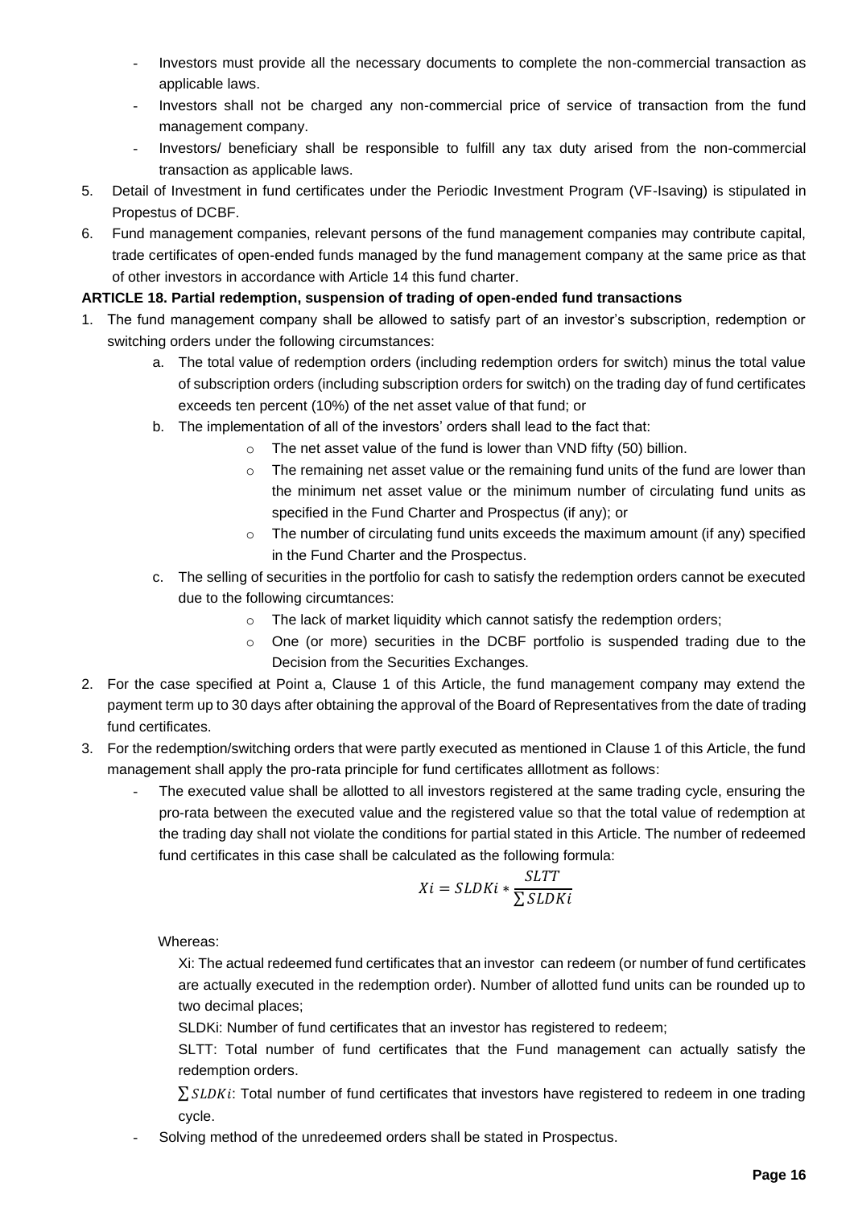- Investors must provide all the necessary documents to complete the non-commercial transaction as applicable laws.
- Investors shall not be charged any non-commercial price of service of transaction from the fund management company.
- Investors/ beneficiary shall be responsible to fulfill any tax duty arised from the non-commercial transaction as applicable laws.

5. Detail of Investment in fund certificates under the Periodic Investment Program (VF-Isaving) is stipulated in Propestus of DCBF.
6. Fund management companies, relevant persons of the fund management companies may contribute capital, trade certificates of open-ended funds managed by the fund management company at the same price as that of other investors in accordance with Article 14 this fund charter.

**ARTICLE 18. Partial redemption, suspension of trading of open-ended fund transactions**

1. The fund management company shall be allowed to satisfy part of an investor's subscription, redemption or switching orders under the following circumstances:
   a. The total value of redemption orders (including redemption orders for switch) minus the total value of subscription orders (including subscription orders for switch) on the trading day of fund certificates exceeds ten percent (10%) of the net asset value of that fund; or
   b. The implementation of all of the investors' orders shall lead to the fact that:
      - The net asset value of the fund is lower than VND fifty (50) billion.
      - The remaining net asset value or the remaining fund units of the fund are lower than the minimum net asset value or the minimum number of circulating fund units as specified in the Fund Charter and Prospectus (if any); or
      - The number of circulating fund units exceeds the maximum amount (if any) specified in the Fund Charter and the Prospectus.
   c. The selling of securities in the portfolio for cash to satisfy the redemption orders cannot be executed due to the following circumtances:
      - The lack of market liquidity which cannot satisfy the redemption orders;
      - One (or more) securities in the DCBF portfolio is suspended trading due to the Decision from the Securities Exchanges.
2. For the case specified at Point a, Clause 1 of this Article, the fund management company may extend the payment term up to 30 days after obtaining the approval of the Board of Representatives from the date of trading fund certificates.
3. For the redemption/switching orders that were partly executed as mentioned in Clause 1 of this Article, the fund management shall apply the pro-rata principle for fund certificates alllotment as follows:
   - The executed value shall be allotted to all investors registered at the same trading cycle, ensuring the pro-rata between the executed value and the registered value so that the total value of redemption at the trading day shall not violate the conditions for partial stated in this Article. The number of redeemed fund certificates in this case shall be calculated as the following formula:

$$Xi = SLDKi * \frac{SLTT}{\sum SLDKi}$$

     Whereas:

     Xi: The actual redeemed fund certificates that an investor can redeem (or number of fund certificates are actually executed in the redemption order). Number of allotted fund units can be rounded up to two decimal places;

     SLDKi: Number of fund certificates that an investor has registered to redeem;

     SLTT: Total number of fund certificates that the Fund management can actually satisfy the redemption orders.

     $\sum SLDKi$: Total number of fund certificates that investors have registered to redeem in one trading cycle.

   - Solving method of the unredeemed orders shall be stated in Prospectus.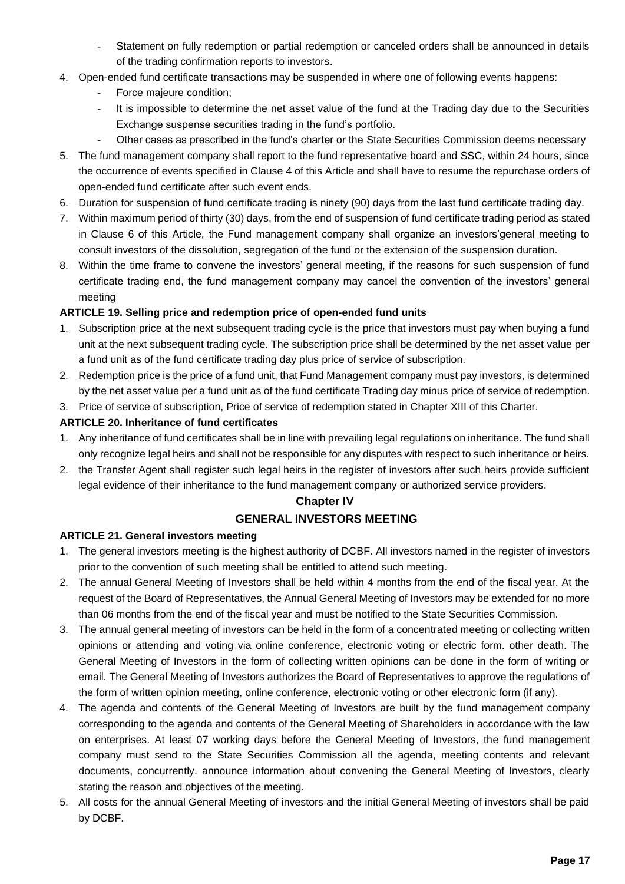- Statement on fully redemption or partial redemption or canceled orders shall be announced in details of the trading confirmation reports to investors.

4. Open-ended fund certificate transactions may be suspended in where one of following events happens:
   - Force majeure condition;
   - It is impossible to determine the net asset value of the fund at the Trading day due to the Securities Exchange suspense securities trading in the fund's portfolio.
   - Other cases as prescribed in the fund's charter or the State Securities Commission deems necessary
5. The fund management company shall report to the fund representative board and SSC, within 24 hours, since the occurrence of events specified in Clause 4 of this Article and shall have to resume the repurchase orders of open-ended fund certificate after such event ends.
6. Duration for suspension of fund certificate trading is ninety (90) days from the last fund certificate trading day.
7. Within maximum period of thirty (30) days, from the end of suspension of fund certificate trading period as stated in Clause 6 of this Article, the Fund management company shall organize an investors'general meeting to consult investors of the dissolution, segregation of the fund or the extension of the suspension duration.
8. Within the time frame to convene the investors' general meeting, if the reasons for such suspension of fund certificate trading end, the fund management company may cancel the convention of the investors' general meeting

**ARTICLE 19. Selling price and redemption price of open-ended fund units**

1. Subscription price at the next subsequent trading cycle is the price that investors must pay when buying a fund unit at the next subsequent trading cycle. The subscription price shall be determined by the net asset value per a fund unit as of the fund certificate trading day plus price of service of subscription.
2. Redemption price is the price of a fund unit, that Fund Management company must pay investors, is determined by the net asset value per a fund unit as of the fund certificate Trading day minus price of service of redemption.
3. Price of service of subscription, Price of service of redemption stated in Chapter XIII of this Charter.

**ARTICLE 20. Inheritance of fund certificates**

1. Any inheritance of fund certificates shall be in line with prevailing legal regulations on inheritance. The fund shall only recognize legal heirs and shall not be responsible for any disputes with respect to such inheritance or heirs.
2. the Transfer Agent shall register such legal heirs in the register of investors after such heirs provide sufficient legal evidence of their inheritance to the fund management company or authorized service providers.

## Chapter IV

## GENERAL INVESTORS MEETING

**ARTICLE 21. General investors meeting**

1. The general investors meeting is the highest authority of DCBF. All investors named in the register of investors prior to the convention of such meeting shall be entitled to attend such meeting.
2. The annual General Meeting of Investors shall be held within 4 months from the end of the fiscal year. At the request of the Board of Representatives, the Annual General Meeting of Investors may be extended for no more than 06 months from the end of the fiscal year and must be notified to the State Securities Commission.
3. The annual general meeting of investors can be held in the form of a concentrated meeting or collecting written opinions or attending and voting via online conference, electronic voting or electric form. other death. The General Meeting of Investors in the form of collecting written opinions can be done in the form of writing or email. The General Meeting of Investors authorizes the Board of Representatives to approve the regulations of the form of written opinion meeting, online conference, electronic voting or other electronic form (if any).
4. The agenda and contents of the General Meeting of Investors are built by the fund management company corresponding to the agenda and contents of the General Meeting of Shareholders in accordance with the law on enterprises. At least 07 working days before the General Meeting of Investors, the fund management company must send to the State Securities Commission all the agenda, meeting contents and relevant documents, concurrently. announce information about convening the General Meeting of Investors, clearly stating the reason and objectives of the meeting.
5. All costs for the annual General Meeting of investors and the initial General Meeting of investors shall be paid by DCBF.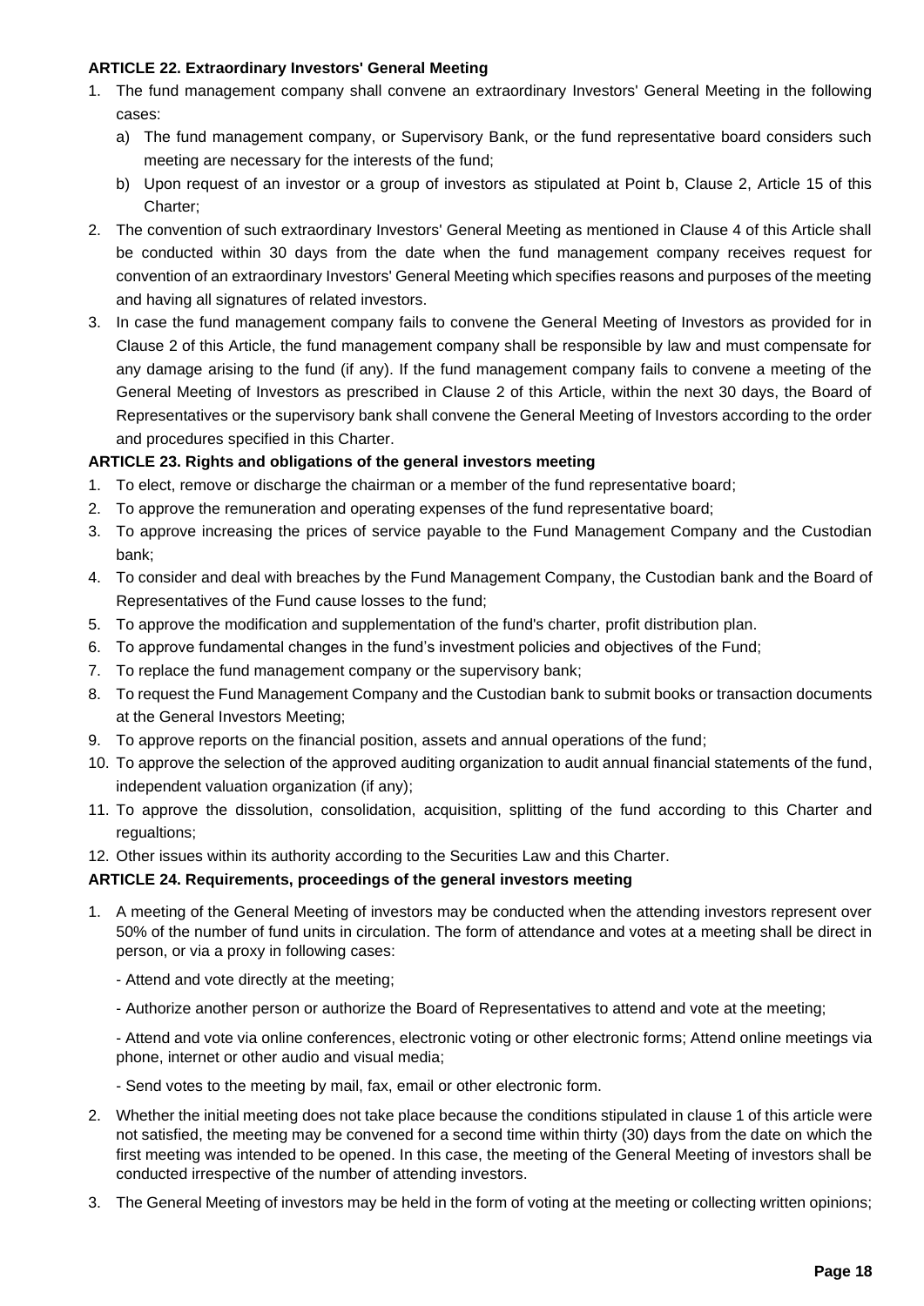**ARTICLE 22. Extraordinary Investors' General Meeting**

1. The fund management company shall convene an extraordinary Investors' General Meeting in the following cases:
   a) The fund management company, or Supervisory Bank, or the fund representative board considers such meeting are necessary for the interests of the fund;
   b) Upon request of an investor or a group of investors as stipulated at Point b, Clause 2, Article 15 of this Charter;
2. The convention of such extraordinary Investors' General Meeting as mentioned in Clause 4 of this Article shall be conducted within 30 days from the date when the fund management company receives request for convention of an extraordinary Investors' General Meeting which specifies reasons and purposes of the meeting and having all signatures of related investors.
3. In case the fund management company fails to convene the General Meeting of Investors as provided for in Clause 2 of this Article, the fund management company shall be responsible by law and must compensate for any damage arising to the fund (if any). If the fund management company fails to convene a meeting of the General Meeting of Investors as prescribed in Clause 2 of this Article, within the next 30 days, the Board of Representatives or the supervisory bank shall convene the General Meeting of Investors according to the order and procedures specified in this Charter.

**ARTICLE 23. Rights and obligations of the general investors meeting**

1. To elect, remove or discharge the chairman or a member of the fund representative board;
2. To approve the remuneration and operating expenses of the fund representative board;
3. To approve increasing the prices of service payable to the Fund Management Company and the Custodian bank;
4. To consider and deal with breaches by the Fund Management Company, the Custodian bank and the Board of Representatives of the Fund cause losses to the fund;
5. To approve the modification and supplementation of the fund's charter, profit distribution plan.
6. To approve fundamental changes in the fund's investment policies and objectives of the Fund;
7. To replace the fund management company or the supervisory bank;
8. To request the Fund Management Company and the Custodian bank to submit books or transaction documents at the General Investors Meeting;
9. To approve reports on the financial position, assets and annual operations of the fund;
10. To approve the selection of the approved auditing organization to audit annual financial statements of the fund, independent valuation organization (if any);
11. To approve the dissolution, consolidation, acquisition, splitting of the fund according to this Charter and regualtions;
12. Other issues within its authority according to the Securities Law and this Charter.

**ARTICLE 24. Requirements, proceedings of the general investors meeting**

1. A meeting of the General Meeting of investors may be conducted when the attending investors represent over 50% of the number of fund units in circulation. The form of attendance and votes at a meeting shall be direct in person, or via a proxy in following cases:

   - Attend and vote directly at the meeting;

   - Authorize another person or authorize the Board of Representatives to attend and vote at the meeting;

   - Attend and vote via online conferences, electronic voting or other electronic forms; Attend online meetings via phone, internet or other audio and visual media;

   - Send votes to the meeting by mail, fax, email or other electronic form.

2. Whether the initial meeting does not take place because the conditions stipulated in clause 1 of this article were not satisfied, the meeting may be convened for a second time within thirty (30) days from the date on which the first meeting was intended to be opened. In this case, the meeting of the General Meeting of investors shall be conducted irrespective of the number of attending investors.
3. The General Meeting of investors may be held in the form of voting at the meeting or collecting written opinions;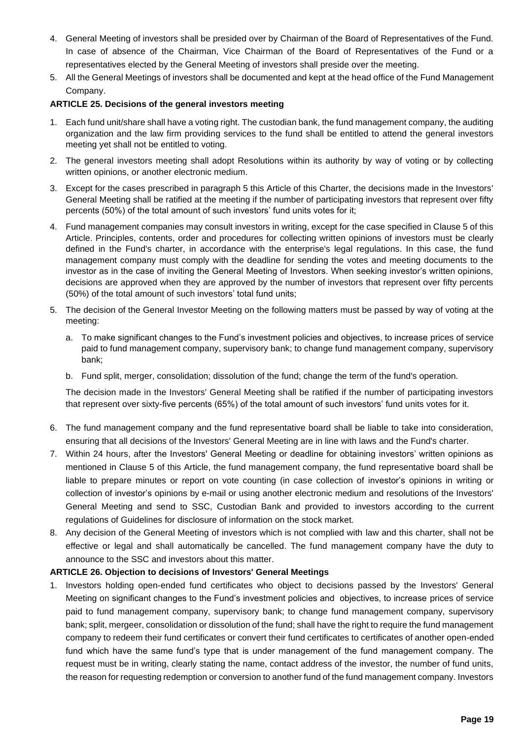4. General Meeting of investors shall be presided over by Chairman of the Board of Representatives of the Fund. In case of absence of the Chairman, Vice Chairman of the Board of Representatives of the Fund or a representatives elected by the General Meeting of investors shall preside over the meeting.
5. All the General Meetings of investors shall be documented and kept at the head office of the Fund Management Company.

**ARTICLE 25. Decisions of the general investors meeting**

1. Each fund unit/share shall have a voting right. The custodian bank, the fund management company, the auditing organization and the law firm providing services to the fund shall be entitled to attend the general investors meeting yet shall not be entitled to voting.
2. The general investors meeting shall adopt Resolutions within its authority by way of voting or by collecting written opinions, or another electronic medium.
3. Except for the cases prescribed in paragraph 5 this Article of this Charter, the decisions made in the Investors' General Meeting shall be ratified at the meeting if the number of participating investors that represent over fifty percents (50%) of the total amount of such investors' fund units votes for it;
4. Fund management companies may consult investors in writing, except for the case specified in Clause 5 of this Article. Principles, contents, order and procedures for collecting written opinions of investors must be clearly defined in the Fund's charter, in accordance with the enterprise's legal regulations. In this case, the fund management company must comply with the deadline for sending the votes and meeting documents to the investor as in the case of inviting the General Meeting of Investors. When seeking investor's written opinions, decisions are approved when they are approved by the number of investors that represent over fifty percents (50%) of the total amount of such investors' total fund units;
5. The decision of the General Investor Meeting on the following matters must be passed by way of voting at the meeting:
   a. To make significant changes to the Fund's investment policies and objectives, to increase prices of service paid to fund management company, supervisory bank; to change fund management company, supervisory bank;
   b. Fund split, merger, consolidation; dissolution of the fund; change the term of the fund's operation.

   The decision made in the Investors' General Meeting shall be ratified if the number of participating investors that represent over sixty-five percents (65%) of the total amount of such investors' fund units votes for it.
6. The fund management company and the fund representative board shall be liable to take into consideration, ensuring that all decisions of the Investors' General Meeting are in line with laws and the Fund's charter.
7. Within 24 hours, after the Investors' General Meeting or deadline for obtaining investors' written opinions as mentioned in Clause 5 of this Article, the fund management company, the fund representative board shall be liable to prepare minutes or report on vote counting (in case collection of investor's opinions in writing or collection of investor's opinions by e-mail or using another electronic medium and resolutions of the Investors' General Meeting and send to SSC, Custodian Bank and provided to investors according to the current regulations of Guidelines for disclosure of information on the stock market.
8. Any decision of the General Meeting of investors which is not complied with law and this charter, shall not be effective or legal and shall automatically be cancelled. The fund management company have the duty to announce to the SSC and investors about this matter.

**ARTICLE 26. Objection to decisions of Investors' General Meetings**

1. Investors holding open-ended fund certificates who object to decisions passed by the Investors' General Meeting on significant changes to the Fund's investment policies and objectives, to increase prices of service paid to fund management company, supervisory bank; to change fund management company, supervisory bank; split, mergeer, consolidation or dissolution of the fund; shall have the right to require the fund management company to redeem their fund certificates or convert their fund certificates to certificates of another open-ended fund which have the same fund's type that is under management of the fund management company. The request must be in writing, clearly stating the name, contact address of the investor, the number of fund units, the reason for requesting redemption or conversion to another fund of the fund management company. Investors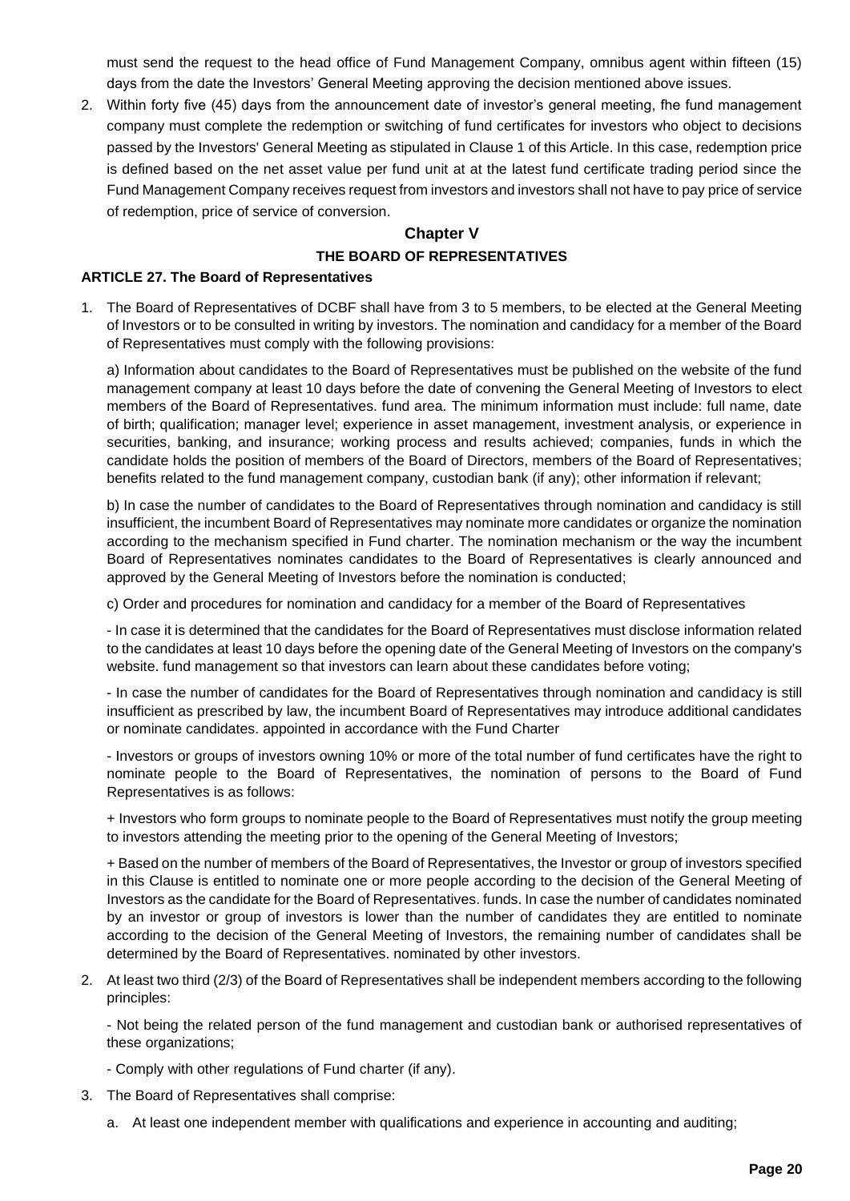must send the request to the head office of Fund Management Company, omnibus agent within fifteen (15) days from the date the Investors' General Meeting approving the decision mentioned above issues.

2. Within forty five (45) days from the announcement date of investor's general meeting, fhe fund management company must complete the redemption or switching of fund certificates for investors who object to decisions passed by the Investors' General Meeting as stipulated in Clause 1 of this Article. In this case, redemption price is defined based on the net asset value per fund unit at at the latest fund certificate trading period since the Fund Management Company receives request from investors and investors shall not have to pay price of service of redemption, price of service of conversion.

## Chapter V

## THE BOARD OF REPRESENTATIVES

### ARTICLE 27. The Board of Representatives

1. The Board of Representatives of DCBF shall have from 3 to 5 members, to be elected at the General Meeting of Investors or to be consulted in writing by investors. The nomination and candidacy for a member of the Board of Representatives must comply with the following provisions:

   a) Information about candidates to the Board of Representatives must be published on the website of the fund management company at least 10 days before the date of convening the General Meeting of Investors to elect members of the Board of Representatives. fund area. The minimum information must include: full name, date of birth; qualification; manager level; experience in asset management, investment analysis, or experience in securities, banking, and insurance; working process and results achieved; companies, funds in which the candidate holds the position of members of the Board of Directors, members of the Board of Representatives; benefits related to the fund management company, custodian bank (if any); other information if relevant;

   b) In case the number of candidates to the Board of Representatives through nomination and candidacy is still insufficient, the incumbent Board of Representatives may nominate more candidates or organize the nomination according to the mechanism specified in Fund charter. The nomination mechanism or the way the incumbent Board of Representatives nominates candidates to the Board of Representatives is clearly announced and approved by the General Meeting of Investors before the nomination is conducted;

   c) Order and procedures for nomination and candidacy for a member of the Board of Representatives

   - In case it is determined that the candidates for the Board of Representatives must disclose information related to the candidates at least 10 days before the opening date of the General Meeting of Investors on the company's website. fund management so that investors can learn about these candidates before voting;

   - In case the number of candidates for the Board of Representatives through nomination and candidacy is still insufficient as prescribed by law, the incumbent Board of Representatives may introduce additional candidates or nominate candidates. appointed in accordance with the Fund Charter

   - Investors or groups of investors owning 10% or more of the total number of fund certificates have the right to nominate people to the Board of Representatives, the nomination of persons to the Board of Fund Representatives is as follows:

   + Investors who form groups to nominate people to the Board of Representatives must notify the group meeting to investors attending the meeting prior to the opening of the General Meeting of Investors;

   + Based on the number of members of the Board of Representatives, the Investor or group of investors specified in this Clause is entitled to nominate one or more people according to the decision of the General Meeting of Investors as the candidate for the Board of Representatives. funds. In case the number of candidates nominated by an investor or group of investors is lower than the number of candidates they are entitled to nominate according to the decision of the General Meeting of Investors, the remaining number of candidates shall be determined by the Board of Representatives. nominated by other investors.

2. At least two third (2/3) of the Board of Representatives shall be independent members according to the following principles:

   - Not being the related person of the fund management and custodian bank or authorised representatives of these organizations;

   - Comply with other regulations of Fund charter (if any).

3. The Board of Representatives shall comprise:

   a. At least one independent member with qualifications and experience in accounting and auditing;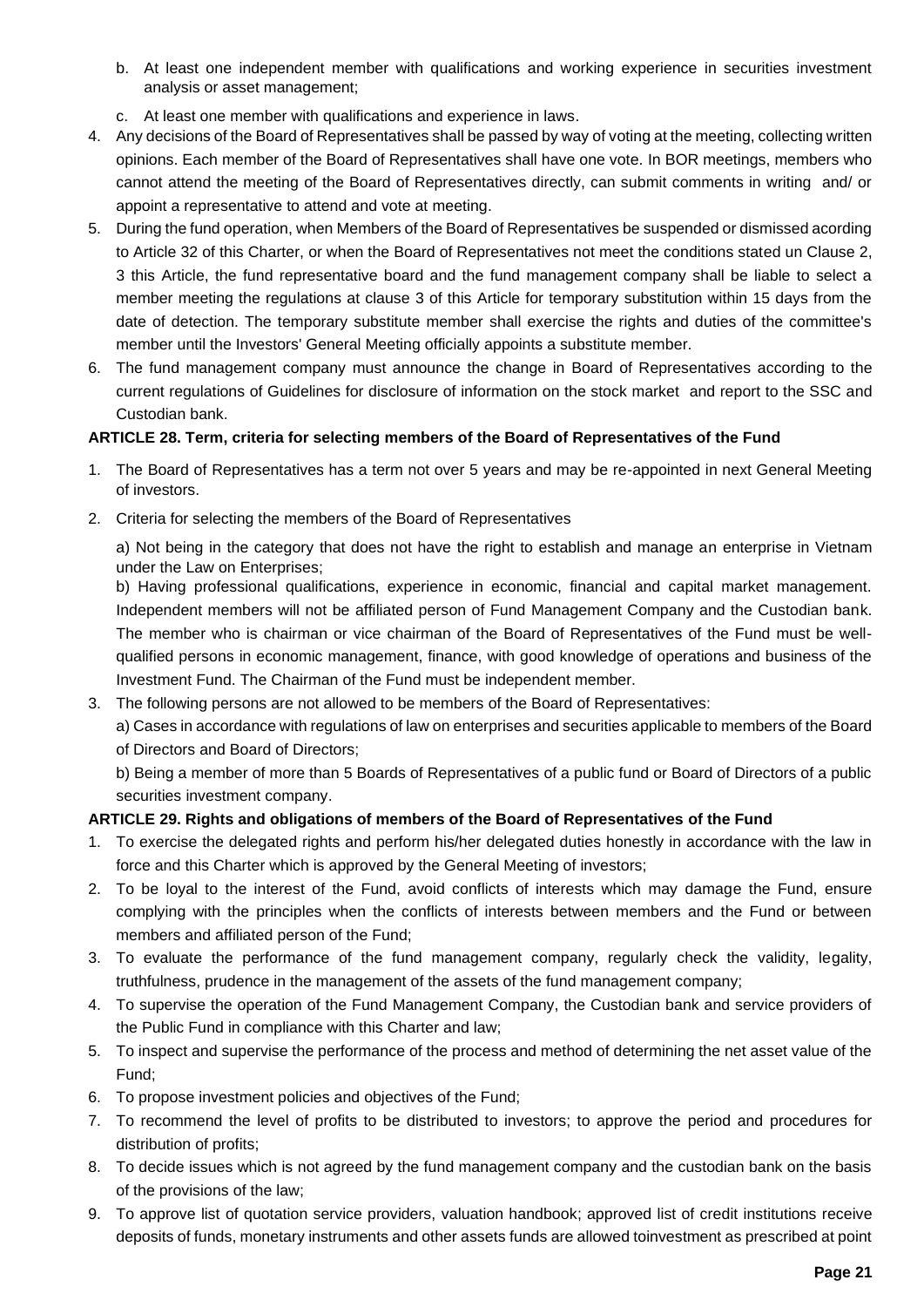b. At least one independent member with qualifications and working experience in securities investment analysis or asset management;

c. At least one member with qualifications and experience in laws.

4. Any decisions of the Board of Representatives shall be passed by way of voting at the meeting, collecting written opinions. Each member of the Board of Representatives shall have one vote. In BOR meetings, members who cannot attend the meeting of the Board of Representatives directly, can submit comments in writing and/ or appoint a representative to attend and vote at meeting.
5. During the fund operation, when Members of the Board of Representatives be suspended or dismissed acording to Article 32 of this Charter, or when the Board of Representatives not meet the conditions stated un Clause 2, 3 this Article, the fund representative board and the fund management company shall be liable to select a member meeting the regulations at clause 3 of this Article for temporary substitution within 15 days from the date of detection. The temporary substitute member shall exercise the rights and duties of the committee's member until the Investors' General Meeting officially appoints a substitute member.
6. The fund management company must announce the change in Board of Representatives according to the current regulations of Guidelines for disclosure of information on the stock market and report to the SSC and Custodian bank.

**ARTICLE 28. Term, criteria for selecting members of the Board of Representatives of the Fund**

1. The Board of Representatives has a term not over 5 years and may be re-appointed in next General Meeting of investors.
2. Criteria for selecting the members of the Board of Representatives

   a) Not being in the category that does not have the right to establish and manage an enterprise in Vietnam under the Law on Enterprises;

   b) Having professional qualifications, experience in economic, financial and capital market management. Independent members will not be affiliated person of Fund Management Company and the Custodian bank. The member who is chairman or vice chairman of the Board of Representatives of the Fund must be well-qualified persons in economic management, finance, with good knowledge of operations and business of the Investment Fund. The Chairman of the Fund must be independent member.

3. The following persons are not allowed to be members of the Board of Representatives:

   a) Cases in accordance with regulations of law on enterprises and securities applicable to members of the Board of Directors and Board of Directors;

   b) Being a member of more than 5 Boards of Representatives of a public fund or Board of Directors of a public securities investment company.

**ARTICLE 29. Rights and obligations of members of the Board of Representatives of the Fund**

1. To exercise the delegated rights and perform his/her delegated duties honestly in accordance with the law in force and this Charter which is approved by the General Meeting of investors;
2. To be loyal to the interest of the Fund, avoid conflicts of interests which may damage the Fund, ensure complying with the principles when the conflicts of interests between members and the Fund or between members and affiliated person of the Fund;
3. To evaluate the performance of the fund management company, regularly check the validity, legality, truthfulness, prudence in the management of the assets of the fund management company;
4. To supervise the operation of the Fund Management Company, the Custodian bank and service providers of the Public Fund in compliance with this Charter and law;
5. To inspect and supervise the performance of the process and method of determining the net asset value of the Fund;
6. To propose investment policies and objectives of the Fund;
7. To recommend the level of profits to be distributed to investors; to approve the period and procedures for distribution of profits;
8. To decide issues which is not agreed by the fund management company and the custodian bank on the basis of the provisions of the law;
9. To approve list of quotation service providers, valuation handbook; approved list of credit institutions receive deposits of funds, monetary instruments and other assets funds are allowed toinvestment as prescribed at point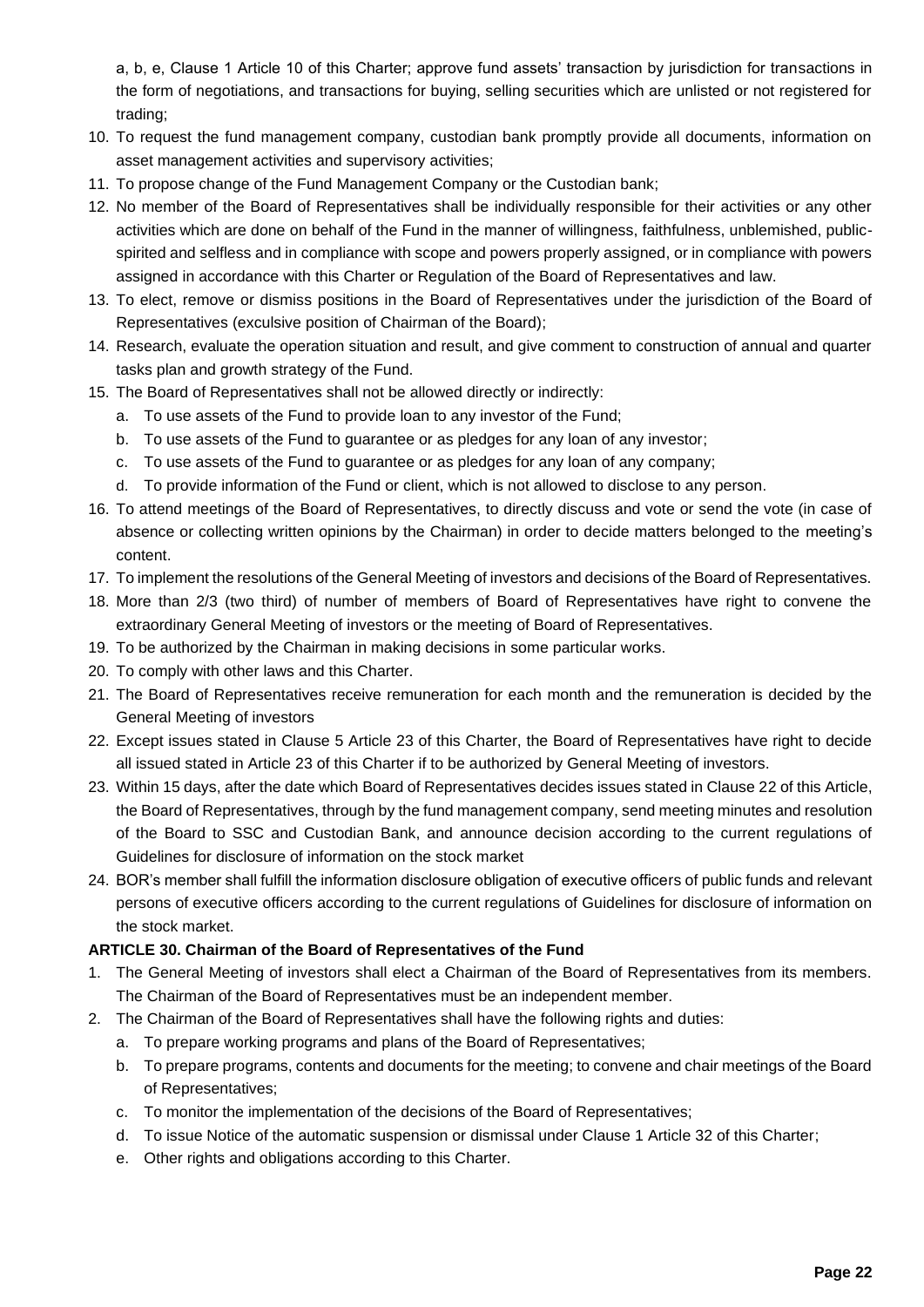a, b, e, Clause 1 Article 10 of this Charter; approve fund assets' transaction by jurisdiction for transactions in the form of negotiations, and transactions for buying, selling securities which are unlisted or not registered for trading;

10. To request the fund management company, custodian bank promptly provide all documents, information on asset management activities and supervisory activities;
11. To propose change of the Fund Management Company or the Custodian bank;
12. No member of the Board of Representatives shall be individually responsible for their activities or any other activities which are done on behalf of the Fund in the manner of willingness, faithfulness, unblemished, public-spirited and selfless and in compliance with scope and powers properly assigned, or in compliance with powers assigned in accordance with this Charter or Regulation of the Board of Representatives and law.
13. To elect, remove or dismiss positions in the Board of Representatives under the jurisdiction of the Board of Representatives (exculsive position of Chairman of the Board);
14. Research, evaluate the operation situation and result, and give comment to construction of annual and quarter tasks plan and growth strategy of the Fund.
15. The Board of Representatives shall not be allowed directly or indirectly:
    a. To use assets of the Fund to provide loan to any investor of the Fund;
    b. To use assets of the Fund to guarantee or as pledges for any loan of any investor;
    c. To use assets of the Fund to guarantee or as pledges for any loan of any company;
    d. To provide information of the Fund or client, which is not allowed to disclose to any person.
16. To attend meetings of the Board of Representatives, to directly discuss and vote or send the vote (in case of absence or collecting written opinions by the Chairman) in order to decide matters belonged to the meeting's content.
17. To implement the resolutions of the General Meeting of investors and decisions of the Board of Representatives.
18. More than 2/3 (two third) of number of members of Board of Representatives have right to convene the extraordinary General Meeting of investors or the meeting of Board of Representatives.
19. To be authorized by the Chairman in making decisions in some particular works.
20. To comply with other laws and this Charter.
21. The Board of Representatives receive remuneration for each month and the remuneration is decided by the General Meeting of investors
22. Except issues stated in Clause 5 Article 23 of this Charter, the Board of Representatives have right to decide all issued stated in Article 23 of this Charter if to be authorized by General Meeting of investors.
23. Within 15 days, after the date which Board of Representatives decides issues stated in Clause 22 of this Article, the Board of Representatives, through by the fund management company, send meeting minutes and resolution of the Board to SSC and Custodian Bank, and announce decision according to the current regulations of Guidelines for disclosure of information on the stock market
24. BOR's member shall fulfill the information disclosure obligation of executive officers of public funds and relevant persons of executive officers according to the current regulations of Guidelines for disclosure of information on the stock market.

**ARTICLE 30. Chairman of the Board of Representatives of the Fund**

1. The General Meeting of investors shall elect a Chairman of the Board of Representatives from its members. The Chairman of the Board of Representatives must be an independent member.
2. The Chairman of the Board of Representatives shall have the following rights and duties:
    a. To prepare working programs and plans of the Board of Representatives;
    b. To prepare programs, contents and documents for the meeting; to convene and chair meetings of the Board of Representatives;
    c. To monitor the implementation of the decisions of the Board of Representatives;
    d. To issue Notice of the automatic suspension or dismissal under Clause 1 Article 32 of this Charter;
    e. Other rights and obligations according to this Charter.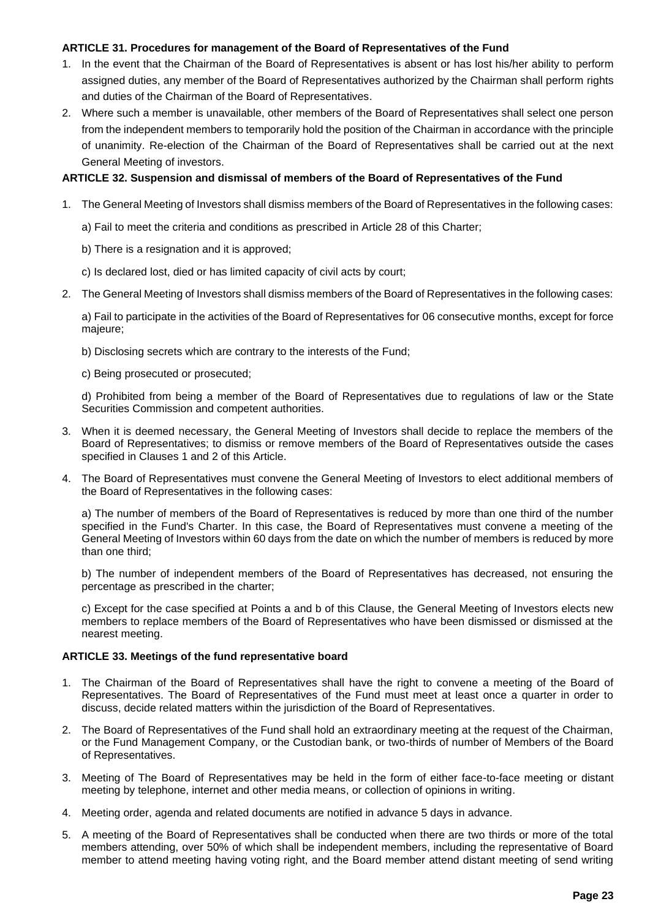**ARTICLE 31. Procedures for management of the Board of Representatives of the Fund**

1. In the event that the Chairman of the Board of Representatives is absent or has lost his/her ability to perform assigned duties, any member of the Board of Representatives authorized by the Chairman shall perform rights and duties of the Chairman of the Board of Representatives.
2. Where such a member is unavailable, other members of the Board of Representatives shall select one person from the independent members to temporarily hold the position of the Chairman in accordance with the principle of unanimity. Re-election of the Chairman of the Board of Representatives shall be carried out at the next General Meeting of investors.

**ARTICLE 32. Suspension and dismissal of members of the Board of Representatives of the Fund**

1. The General Meeting of Investors shall dismiss members of the Board of Representatives in the following cases:

   a) Fail to meet the criteria and conditions as prescribed in Article 28 of this Charter;

   b) There is a resignation and it is approved;

   c) Is declared lost, died or has limited capacity of civil acts by court;

2. The General Meeting of Investors shall dismiss members of the Board of Representatives in the following cases:

   a) Fail to participate in the activities of the Board of Representatives for 06 consecutive months, except for force majeure;

   b) Disclosing secrets which are contrary to the interests of the Fund;

   c) Being prosecuted or prosecuted;

   d) Prohibited from being a member of the Board of Representatives due to regulations of law or the State Securities Commission and competent authorities.

3. When it is deemed necessary, the General Meeting of Investors shall decide to replace the members of the Board of Representatives; to dismiss or remove members of the Board of Representatives outside the cases specified in Clauses 1 and 2 of this Article.
4. The Board of Representatives must convene the General Meeting of Investors to elect additional members of the Board of Representatives in the following cases:

   a) The number of members of the Board of Representatives is reduced by more than one third of the number specified in the Fund's Charter. In this case, the Board of Representatives must convene a meeting of the General Meeting of Investors within 60 days from the date on which the number of members is reduced by more than one third;

   b) The number of independent members of the Board of Representatives has decreased, not ensuring the percentage as prescribed in the charter;

   c) Except for the case specified at Points a and b of this Clause, the General Meeting of Investors elects new members to replace members of the Board of Representatives who have been dismissed or dismissed at the nearest meeting.

**ARTICLE 33. Meetings of the fund representative board**

1. The Chairman of the Board of Representatives shall have the right to convene a meeting of the Board of Representatives. The Board of Representatives of the Fund must meet at least once a quarter in order to discuss, decide related matters within the jurisdiction of the Board of Representatives.
2. The Board of Representatives of the Fund shall hold an extraordinary meeting at the request of the Chairman, or the Fund Management Company, or the Custodian bank, or two-thirds of number of Members of the Board of Representatives.
3. Meeting of The Board of Representatives may be held in the form of either face-to-face meeting or distant meeting by telephone, internet and other media means, or collection of opinions in writing.
4. Meeting order, agenda and related documents are notified in advance 5 days in advance.
5. A meeting of the Board of Representatives shall be conducted when there are two thirds or more of the total members attending, over 50% of which shall be independent members, including the representative of Board member to attend meeting having voting right, and the Board member attend distant meeting of send writing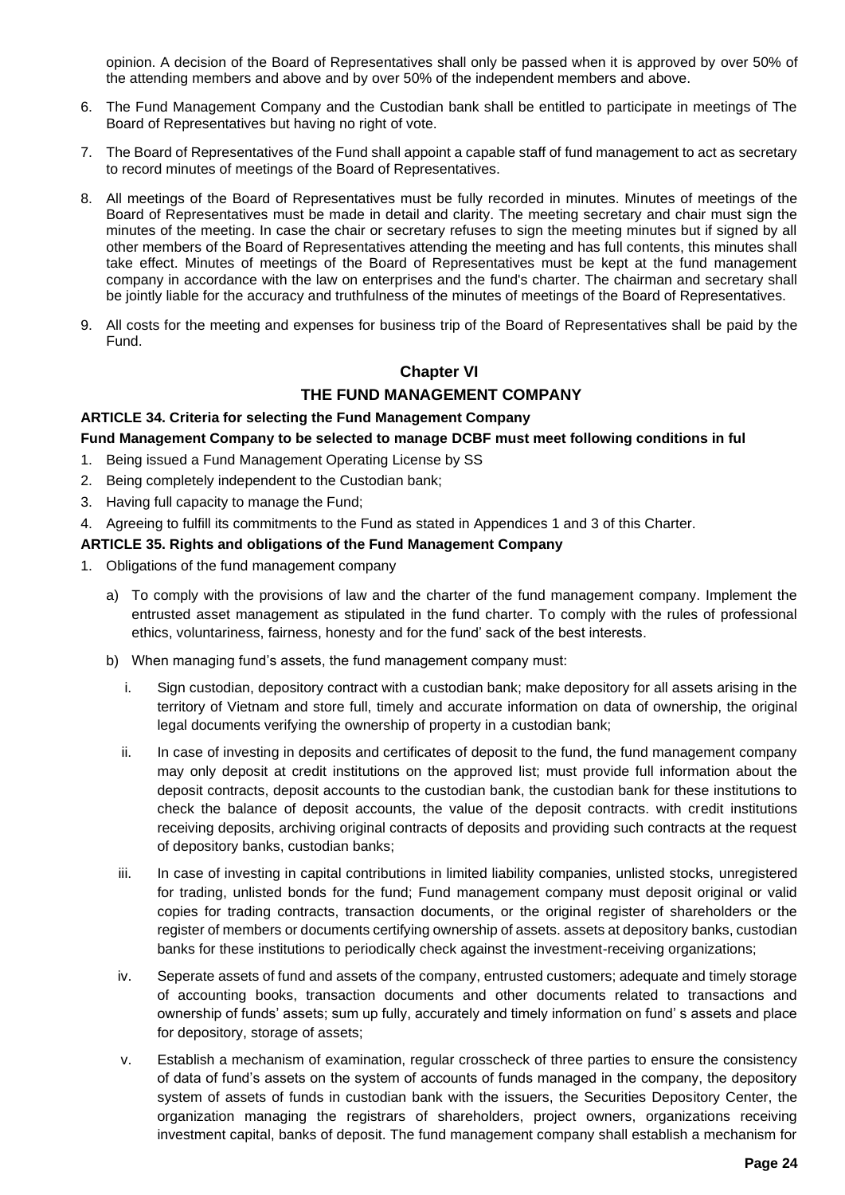opinion. A decision of the Board of Representatives shall only be passed when it is approved by over 50% of the attending members and above and by over 50% of the independent members and above.

6. The Fund Management Company and the Custodian bank shall be entitled to participate in meetings of The Board of Representatives but having no right of vote.
7. The Board of Representatives of the Fund shall appoint a capable staff of fund management to act as secretary to record minutes of meetings of the Board of Representatives.
8. All meetings of the Board of Representatives must be fully recorded in minutes. Minutes of meetings of the Board of Representatives must be made in detail and clarity. The meeting secretary and chair must sign the minutes of the meeting. In case the chair or secretary refuses to sign the meeting minutes but if signed by all other members of the Board of Representatives attending the meeting and has full contents, this minutes shall take effect. Minutes of meetings of the Board of Representatives must be kept at the fund management company in accordance with the law on enterprises and the fund's charter. The chairman and secretary shall be jointly liable for the accuracy and truthfulness of the minutes of meetings of the Board of Representatives.
9. All costs for the meeting and expenses for business trip of the Board of Representatives shall be paid by the Fund.

## Chapter VI

## THE FUND MANAGEMENT COMPANY

### ARTICLE 34. Criteria for selecting the Fund Management Company

**Fund Management Company to be selected to manage DCBF must meet following conditions in ful**

1. Being issued a Fund Management Operating License by SS
2. Being completely independent to the Custodian bank;
3. Having full capacity to manage the Fund;
4. Agreeing to fulfill its commitments to the Fund as stated in Appendices 1 and 3 of this Charter.

### ARTICLE 35. Rights and obligations of the Fund Management Company

1. Obligations of the fund management company

   a) To comply with the provisions of law and the charter of the fund management company. Implement the entrusted asset management as stipulated in the fund charter. To comply with the rules of professional ethics, voluntariness, fairness, honesty and for the fund' sack of the best interests.

   b) When managing fund's assets, the fund management company must:

      i. Sign custodian, depository contract with a custodian bank; make depository for all assets arising in the territory of Vietnam and store full, timely and accurate information on data of ownership, the original legal documents verifying the ownership of property in a custodian bank;

      ii. In case of investing in deposits and certificates of deposit to the fund, the fund management company may only deposit at credit institutions on the approved list; must provide full information about the deposit contracts, deposit accounts to the custodian bank, the custodian bank for these institutions to check the balance of deposit accounts, the value of the deposit contracts. with credit institutions receiving deposits, archiving original contracts of deposits and providing such contracts at the request of depository banks, custodian banks;

      iii. In case of investing in capital contributions in limited liability companies, unlisted stocks, unregistered for trading, unlisted bonds for the fund; Fund management company must deposit original or valid copies for trading contracts, transaction documents, or the original register of shareholders or the register of members or documents certifying ownership of assets. assets at depository banks, custodian banks for these institutions to periodically check against the investment-receiving organizations;

      iv. Seperate assets of fund and assets of the company, entrusted customers; adequate and timely storage of accounting books, transaction documents and other documents related to transactions and ownership of funds' assets; sum up fully, accurately and timely information on fund' s assets and place for depository, storage of assets;

      v. Establish a mechanism of examination, regular crosscheck of three parties to ensure the consistency of data of fund's assets on the system of accounts of funds managed in the company, the depository system of assets of funds in custodian bank with the issuers, the Securities Depository Center, the organization managing the registrars of shareholders, project owners, organizations receiving investment capital, banks of deposit. The fund management company shall establish a mechanism for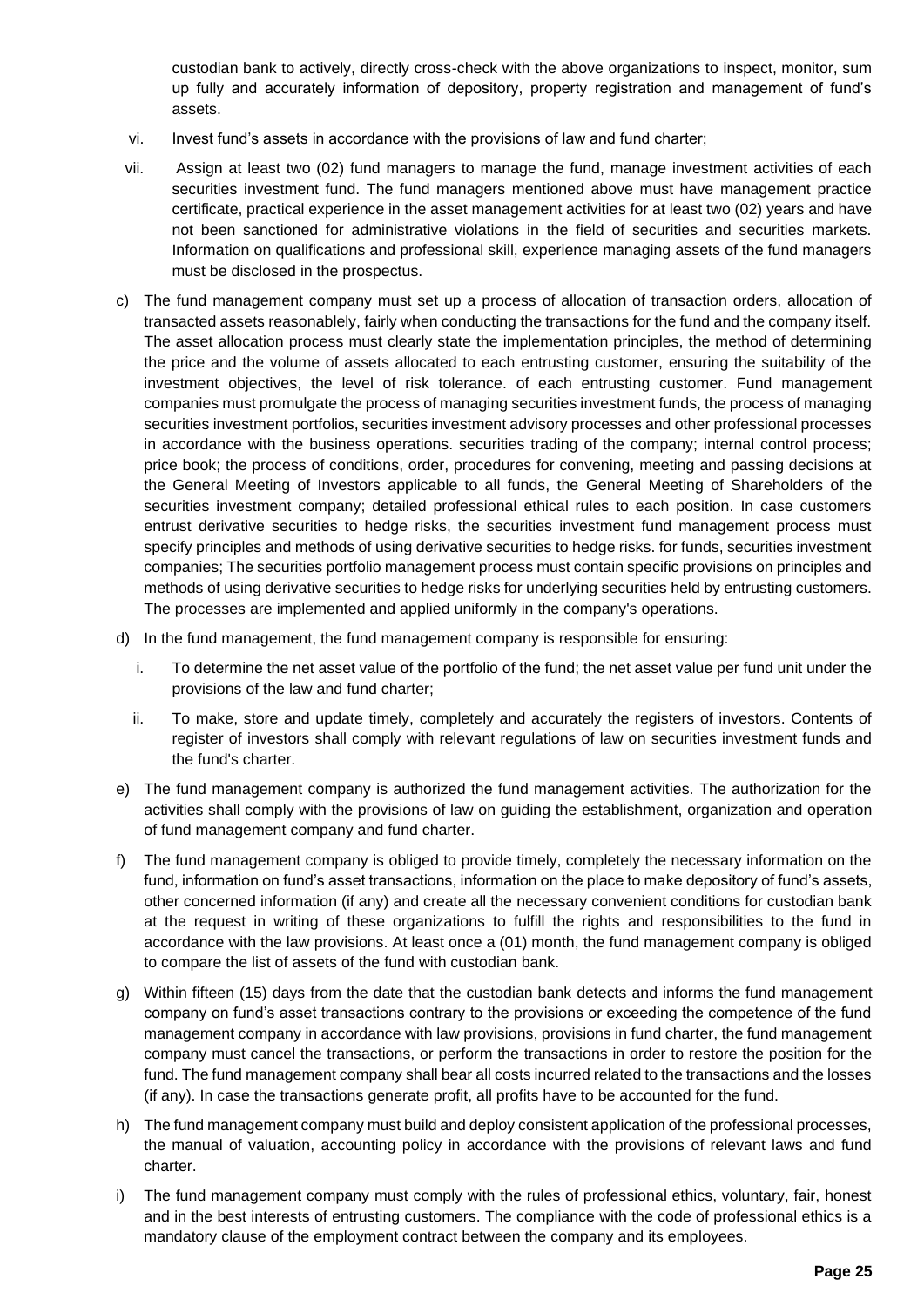custodian bank to actively, directly cross-check with the above organizations to inspect, monitor, sum up fully and accurately information of depository, property registration and management of fund's assets.

vi. Invest fund's assets in accordance with the provisions of law and fund charter;

vii. Assign at least two (02) fund managers to manage the fund, manage investment activities of each securities investment fund. The fund managers mentioned above must have management practice certificate, practical experience in the asset management activities for at least two (02) years and have not been sanctioned for administrative violations in the field of securities and securities markets. Information on qualifications and professional skill, experience managing assets of the fund managers must be disclosed in the prospectus.

c) The fund management company must set up a process of allocation of transaction orders, allocation of transacted assets reasonablely, fairly when conducting the transactions for the fund and the company itself. The asset allocation process must clearly state the implementation principles, the method of determining the price and the volume of assets allocated to each entrusting customer, ensuring the suitability of the investment objectives, the level of risk tolerance. of each entrusting customer. Fund management companies must promulgate the process of managing securities investment funds, the process of managing securities investment portfolios, securities investment advisory processes and other professional processes in accordance with the business operations. securities trading of the company; internal control process; price book; the process of conditions, order, procedures for convening, meeting and passing decisions at the General Meeting of Investors applicable to all funds, the General Meeting of Shareholders of the securities investment company; detailed professional ethical rules to each position. In case customers entrust derivative securities to hedge risks, the securities investment fund management process must specify principles and methods of using derivative securities to hedge risks. for funds, securities investment companies; The securities portfolio management process must contain specific provisions on principles and methods of using derivative securities to hedge risks for underlying securities held by entrusting customers. The processes are implemented and applied uniformly in the company's operations.

d) In the fund management, the fund management company is responsible for ensuring:

   i. To determine the net asset value of the portfolio of the fund; the net asset value per fund unit under the provisions of the law and fund charter;

   ii. To make, store and update timely, completely and accurately the registers of investors. Contents of register of investors shall comply with relevant regulations of law on securities investment funds and the fund's charter.

e) The fund management company is authorized the fund management activities. The authorization for the activities shall comply with the provisions of law on guiding the establishment, organization and operation of fund management company and fund charter.

f) The fund management company is obliged to provide timely, completely the necessary information on the fund, information on fund's asset transactions, information on the place to make depository of fund's assets, other concerned information (if any) and create all the necessary convenient conditions for custodian bank at the request in writing of these organizations to fulfill the rights and responsibilities to the fund in accordance with the law provisions. At least once a (01) month, the fund management company is obliged to compare the list of assets of the fund with custodian bank.

g) Within fifteen (15) days from the date that the custodian bank detects and informs the fund management company on fund's asset transactions contrary to the provisions or exceeding the competence of the fund management company in accordance with law provisions, provisions in fund charter, the fund management company must cancel the transactions, or perform the transactions in order to restore the position for the fund. The fund management company shall bear all costs incurred related to the transactions and the losses (if any). In case the transactions generate profit, all profits have to be accounted for the fund.

h) The fund management company must build and deploy consistent application of the professional processes, the manual of valuation, accounting policy in accordance with the provisions of relevant laws and fund charter.

i) The fund management company must comply with the rules of professional ethics, voluntary, fair, honest and in the best interests of entrusting customers. The compliance with the code of professional ethics is a mandatory clause of the employment contract between the company and its employees.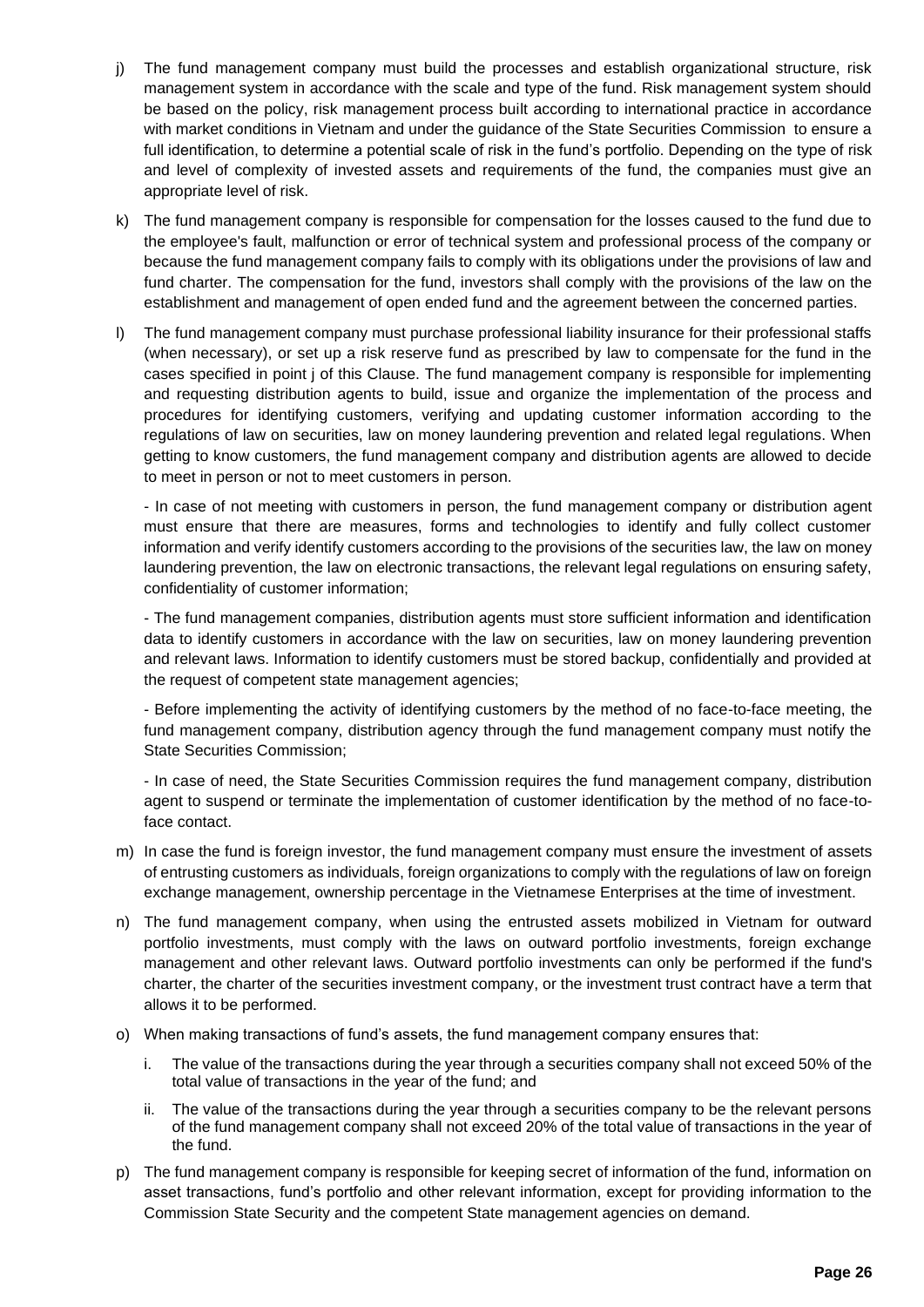j) The fund management company must build the processes and establish organizational structure, risk management system in accordance with the scale and type of the fund. Risk management system should be based on the policy, risk management process built according to international practice in accordance with market conditions in Vietnam and under the guidance of the State Securities Commission to ensure a full identification, to determine a potential scale of risk in the fund's portfolio. Depending on the type of risk and level of complexity of invested assets and requirements of the fund, the companies must give an appropriate level of risk.

k) The fund management company is responsible for compensation for the losses caused to the fund due to the employee's fault, malfunction or error of technical system and professional process of the company or because the fund management company fails to comply with its obligations under the provisions of law and fund charter. The compensation for the fund, investors shall comply with the provisions of the law on the establishment and management of open ended fund and the agreement between the concerned parties.

l) The fund management company must purchase professional liability insurance for their professional staffs (when necessary), or set up a risk reserve fund as prescribed by law to compensate for the fund in the cases specified in point j of this Clause. The fund management company is responsible for implementing and requesting distribution agents to build, issue and organize the implementation of the process and procedures for identifying customers, verifying and updating customer information according to the regulations of law on securities, law on money laundering prevention and related legal regulations. When getting to know customers, the fund management company and distribution agents are allowed to decide to meet in person or not to meet customers in person.

   - In case of not meeting with customers in person, the fund management company or distribution agent must ensure that there are measures, forms and technologies to identify and fully collect customer information and verify identify customers according to the provisions of the securities law, the law on money laundering prevention, the law on electronic transactions, the relevant legal regulations on ensuring safety, confidentiality of customer information;

   - The fund management companies, distribution agents must store sufficient information and identification data to identify customers in accordance with the law on securities, law on money laundering prevention and relevant laws. Information to identify customers must be stored backup, confidentially and provided at the request of competent state management agencies;

   - Before implementing the activity of identifying customers by the method of no face-to-face meeting, the fund management company, distribution agency through the fund management company must notify the State Securities Commission;

   - In case of need, the State Securities Commission requires the fund management company, distribution agent to suspend or terminate the implementation of customer identification by the method of no face-to-face contact.

m) In case the fund is foreign investor, the fund management company must ensure the investment of assets of entrusting customers as individuals, foreign organizations to comply with the regulations of law on foreign exchange management, ownership percentage in the Vietnamese Enterprises at the time of investment.

n) The fund management company, when using the entrusted assets mobilized in Vietnam for outward portfolio investments, must comply with the laws on outward portfolio investments, foreign exchange management and other relevant laws. Outward portfolio investments can only be performed if the fund's charter, the charter of the securities investment company, or the investment trust contract have a term that allows it to be performed.

o) When making transactions of fund's assets, the fund management company ensures that:

   i. The value of the transactions during the year through a securities company shall not exceed 50% of the total value of transactions in the year of the fund; and

   ii. The value of the transactions during the year through a securities company to be the relevant persons of the fund management company shall not exceed 20% of the total value of transactions in the year of the fund.

p) The fund management company is responsible for keeping secret of information of the fund, information on asset transactions, fund's portfolio and other relevant information, except for providing information to the Commission State Security and the competent State management agencies on demand.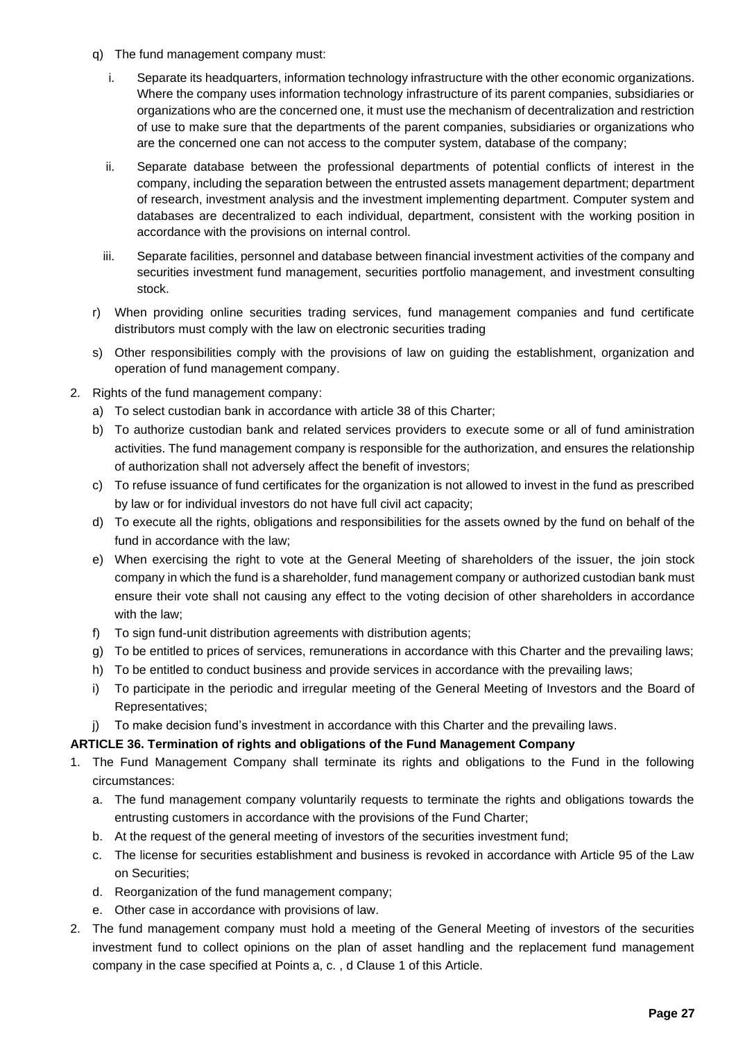q) The fund management company must:

   i. Separate its headquarters, information technology infrastructure with the other economic organizations. Where the company uses information technology infrastructure of its parent companies, subsidiaries or organizations who are the concerned one, it must use the mechanism of decentralization and restriction of use to make sure that the departments of the parent companies, subsidiaries or organizations who are the concerned one can not access to the computer system, database of the company;

   ii. Separate database between the professional departments of potential conflicts of interest in the company, including the separation between the entrusted assets management department; department of research, investment analysis and the investment implementing department. Computer system and databases are decentralized to each individual, department, consistent with the working position in accordance with the provisions on internal control.

   iii. Separate facilities, personnel and database between financial investment activities of the company and securities investment fund management, securities portfolio management, and investment consulting stock.

r) When providing online securities trading services, fund management companies and fund certificate distributors must comply with the law on electronic securities trading

s) Other responsibilities comply with the provisions of law on guiding the establishment, organization and operation of fund management company.

2. Rights of the fund management company:
   a) To select custodian bank in accordance with article 38 of this Charter;
   b) To authorize custodian bank and related services providers to execute some or all of fund aministration activities. The fund management company is responsible for the authorization, and ensures the relationship of authorization shall not adversely affect the benefit of investors;
   c) To refuse issuance of fund certificates for the organization is not allowed to invest in the fund as prescribed by law or for individual investors do not have full civil act capacity;
   d) To execute all the rights, obligations and responsibilities for the assets owned by the fund on behalf of the fund in accordance with the law;
   e) When exercising the right to vote at the General Meeting of shareholders of the issuer, the join stock company in which the fund is a shareholder, fund management company or authorized custodian bank must ensure their vote shall not causing any effect to the voting decision of other shareholders in accordance with the law;
   f) To sign fund-unit distribution agreements with distribution agents;
   g) To be entitled to prices of services, remunerations in accordance with this Charter and the prevailing laws;
   h) To be entitled to conduct business and provide services in accordance with the prevailing laws;
   i) To participate in the periodic and irregular meeting of the General Meeting of Investors and the Board of Representatives;
   j) To make decision fund's investment in accordance with this Charter and the prevailing laws.

**ARTICLE 36. Termination of rights and obligations of the Fund Management Company**

1. The Fund Management Company shall terminate its rights and obligations to the Fund in the following circumstances:
   a. The fund management company voluntarily requests to terminate the rights and obligations towards the entrusting customers in accordance with the provisions of the Fund Charter;
   b. At the request of the general meeting of investors of the securities investment fund;
   c. The license for securities establishment and business is revoked in accordance with Article 95 of the Law on Securities;
   d. Reorganization of the fund management company;
   e. Other case in accordance with provisions of law.
2. The fund management company must hold a meeting of the General Meeting of investors of the securities investment fund to collect opinions on the plan of asset handling and the replacement fund management company in the case specified at Points a, c. , d Clause 1 of this Article.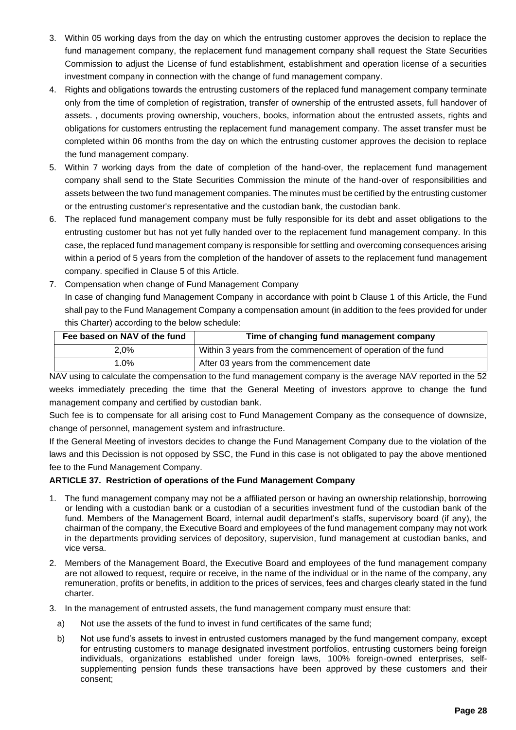3. Within 05 working days from the day on which the entrusting customer approves the decision to replace the fund management company, the replacement fund management company shall request the State Securities Commission to adjust the License of fund establishment, establishment and operation license of a securities investment company in connection with the change of fund management company.
4. Rights and obligations towards the entrusting customers of the replaced fund management company terminate only from the time of completion of registration, transfer of ownership of the entrusted assets, full handover of assets. , documents proving ownership, vouchers, books, information about the entrusted assets, rights and obligations for customers entrusting the replacement fund management company. The asset transfer must be completed within 06 months from the day on which the entrusting customer approves the decision to replace the fund management company.
5. Within 7 working days from the date of completion of the hand-over, the replacement fund management company shall send to the State Securities Commission the minute of the hand-over of responsibilities and assets between the two fund management companies. The minutes must be certified by the entrusting customer or the entrusting customer's representative and the custodian bank, the custodian bank.
6. The replaced fund management company must be fully responsible for its debt and asset obligations to the entrusting customer but has not yet fully handed over to the replacement fund management company. In this case, the replaced fund management company is responsible for settling and overcoming consequences arising within a period of 5 years from the completion of the handover of assets to the replacement fund management company. specified in Clause 5 of this Article.
7. Compensation when change of Fund Management Company

   In case of changing fund Management Company in accordance with point b Clause 1 of this Article, the Fund shall pay to the Fund Management Company a compensation amount (in addition to the fees provided for under this Charter) according to the below schedule:

| Fee based on NAV of the fund | Time of changing fund management company |
|---|---|
| 2,0% | Within 3 years from the commencement of operation of the fund |
| 1.0% | After 03 years from the commencement date |

NAV using to calculate the compensation to the fund management company is the average NAV reported in the 52 weeks immediately preceding the time that the General Meeting of investors approve to change the fund management company and certified by custodian bank.

Such fee is to compensate for all arising cost to Fund Management Company as the consequence of downsize, change of personnel, management system and infrastructure.

If the General Meeting of investors decides to change the Fund Management Company due to the violation of the laws and this Decission is not opposed by SSC, the Fund in this case is not obligated to pay the above mentioned fee to the Fund Management Company.

**ARTICLE 37. Restriction of operations of the Fund Management Company**

1. The fund management company may not be a affiliated person or having an ownership relationship, borrowing or lending with a custodian bank or a custodian of a securities investment fund of the custodian bank of the fund. Members of the Management Board, internal audit department's staffs, supervisory board (if any), the chairman of the company, the Executive Board and employees of the fund management company may not work in the departments providing services of depository, supervision, fund management at custodian banks, and vice versa.
2. Members of the Management Board, the Executive Board and employees of the fund management company are not allowed to request, require or receive, in the name of the individual or in the name of the company, any remuneration, profits or benefits, in addition to the prices of services, fees and charges clearly stated in the fund charter.
3. In the management of entrusted assets, the fund management company must ensure that:
   a) Not use the assets of the fund to invest in fund certificates of the same fund;
   b) Not use fund's assets to invest in entrusted customers managed by the fund mangement company, except for entrusting customers to manage designated investment portfolios, entrusting customers being foreign individuals, organizations established under foreign laws, 100% foreign-owned enterprises, self-supplementing pension funds these transactions have been approved by these customers and their consent;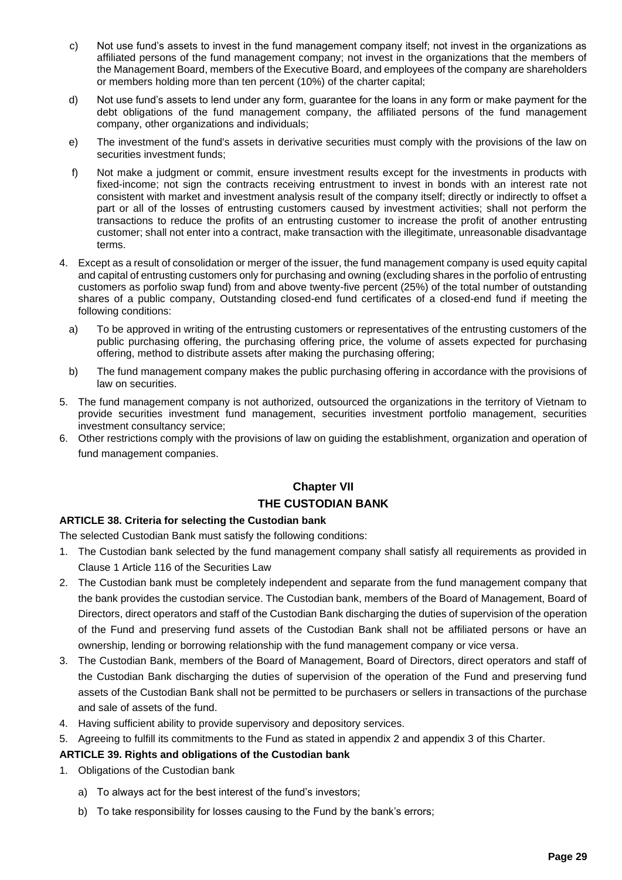c) Not use fund's assets to invest in the fund management company itself; not invest in the organizations as affiliated persons of the fund management company; not invest in the organizations that the members of the Management Board, members of the Executive Board, and employees of the company are shareholders or members holding more than ten percent (10%) of the charter capital;

d) Not use fund's assets to lend under any form, guarantee for the loans in any form or make payment for the debt obligations of the fund management company, the affiliated persons of the fund management company, other organizations and individuals;

e) The investment of the fund's assets in derivative securities must comply with the provisions of the law on securities investment funds;

f) Not make a judgment or commit, ensure investment results except for the investments in products with fixed-income; not sign the contracts receiving entrustment to invest in bonds with an interest rate not consistent with market and investment analysis result of the company itself; directly or indirectly to offset a part or all of the losses of entrusting customers caused by investment activities; shall not perform the transactions to reduce the profits of an entrusting customer to increase the profit of another entrusting customer; shall not enter into a contract, make transaction with the illegitimate, unreasonable disadvantage terms.

4. Except as a result of consolidation or merger of the issuer, the fund management company is used equity capital and capital of entrusting customers only for purchasing and owning (excluding shares in the porfolio of entrusting customers as porfolio swap fund) from and above twenty-five percent (25%) of the total number of outstanding shares of a public company, Outstanding closed-end fund certificates of a closed-end fund if meeting the following conditions:

   a) To be approved in writing of the entrusting customers or representatives of the entrusting customers of the public purchasing offering, the purchasing offering price, the volume of assets expected for purchasing offering, method to distribute assets after making the purchasing offering;

   b) The fund management company makes the public purchasing offering in accordance with the provisions of law on securities.

5. The fund management company is not authorized, outsourced the organizations in the territory of Vietnam to provide securities investment fund management, securities investment portfolio management, securities investment consultancy service;

6. Other restrictions comply with the provisions of law on guiding the establishment, organization and operation of fund management companies.

## Chapter VII
## THE CUSTODIAN BANK

### ARTICLE 38. Criteria for selecting the Custodian bank

The selected Custodian Bank must satisfy the following conditions:

1. The Custodian bank selected by the fund management company shall satisfy all requirements as provided in Clause 1 Article 116 of the Securities Law
2. The Custodian bank must be completely independent and separate from the fund management company that the bank provides the custodian service. The Custodian bank, members of the Board of Management, Board of Directors, direct operators and staff of the Custodian Bank discharging the duties of supervision of the operation of the Fund and preserving fund assets of the Custodian Bank shall not be affiliated persons or have an ownership, lending or borrowing relationship with the fund management company or vice versa.
3. The Custodian Bank, members of the Board of Management, Board of Directors, direct operators and staff of the Custodian Bank discharging the duties of supervision of the operation of the Fund and preserving fund assets of the Custodian Bank shall not be permitted to be purchasers or sellers in transactions of the purchase and sale of assets of the fund.
4. Having sufficient ability to provide supervisory and depository services.
5. Agreeing to fulfill its commitments to the Fund as stated in appendix 2 and appendix 3 of this Charter.

### ARTICLE 39. Rights and obligations of the Custodian bank

1. Obligations of the Custodian bank

   a) To always act for the best interest of the fund's investors;

   b) To take responsibility for losses causing to the Fund by the bank's errors;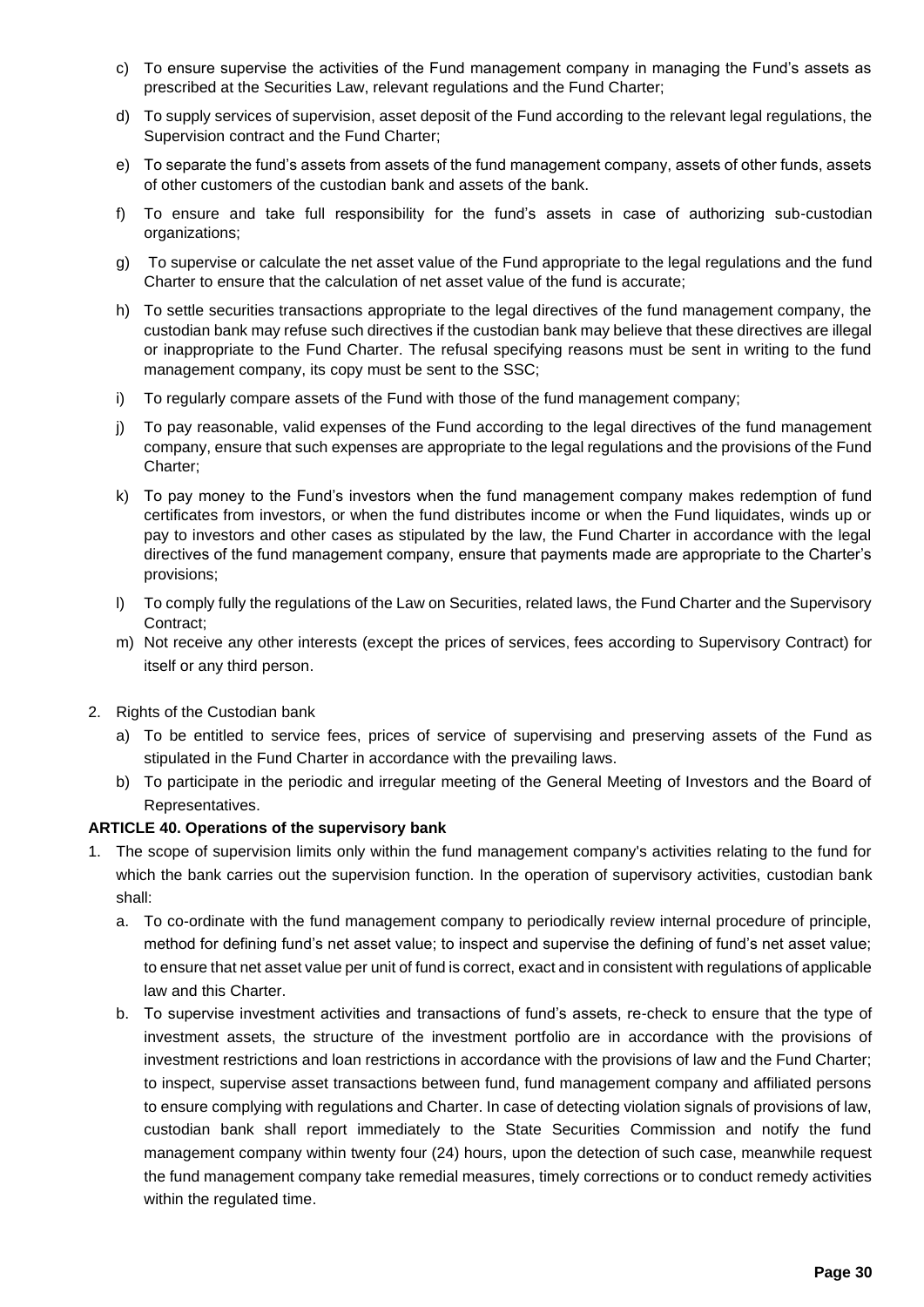c) To ensure supervise the activities of the Fund management company in managing the Fund's assets as prescribed at the Securities Law, relevant regulations and the Fund Charter;

d) To supply services of supervision, asset deposit of the Fund according to the relevant legal regulations, the Supervision contract and the Fund Charter;

e) To separate the fund's assets from assets of the fund management company, assets of other funds, assets of other customers of the custodian bank and assets of the bank.

f) To ensure and take full responsibility for the fund's assets in case of authorizing sub-custodian organizations;

g) To supervise or calculate the net asset value of the Fund appropriate to the legal regulations and the fund Charter to ensure that the calculation of net asset value of the fund is accurate;

h) To settle securities transactions appropriate to the legal directives of the fund management company, the custodian bank may refuse such directives if the custodian bank may believe that these directives are illegal or inappropriate to the Fund Charter. The refusal specifying reasons must be sent in writing to the fund management company, its copy must be sent to the SSC;

i) To regularly compare assets of the Fund with those of the fund management company;

j) To pay reasonable, valid expenses of the Fund according to the legal directives of the fund management company, ensure that such expenses are appropriate to the legal regulations and the provisions of the Fund Charter;

k) To pay money to the Fund's investors when the fund management company makes redemption of fund certificates from investors, or when the fund distributes income or when the Fund liquidates, winds up or pay to investors and other cases as stipulated by the law, the Fund Charter in accordance with the legal directives of the fund management company, ensure that payments made are appropriate to the Charter's provisions;

l) To comply fully the regulations of the Law on Securities, related laws, the Fund Charter and the Supervisory Contract;

m) Not receive any other interests (except the prices of services, fees according to Supervisory Contract) for itself or any third person.

2. Rights of the Custodian bank

   a) To be entitled to service fees, prices of service of supervising and preserving assets of the Fund as stipulated in the Fund Charter in accordance with the prevailing laws.

   b) To participate in the periodic and irregular meeting of the General Meeting of Investors and the Board of Representatives.

**ARTICLE 40. Operations of the supervisory bank**

1. The scope of supervision limits only within the fund management company's activities relating to the fund for which the bank carries out the supervision function. In the operation of supervisory activities, custodian bank shall:

   a. To co-ordinate with the fund management company to periodically review internal procedure of principle, method for defining fund's net asset value; to inspect and supervise the defining of fund's net asset value; to ensure that net asset value per unit of fund is correct, exact and in consistent with regulations of applicable law and this Charter.

   b. To supervise investment activities and transactions of fund's assets, re-check to ensure that the type of investment assets, the structure of the investment portfolio are in accordance with the provisions of investment restrictions and loan restrictions in accordance with the provisions of law and the Fund Charter; to inspect, supervise asset transactions between fund, fund management company and affiliated persons to ensure complying with regulations and Charter. In case of detecting violation signals of provisions of law, custodian bank shall report immediately to the State Securities Commission and notify the fund management company within twenty four (24) hours, upon the detection of such case, meanwhile request the fund management company take remedial measures, timely corrections or to conduct remedy activities within the regulated time.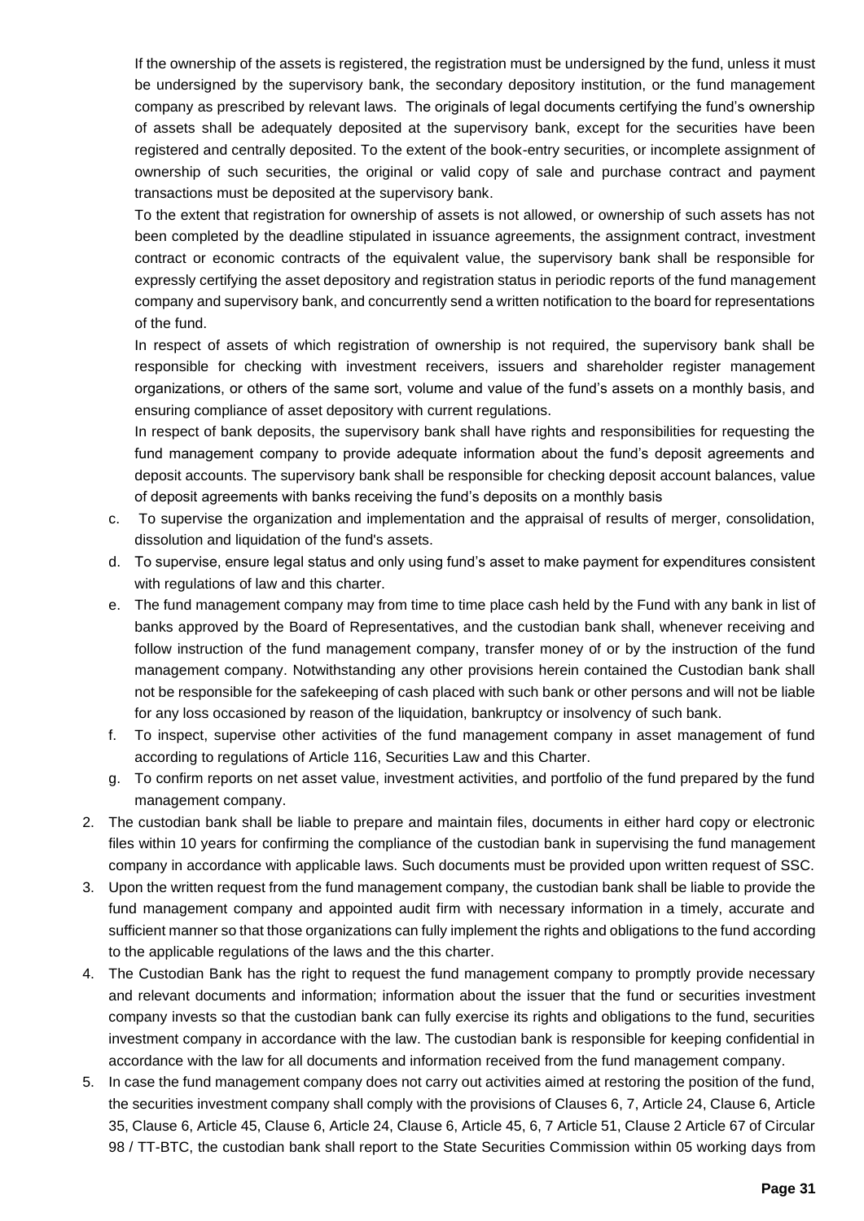If the ownership of the assets is registered, the registration must be undersigned by the fund, unless it must be undersigned by the supervisory bank, the secondary depository institution, or the fund management company as prescribed by relevant laws. The originals of legal documents certifying the fund's ownership of assets shall be adequately deposited at the supervisory bank, except for the securities have been registered and centrally deposited. To the extent of the book-entry securities, or incomplete assignment of ownership of such securities, the original or valid copy of sale and purchase contract and payment transactions must be deposited at the supervisory bank.

To the extent that registration for ownership of assets is not allowed, or ownership of such assets has not been completed by the deadline stipulated in issuance agreements, the assignment contract, investment contract or economic contracts of the equivalent value, the supervisory bank shall be responsible for expressly certifying the asset depository and registration status in periodic reports of the fund management company and supervisory bank, and concurrently send a written notification to the board for representations of the fund.

In respect of assets of which registration of ownership is not required, the supervisory bank shall be responsible for checking with investment receivers, issuers and shareholder register management organizations, or others of the same sort, volume and value of the fund's assets on a monthly basis, and ensuring compliance of asset depository with current regulations.

In respect of bank deposits, the supervisory bank shall have rights and responsibilities for requesting the fund management company to provide adequate information about the fund's deposit agreements and deposit accounts. The supervisory bank shall be responsible for checking deposit account balances, value of deposit agreements with banks receiving the fund's deposits on a monthly basis

c. To supervise the organization and implementation and the appraisal of results of merger, consolidation, dissolution and liquidation of the fund's assets.
d. To supervise, ensure legal status and only using fund's asset to make payment for expenditures consistent with regulations of law and this charter.
e. The fund management company may from time to time place cash held by the Fund with any bank in list of banks approved by the Board of Representatives, and the custodian bank shall, whenever receiving and follow instruction of the fund management company, transfer money of or by the instruction of the fund management company. Notwithstanding any other provisions herein contained the Custodian bank shall not be responsible for the safekeeping of cash placed with such bank or other persons and will not be liable for any loss occasioned by reason of the liquidation, bankruptcy or insolvency of such bank.
f. To inspect, supervise other activities of the fund management company in asset management of fund according to regulations of Article 116, Securities Law and this Charter.
g. To confirm reports on net asset value, investment activities, and portfolio of the fund prepared by the fund management company.

2. The custodian bank shall be liable to prepare and maintain files, documents in either hard copy or electronic files within 10 years for confirming the compliance of the custodian bank in supervising the fund management company in accordance with applicable laws. Such documents must be provided upon written request of SSC.
3. Upon the written request from the fund management company, the custodian bank shall be liable to provide the fund management company and appointed audit firm with necessary information in a timely, accurate and sufficient manner so that those organizations can fully implement the rights and obligations to the fund according to the applicable regulations of the laws and the this charter.
4. The Custodian Bank has the right to request the fund management company to promptly provide necessary and relevant documents and information; information about the issuer that the fund or securities investment company invests so that the custodian bank can fully exercise its rights and obligations to the fund, securities investment company in accordance with the law. The custodian bank is responsible for keeping confidential in accordance with the law for all documents and information received from the fund management company.
5. In case the fund management company does not carry out activities aimed at restoring the position of the fund, the securities investment company shall comply with the provisions of Clauses 6, 7, Article 24, Clause 6, Article 35, Clause 6, Article 45, Clause 6, Article 24, Clause 6, Article 45, 6, 7 Article 51, Clause 2 Article 67 of Circular 98 / TT-BTC, the custodian bank shall report to the State Securities Commission within 05 working days from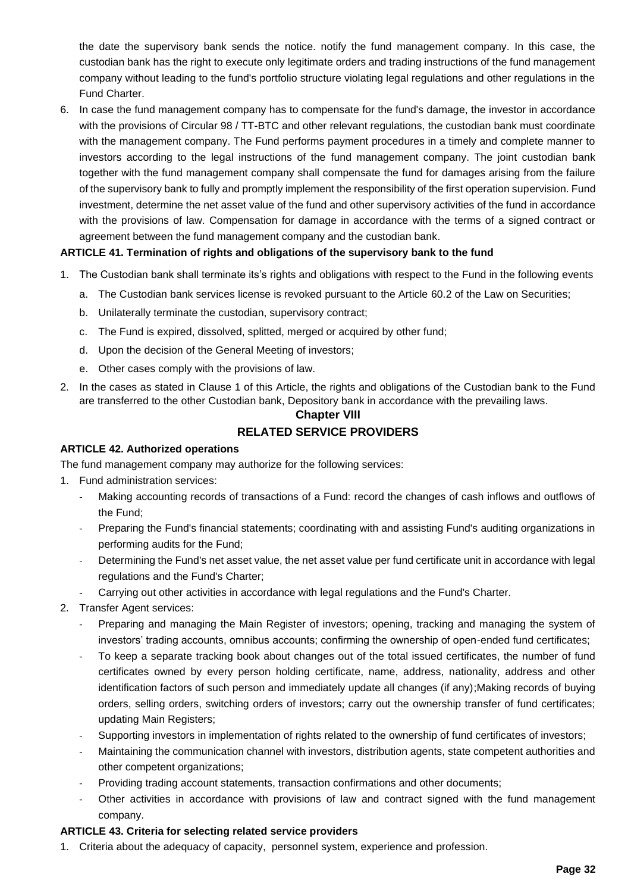the date the supervisory bank sends the notice. notify the fund management company. In this case, the custodian bank has the right to execute only legitimate orders and trading instructions of the fund management company without leading to the fund's portfolio structure violating legal regulations and other regulations in the Fund Charter.

6. In case the fund management company has to compensate for the fund's damage, the investor in accordance with the provisions of Circular 98 / TT-BTC and other relevant regulations, the custodian bank must coordinate with the management company. The Fund performs payment procedures in a timely and complete manner to investors according to the legal instructions of the fund management company. The joint custodian bank together with the fund management company shall compensate the fund for damages arising from the failure of the supervisory bank to fully and promptly implement the responsibility of the first operation supervision. Fund investment, determine the net asset value of the fund and other supervisory activities of the fund in accordance with the provisions of law. Compensation for damage in accordance with the terms of a signed contract or agreement between the fund management company and the custodian bank.

**ARTICLE 41. Termination of rights and obligations of the supervisory bank to the fund**

1. The Custodian bank shall terminate its's rights and obligations with respect to the Fund in the following events
   a. The Custodian bank services license is revoked pursuant to the Article 60.2 of the Law on Securities;
   b. Unilaterally terminate the custodian, supervisory contract;
   c. The Fund is expired, dissolved, splitted, merged or acquired by other fund;
   d. Upon the decision of the General Meeting of investors;
   e. Other cases comply with the provisions of law.
2. In the cases as stated in Clause 1 of this Article, the rights and obligations of the Custodian bank to the Fund are transferred to the other Custodian bank, Depository bank in accordance with the prevailing laws.

## Chapter VIII

## RELATED SERVICE PROVIDERS

**ARTICLE 42. Authorized operations**

The fund management company may authorize for the following services:

1. Fund administration services:
   - Making accounting records of transactions of a Fund: record the changes of cash inflows and outflows of the Fund;
   - Preparing the Fund's financial statements; coordinating with and assisting Fund's auditing organizations in performing audits for the Fund;
   - Determining the Fund's net asset value, the net asset value per fund certificate unit in accordance with legal regulations and the Fund's Charter;
   - Carrying out other activities in accordance with legal regulations and the Fund's Charter.
2. Transfer Agent services:
   - Preparing and managing the Main Register of investors; opening, tracking and managing the system of investors' trading accounts, omnibus accounts; confirming the ownership of open-ended fund certificates;
   - To keep a separate tracking book about changes out of the total issued certificates, the number of fund certificates owned by every person holding certificate, name, address, nationality, address and other identification factors of such person and immediately update all changes (if any);Making records of buying orders, selling orders, switching orders of investors; carry out the ownership transfer of fund certificates; updating Main Registers;
   - Supporting investors in implementation of rights related to the ownership of fund certificates of investors;
   - Maintaining the communication channel with investors, distribution agents, state competent authorities and other competent organizations;
   - Providing trading account statements, transaction confirmations and other documents;
   - Other activities in accordance with provisions of law and contract signed with the fund management company.

**ARTICLE 43. Criteria for selecting related service providers**

1. Criteria about the adequacy of capacity, personnel system, experience and profession.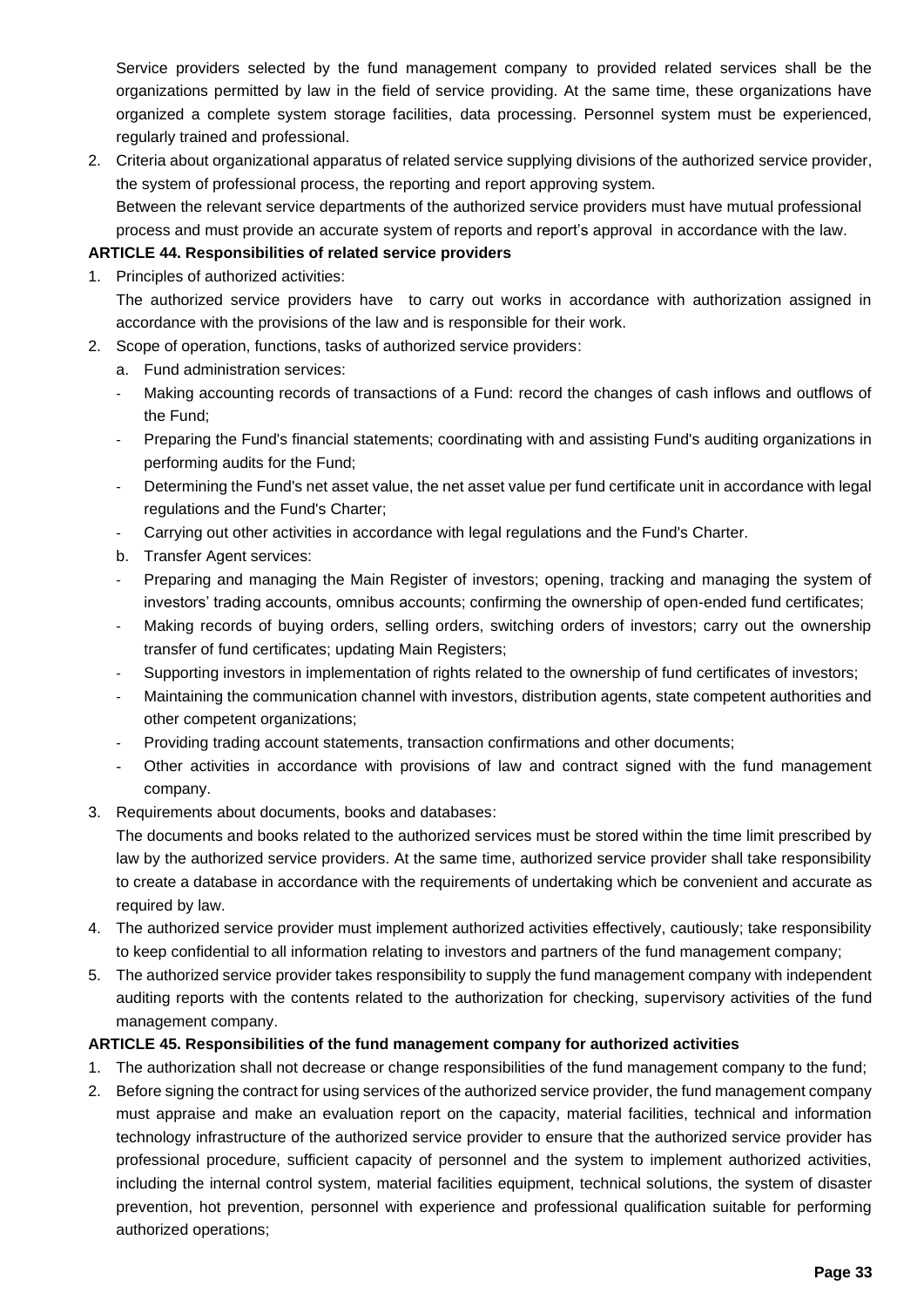Service providers selected by the fund management company to provided related services shall be the organizations permitted by law in the field of service providing. At the same time, these organizations have organized a complete system storage facilities, data processing. Personnel system must be experienced, regularly trained and professional.

2. Criteria about organizational apparatus of related service supplying divisions of the authorized service provider, the system of professional process, the reporting and report approving system.

   Between the relevant service departments of the authorized service providers must have mutual professional process and must provide an accurate system of reports and report's approval in accordance with the law.

**ARTICLE 44. Responsibilities of related service providers**

1. Principles of authorized activities:

   The authorized service providers have to carry out works in accordance with authorization assigned in accordance with the provisions of the law and is responsible for their work.

2. Scope of operation, functions, tasks of authorized service providers:

   a. Fund administration services:

   - Making accounting records of transactions of a Fund: record the changes of cash inflows and outflows of the Fund;
   - Preparing the Fund's financial statements; coordinating with and assisting Fund's auditing organizations in performing audits for the Fund;
   - Determining the Fund's net asset value, the net asset value per fund certificate unit in accordance with legal regulations and the Fund's Charter;
   - Carrying out other activities in accordance with legal regulations and the Fund's Charter.

   b. Transfer Agent services:

   - Preparing and managing the Main Register of investors; opening, tracking and managing the system of investors' trading accounts, omnibus accounts; confirming the ownership of open-ended fund certificates;
   - Making records of buying orders, selling orders, switching orders of investors; carry out the ownership transfer of fund certificates; updating Main Registers;
   - Supporting investors in implementation of rights related to the ownership of fund certificates of investors;
   - Maintaining the communication channel with investors, distribution agents, state competent authorities and other competent organizations;
   - Providing trading account statements, transaction confirmations and other documents;
   - Other activities in accordance with provisions of law and contract signed with the fund management company.

3. Requirements about documents, books and databases:

   The documents and books related to the authorized services must be stored within the time limit prescribed by law by the authorized service providers. At the same time, authorized service provider shall take responsibility to create a database in accordance with the requirements of undertaking which be convenient and accurate as required by law.

4. The authorized service provider must implement authorized activities effectively, cautiously; take responsibility to keep confidential to all information relating to investors and partners of the fund management company;

5. The authorized service provider takes responsibility to supply the fund management company with independent auditing reports with the contents related to the authorization for checking, supervisory activities of the fund management company.

**ARTICLE 45. Responsibilities of the fund management company for authorized activities**

1. The authorization shall not decrease or change responsibilities of the fund management company to the fund;
2. Before signing the contract for using services of the authorized service provider, the fund management company must appraise and make an evaluation report on the capacity, material facilities, technical and information technology infrastructure of the authorized service provider to ensure that the authorized service provider has professional procedure, sufficient capacity of personnel and the system to implement authorized activities, including the internal control system, material facilities equipment, technical solutions, the system of disaster prevention, hot prevention, personnel with experience and professional qualification suitable for performing authorized operations;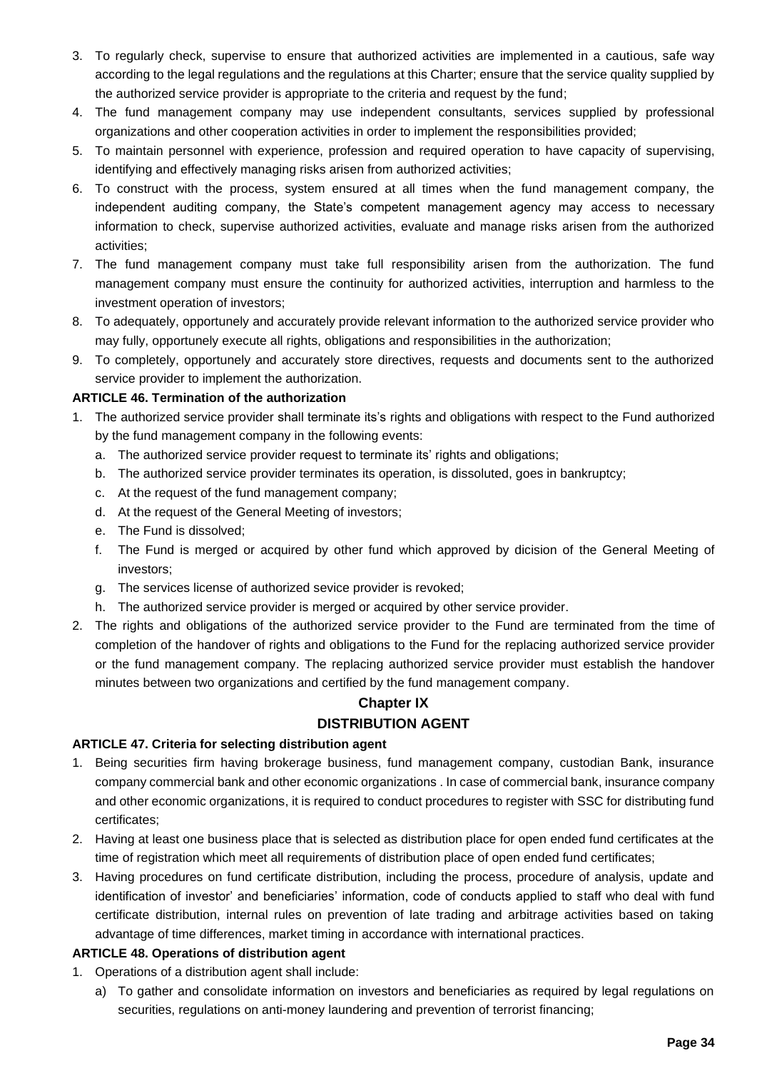3. To regularly check, supervise to ensure that authorized activities are implemented in a cautious, safe way according to the legal regulations and the regulations at this Charter; ensure that the service quality supplied by the authorized service provider is appropriate to the criteria and request by the fund;
4. The fund management company may use independent consultants, services supplied by professional organizations and other cooperation activities in order to implement the responsibilities provided;
5. To maintain personnel with experience, profession and required operation to have capacity of supervising, identifying and effectively managing risks arisen from authorized activities;
6. To construct with the process, system ensured at all times when the fund management company, the independent auditing company, the State's competent management agency may access to necessary information to check, supervise authorized activities, evaluate and manage risks arisen from the authorized activities;
7. The fund management company must take full responsibility arisen from the authorization. The fund management company must ensure the continuity for authorized activities, interruption and harmless to the investment operation of investors;
8. To adequately, opportunely and accurately provide relevant information to the authorized service provider who may fully, opportunely execute all rights, obligations and responsibilities in the authorization;
9. To completely, opportunely and accurately store directives, requests and documents sent to the authorized service provider to implement the authorization.

**ARTICLE 46. Termination of the authorization**

1. The authorized service provider shall terminate its's rights and obligations with respect to the Fund authorized by the fund management company in the following events:
   a. The authorized service provider request to terminate its' rights and obligations;
   b. The authorized service provider terminates its operation, is dissoluted, goes in bankruptcy;
   c. At the request of the fund management company;
   d. At the request of the General Meeting of investors;
   e. The Fund is dissolved;
   f. The Fund is merged or acquired by other fund which approved by dicision of the General Meeting of investors;
   g. The services license of authorized sevice provider is revoked;
   h. The authorized service provider is merged or acquired by other service provider.
2. The rights and obligations of the authorized service provider to the Fund are terminated from the time of completion of the handover of rights and obligations to the Fund for the replacing authorized service provider or the fund management company. The replacing authorized service provider must establish the handover minutes between two organizations and certified by the fund management company.

## Chapter IX
## DISTRIBUTION AGENT

**ARTICLE 47. Criteria for selecting distribution agent**

1. Being securities firm having brokerage business, fund management company, custodian Bank, insurance company commercial bank and other economic organizations . In case of commercial bank, insurance company and other economic organizations, it is required to conduct procedures to register with SSC for distributing fund certificates;
2. Having at least one business place that is selected as distribution place for open ended fund certificates at the time of registration which meet all requirements of distribution place of open ended fund certificates;
3. Having procedures on fund certificate distribution, including the process, procedure of analysis, update and identification of investor' and beneficiaries' information, code of conducts applied to staff who deal with fund certificate distribution, internal rules on prevention of late trading and arbitrage activities based on taking advantage of time differences, market timing in accordance with international practices.

**ARTICLE 48. Operations of distribution agent**

1. Operations of a distribution agent shall include:
   a) To gather and consolidate information on investors and beneficiaries as required by legal regulations on securities, regulations on anti-money laundering and prevention of terrorist financing;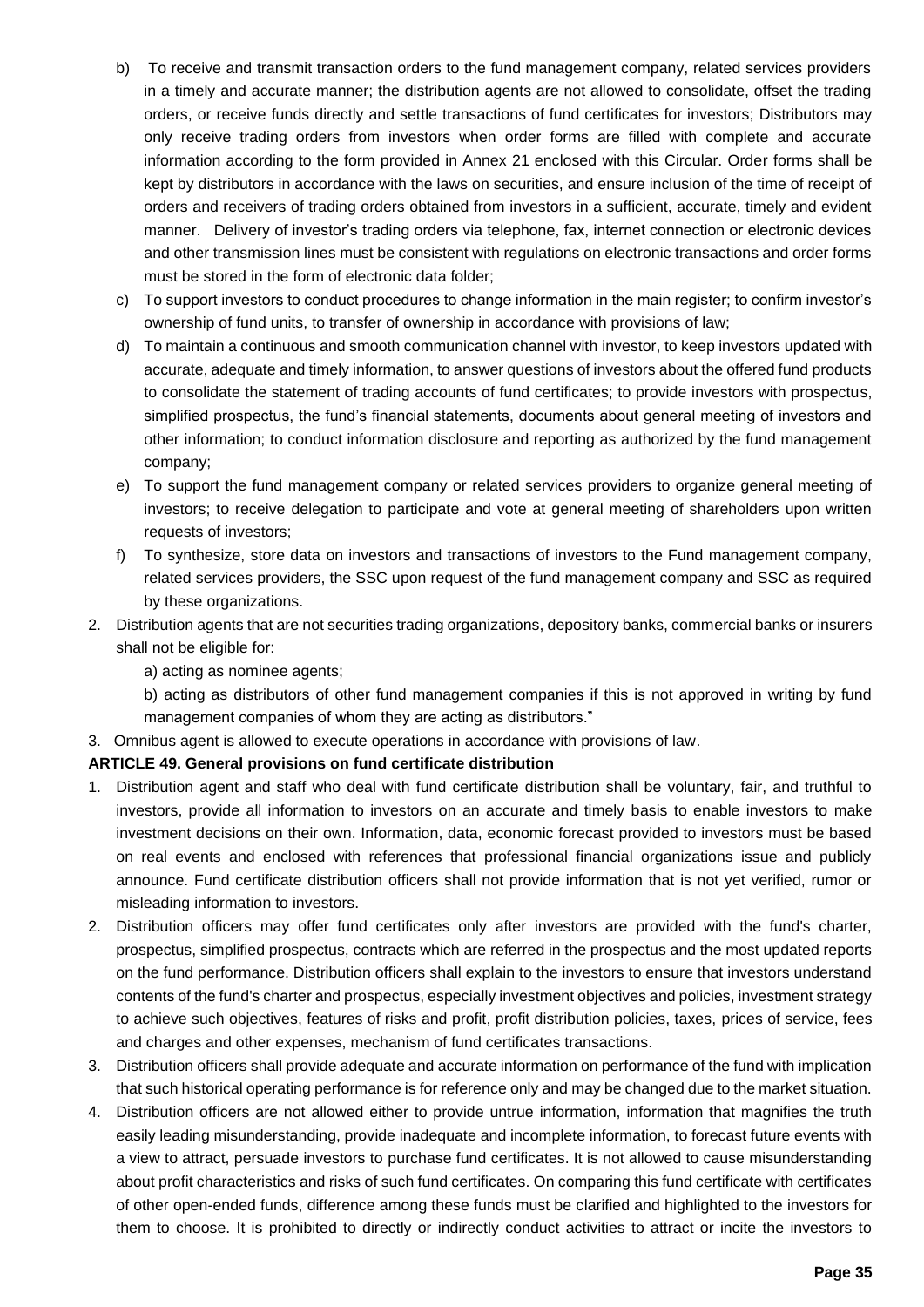b) To receive and transmit transaction orders to the fund management company, related services providers in a timely and accurate manner; the distribution agents are not allowed to consolidate, offset the trading orders, or receive funds directly and settle transactions of fund certificates for investors; Distributors may only receive trading orders from investors when order forms are filled with complete and accurate information according to the form provided in Annex 21 enclosed with this Circular. Order forms shall be kept by distributors in accordance with the laws on securities, and ensure inclusion of the time of receipt of orders and receivers of trading orders obtained from investors in a sufficient, accurate, timely and evident manner. Delivery of investor's trading orders via telephone, fax, internet connection or electronic devices and other transmission lines must be consistent with regulations on electronic transactions and order forms must be stored in the form of electronic data folder;

c) To support investors to conduct procedures to change information in the main register; to confirm investor's ownership of fund units, to transfer of ownership in accordance with provisions of law;

d) To maintain a continuous and smooth communication channel with investor, to keep investors updated with accurate, adequate and timely information, to answer questions of investors about the offered fund products to consolidate the statement of trading accounts of fund certificates; to provide investors with prospectus, simplified prospectus, the fund's financial statements, documents about general meeting of investors and other information; to conduct information disclosure and reporting as authorized by the fund management company;

e) To support the fund management company or related services providers to organize general meeting of investors; to receive delegation to participate and vote at general meeting of shareholders upon written requests of investors;

f) To synthesize, store data on investors and transactions of investors to the Fund management company, related services providers, the SSC upon request of the fund management company and SSC as required by these organizations.

2. Distribution agents that are not securities trading organizations, depository banks, commercial banks or insurers shall not be eligible for:

   a) acting as nominee agents;

   b) acting as distributors of other fund management companies if this is not approved in writing by fund management companies of whom they are acting as distributors."

3. Omnibus agent is allowed to execute operations in accordance with provisions of law.

**ARTICLE 49. General provisions on fund certificate distribution**

1. Distribution agent and staff who deal with fund certificate distribution shall be voluntary, fair, and truthful to investors, provide all information to investors on an accurate and timely basis to enable investors to make investment decisions on their own. Information, data, economic forecast provided to investors must be based on real events and enclosed with references that professional financial organizations issue and publicly announce. Fund certificate distribution officers shall not provide information that is not yet verified, rumor or misleading information to investors.

2. Distribution officers may offer fund certificates only after investors are provided with the fund's charter, prospectus, simplified prospectus, contracts which are referred in the prospectus and the most updated reports on the fund performance. Distribution officers shall explain to the investors to ensure that investors understand contents of the fund's charter and prospectus, especially investment objectives and policies, investment strategy to achieve such objectives, features of risks and profit, profit distribution policies, taxes, prices of service, fees and charges and other expenses, mechanism of fund certificates transactions.

3. Distribution officers shall provide adequate and accurate information on performance of the fund with implication that such historical operating performance is for reference only and may be changed due to the market situation.

4. Distribution officers are not allowed either to provide untrue information, information that magnifies the truth easily leading misunderstanding, provide inadequate and incomplete information, to forecast future events with a view to attract, persuade investors to purchase fund certificates. It is not allowed to cause misunderstanding about profit characteristics and risks of such fund certificates. On comparing this fund certificate with certificates of other open-ended funds, difference among these funds must be clarified and highlighted to the investors for them to choose. It is prohibited to directly or indirectly conduct activities to attract or incite the investors to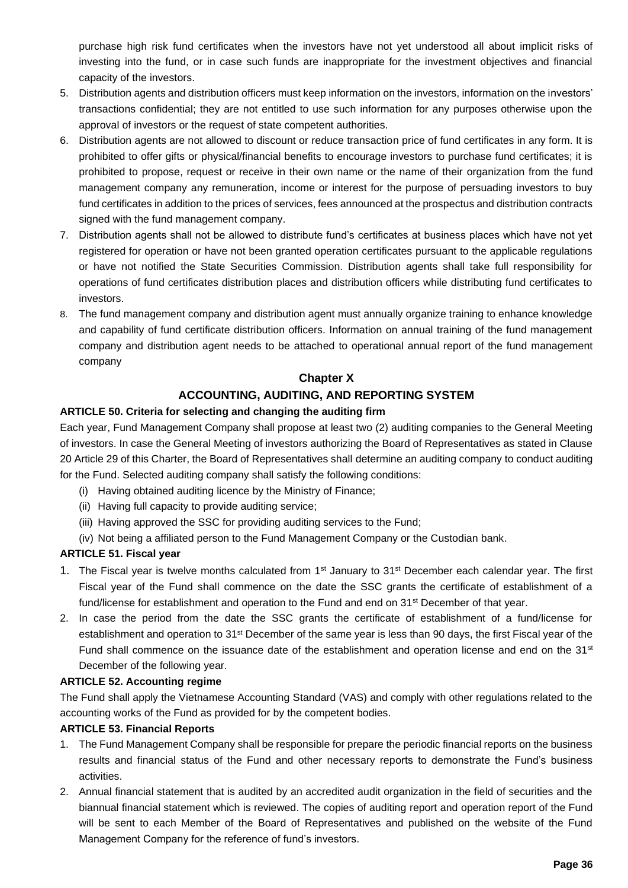purchase high risk fund certificates when the investors have not yet understood all about implicit risks of investing into the fund, or in case such funds are inappropriate for the investment objectives and financial capacity of the investors.

5. Distribution agents and distribution officers must keep information on the investors, information on the investors' transactions confidential; they are not entitled to use such information for any purposes otherwise upon the approval of investors or the request of state competent authorities.
6. Distribution agents are not allowed to discount or reduce transaction price of fund certificates in any form. It is prohibited to offer gifts or physical/financial benefits to encourage investors to purchase fund certificates; it is prohibited to propose, request or receive in their own name or the name of their organization from the fund management company any remuneration, income or interest for the purpose of persuading investors to buy fund certificates in addition to the prices of services, fees announced at the prospectus and distribution contracts signed with the fund management company.
7. Distribution agents shall not be allowed to distribute fund's certificates at business places which have not yet registered for operation or have not been granted operation certificates pursuant to the applicable regulations or have not notified the State Securities Commission. Distribution agents shall take full responsibility for operations of fund certificates distribution places and distribution officers while distributing fund certificates to investors.
8. The fund management company and distribution agent must annually organize training to enhance knowledge and capability of fund certificate distribution officers. Information on annual training of the fund management company and distribution agent needs to be attached to operational annual report of the fund management company

## Chapter X

## ACCOUNTING, AUDITING, AND REPORTING SYSTEM

### ARTICLE 50. Criteria for selecting and changing the auditing firm

Each year, Fund Management Company shall propose at least two (2) auditing companies to the General Meeting of investors. In case the General Meeting of investors authorizing the Board of Representatives as stated in Clause 20 Article 29 of this Charter, the Board of Representatives shall determine an auditing company to conduct auditing for the Fund. Selected auditing company shall satisfy the following conditions:

(i) Having obtained auditing licence by the Ministry of Finance;
(ii) Having full capacity to provide auditing service;
(iii) Having approved the SSC for providing auditing services to the Fund;
(iv) Not being a affiliated person to the Fund Management Company or the Custodian bank.

### ARTICLE 51. Fiscal year

1. The Fiscal year is twelve months calculated from 1st January to 31st December each calendar year. The first Fiscal year of the Fund shall commence on the date the SSC grants the certificate of establishment of a fund/license for establishment and operation to the Fund and end on 31st December of that year.
2. In case the period from the date the SSC grants the certificate of establishment of a fund/license for establishment and operation to 31st December of the same year is less than 90 days, the first Fiscal year of the Fund shall commence on the issuance date of the establishment and operation license and end on the 31st December of the following year.

### ARTICLE 52. Accounting regime

The Fund shall apply the Vietnamese Accounting Standard (VAS) and comply with other regulations related to the accounting works of the Fund as provided for by the competent bodies.

### ARTICLE 53. Financial Reports

1. The Fund Management Company shall be responsible for prepare the periodic financial reports on the business results and financial status of the Fund and other necessary reports to demonstrate the Fund's business activities.
2. Annual financial statement that is audited by an accredited audit organization in the field of securities and the biannual financial statement which is reviewed. The copies of auditing report and operation report of the Fund will be sent to each Member of the Board of Representatives and published on the website of the Fund Management Company for the reference of fund's investors.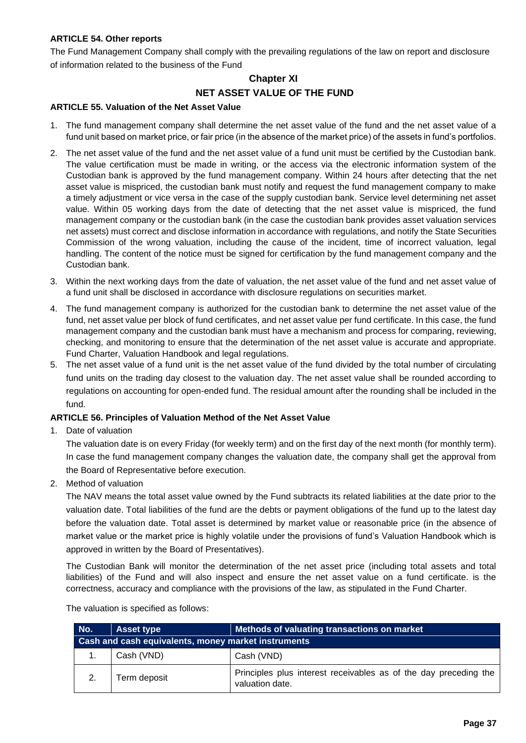**ARTICLE 54. Other reports**

The Fund Management Company shall comply with the prevailing regulations of the law on report and disclosure of information related to the business of the Fund

## Chapter XI

## NET ASSET VALUE OF THE FUND

**ARTICLE 55. Valuation of the Net Asset Value**

1. The fund management company shall determine the net asset value of the fund and the net asset value of a fund unit based on market price, or fair price (in the absence of the market price) of the assets in fund's portfolios.
2. The net asset value of the fund and the net asset value of a fund unit must be certified by the Custodian bank. The value certification must be made in writing, or the access via the electronic information system of the Custodian bank is approved by the fund management company. Within 24 hours after detecting that the net asset value is mispriced, the custodian bank must notify and request the fund management company to make a timely adjustment or vice versa in the case of the supply custodian bank. Service level determining net asset value. Within 05 working days from the date of detecting that the net asset value is mispriced, the fund management company or the custodian bank (in the case the custodian bank provides asset valuation services net assets) must correct and disclose information in accordance with regulations, and notify the State Securities Commission of the wrong valuation, including the cause of the incident, time of incorrect valuation, legal handling. The content of the notice must be signed for certification by the fund management company and the Custodian bank.
3. Within the next working days from the date of valuation, the net asset value of the fund and net asset value of a fund unit shall be disclosed in accordance with disclosure regulations on securities market.
4. The fund management company is authorized for the custodian bank to determine the net asset value of the fund, net asset value per block of fund certificates, and net asset value per fund certificate. In this case, the fund management company and the custodian bank must have a mechanism and process for comparing, reviewing, checking, and monitoring to ensure that the determination of the net asset value is accurate and appropriate. Fund Charter, Valuation Handbook and legal regulations.
5. The net asset value of a fund unit is the net asset value of the fund divided by the total number of circulating fund units on the trading day closest to the valuation day. The net asset value shall be rounded according to regulations on accounting for open-ended fund. The residual amount after the rounding shall be included in the fund.

**ARTICLE 56. Principles of Valuation Method of the Net Asset Value**

1. Date of valuation

   The valuation date is on every Friday (for weekly term) and on the first day of the next month (for monthly term). In case the fund management company changes the valuation date, the company shall get the approval from the Board of Representative before execution.

2. Method of valuation

   The NAV means the total asset value owned by the Fund subtracts its related liabilities at the date prior to the valuation date. Total liabilities of the fund are the debts or payment obligations of the fund up to the latest day before the valuation date. Total asset is determined by market value or reasonable price (in the absence of market value or the market price is highly volatile under the provisions of fund's Valuation Handbook which is approved in written by the Board of Presentatives).

   The Custodian Bank will monitor the determination of the net asset price (including total assets and total liabilities) of the Fund and will also inspect and ensure the net asset value on a fund certificate. is the correctness, accuracy and compliance with the provisions of the law, as stipulated in the Fund Charter.

   The valuation is specified as follows:

| No. | Asset type | Methods of valuating transactions on market |
|---|---|---|
| **Cash and cash equivalents, money market instruments** | | |
| 1. | Cash (VND) | Cash (VND) |
| 2. | Term deposit | Principles plus interest receivables as of the day preceding the valuation date. |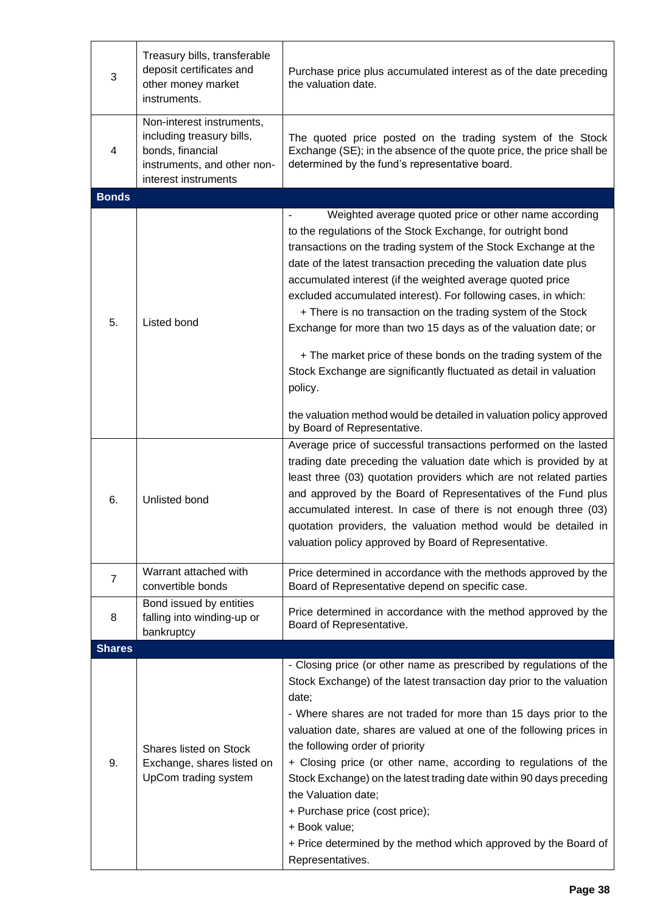| | | |
|---|---|---|
| 3 | Treasury bills, transferable deposit certificates and other money market instruments. | Purchase price plus accumulated interest as of the date preceding the valuation date. |
| 4 | Non-interest instruments, including treasury bills, bonds, financial instruments, and other non-interest instruments | The quoted price posted on the trading system of the Stock Exchange (SE); in the absence of the quote price, the price shall be determined by the fund's representative board. |
| **Bonds** | | |
| 5. | Listed bond | - Weighted average quoted price or other name according to the regulations of the Stock Exchange, for outright bond transactions on the trading system of the Stock Exchange at the date of the latest transaction preceding the valuation date plus accumulated interest (if the weighted average quoted price excluded accumulated interest). For following cases, in which:<br>+ There is no transaction on the trading system of the Stock Exchange for more than two 15 days as of the valuation date; or<br>+ The market price of these bonds on the trading system of the Stock Exchange are significantly fluctuated as detail in valuation policy.<br>the valuation method would be detailed in valuation policy approved by Board of Representative. |
| 6. | Unlisted bond | Average price of successful transactions performed on the lasted trading date preceding the valuation date which is provided by at least three (03) quotation providers which are not related parties and approved by the Board of Representatives of the Fund plus accumulated interest. In case of there is not enough three (03) quotation providers, the valuation method would be detailed in valuation policy approved by Board of Representative. |
| 7 | Warrant attached with convertible bonds | Price determined in accordance with the methods approved by the Board of Representative depend on specific case. |
| 8 | Bond issued by entities falling into winding-up or bankruptcy | Price determined in accordance with the method approved by the Board of Representative. |
| **Shares** | | |
| 9. | Shares listed on Stock Exchange, shares listed on UpCom trading system | - Closing price (or other name as prescribed by regulations of the Stock Exchange) of the latest transaction day prior to the valuation date;<br>- Where shares are not traded for more than 15 days prior to the valuation date, shares are valued at one of the following prices in the following order of priority<br>+ Closing price (or other name, according to regulations of the Stock Exchange) on the latest trading date within 90 days preceding the Valuation date;<br>+ Purchase price (cost price);<br>+ Book value;<br>+ Price determined by the method which approved by the Board of Representatives. |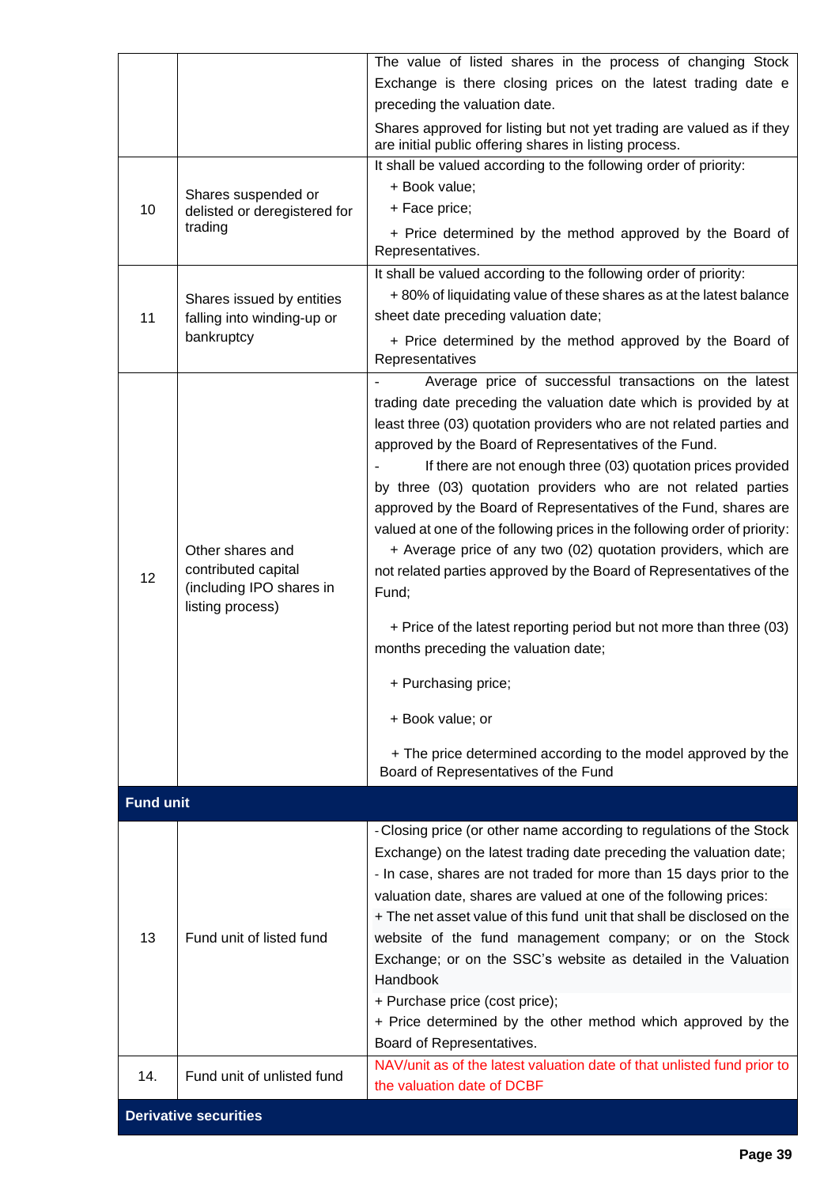| | | |
|---|---|---|
| | | The value of listed shares in the process of changing Stock Exchange is there closing prices on the latest trading date e preceding the valuation date.<br>Shares approved for listing but not yet trading are valued as if they are initial public offering shares in listing process. |
| 10 | Shares suspended or delisted or deregistered for trading | It shall be valued according to the following order of priority:<br>+ Book value;<br>+ Face price;<br>+ Price determined by the method approved by the Board of Representatives. |
| 11 | Shares issued by entities falling into winding-up or bankruptcy | It shall be valued according to the following order of priority:<br>+ 80% of liquidating value of these shares as at the latest balance sheet date preceding valuation date;<br>+ Price determined by the method approved by the Board of Representatives |
| 12 | Other shares and contributed capital (including IPO shares in listing process) | - Average price of successful transactions on the latest trading date preceding the valuation date which is provided by at least three (03) quotation providers who are not related parties and approved by the Board of Representatives of the Fund.<br>- If there are not enough three (03) quotation prices provided by three (03) quotation providers who are not related parties approved by the Board of Representatives of the Fund, shares are valued at one of the following prices in the following order of priority:<br>+ Average price of any two (02) quotation providers, which are not related parties approved by the Board of Representatives of the Fund;<br>+ Price of the latest reporting period but not more than three (03) months preceding the valuation date;<br>+ Purchasing price;<br>+ Book value; or<br>+ The price determined according to the model approved by the Board of Representatives of the Fund |
| **Fund unit** | | |
| 13 | Fund unit of listed fund | - Closing price (or other name according to regulations of the Stock Exchange) on the latest trading date preceding the valuation date;<br>- In case, shares are not traded for more than 15 days prior to the valuation date, shares are valued at one of the following prices:<br>+ The net asset value of this fund unit that shall be disclosed on the website of the fund management company; or on the Stock Exchange; or on the SSC's website as detailed in the Valuation Handbook<br>+ Purchase price (cost price);<br>+ Price determined by the other method which approved by the Board of Representatives. |
| 14. | Fund unit of unlisted fund | NAV/unit as of the latest valuation date of that unlisted fund prior to the valuation date of DCBF |
| **Derivative securities** | | |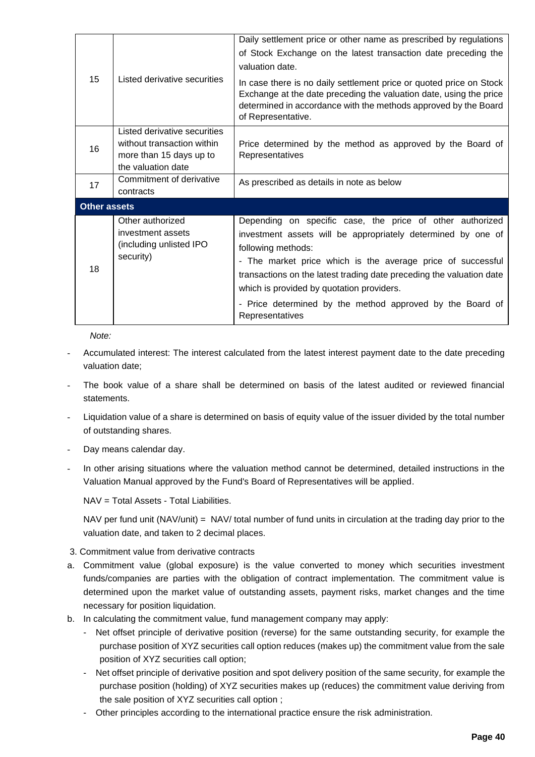| | | |
|---|---|---|
| 15 | Listed derivative securities | Daily settlement price or other name as prescribed by regulations of Stock Exchange on the latest transaction date preceding the valuation date.<br>In case there is no daily settlement price or quoted price on Stock Exchange at the date preceding the valuation date, using the price determined in accordance with the methods approved by the Board of Representative. |
| 16 | Listed derivative securities without transaction within more than 15 days up to the valuation date | Price determined by the method as approved by the Board of Representatives |
| 17 | Commitment of derivative contracts | As prescribed as details in note as below |
| **Other assets** | | |
| 18 | Other authorized investment assets (including unlisted IPO security) | Depending on specific case, the price of other authorized investment assets will be appropriately determined by one of following methods:<br>- The market price which is the average price of successful transactions on the latest trading date preceding the valuation date which is provided by quotation providers.<br>- Price determined by the method approved by the Board of Representatives |

*Note:*

- Accumulated interest: The interest calculated from the latest interest payment date to the date preceding valuation date;
- The book value of a share shall be determined on basis of the latest audited or reviewed financial statements.
- Liquidation value of a share is determined on basis of equity value of the issuer divided by the total number of outstanding shares.
- Day means calendar day.
- In other arising situations where the valuation method cannot be determined, detailed instructions in the Valuation Manual approved by the Fund's Board of Representatives will be applied.

NAV = Total Assets - Total Liabilities.

NAV per fund unit (NAV/unit) = NAV/ total number of fund units in circulation at the trading day prior to the valuation date, and taken to 2 decimal places.

3. Commitment value from derivative contracts

a. Commitment value (global exposure) is the value converted to money which securities investment funds/companies are parties with the obligation of contract implementation. The commitment value is determined upon the market value of outstanding assets, payment risks, market changes and the time necessary for position liquidation.
b. In calculating the commitment value, fund management company may apply:
   - Net offset principle of derivative position (reverse) for the same outstanding security, for example the purchase position of XYZ securities call option reduces (makes up) the commitment value from the sale position of XYZ securities call option;
   - Net offset principle of derivative position and spot delivery position of the same security, for example the purchase position (holding) of XYZ securities makes up (reduces) the commitment value deriving from the sale position of XYZ securities call option ;
   - Other principles according to the international practice ensure the risk administration.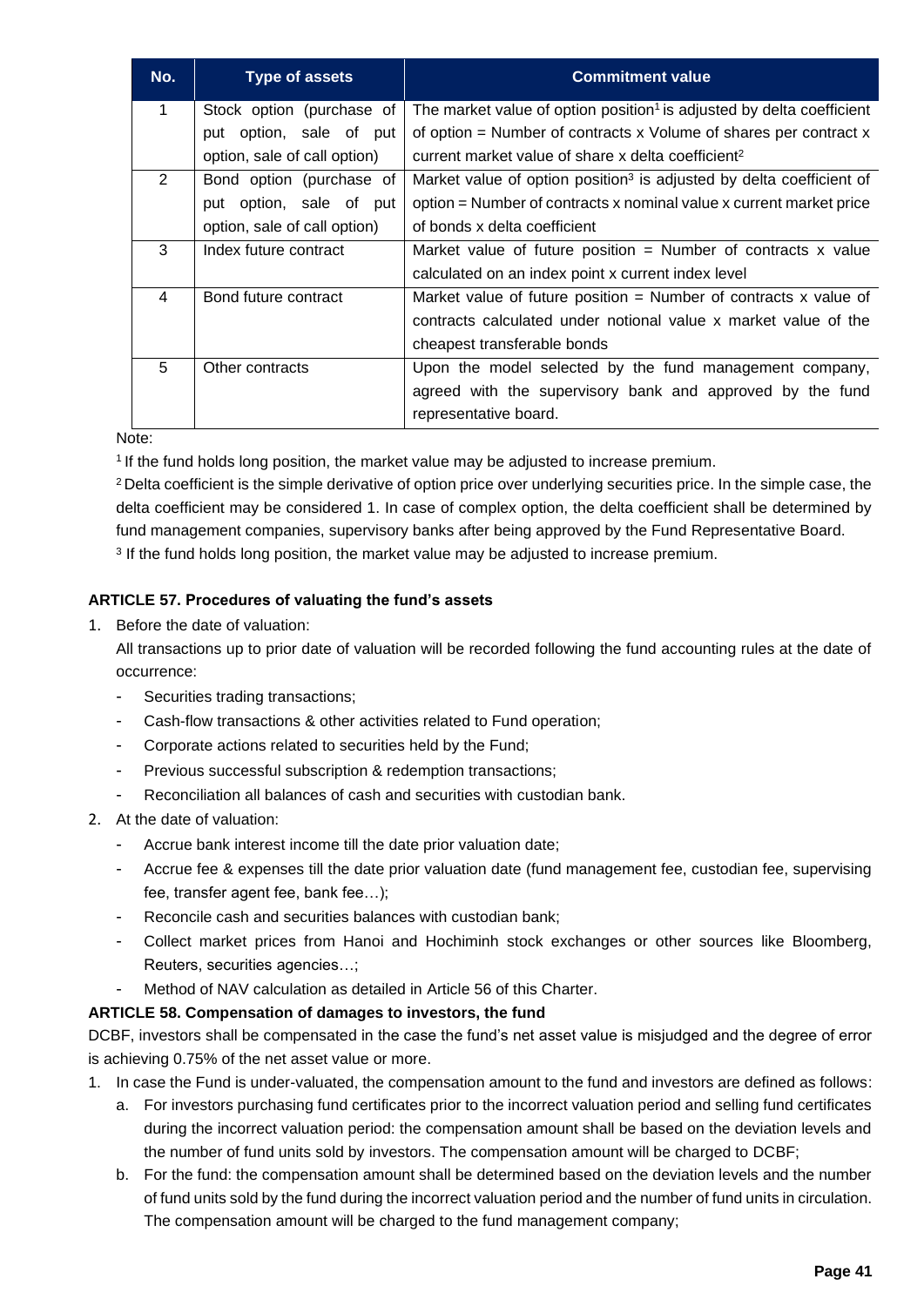| No. | Type of assets | Commitment value |
|---|---|---|
| 1 | Stock option (purchase of put option, sale of put option, sale of call option) | The market value of option position[1] is adjusted by delta coefficient of option = Number of contracts x Volume of shares per contract x current market value of share x delta coefficient[2] |
| 2 | Bond option (purchase of put option, sale of put option, sale of call option) | Market value of option position[3] is adjusted by delta coefficient of option = Number of contracts x nominal value x current market price of bonds x delta coefficient |
| 3 | Index future contract | Market value of future position = Number of contracts x value calculated on an index point x current index level |
| 4 | Bond future contract | Market value of future position = Number of contracts x value of contracts calculated under notional value x market value of the cheapest transferable bonds |
| 5 | Other contracts | Upon the model selected by the fund management company, agreed with the supervisory bank and approved by the fund representative board. |

Note:

[1] If the fund holds long position, the market value may be adjusted to increase premium.

[2] Delta coefficient is the simple derivative of option price over underlying securities price. In the simple case, the delta coefficient may be considered 1. In case of complex option, the delta coefficient shall be determined by fund management companies, supervisory banks after being approved by the Fund Representative Board.

[3] If the fund holds long position, the market value may be adjusted to increase premium.

### ARTICLE 57. Procedures of valuating the fund's assets

1. Before the date of valuation:

   All transactions up to prior date of valuation will be recorded following the fund accounting rules at the date of occurrence:

   - Securities trading transactions;
   - Cash-flow transactions & other activities related to Fund operation;
   - Corporate actions related to securities held by the Fund;
   - Previous successful subscription & redemption transactions;
   - Reconciliation all balances of cash and securities with custodian bank.

2. At the date of valuation:
   - Accrue bank interest income till the date prior valuation date;
   - Accrue fee & expenses till the date prior valuation date (fund management fee, custodian fee, supervising fee, transfer agent fee, bank fee…);
   - Reconcile cash and securities balances with custodian bank;
   - Collect market prices from Hanoi and Hochiminh stock exchanges or other sources like Bloomberg, Reuters, securities agencies…;
   - Method of NAV calculation as detailed in Article 56 of this Charter.

### ARTICLE 58. Compensation of damages to investors, the fund

DCBF, investors shall be compensated in the case the fund's net asset value is misjudged and the degree of error is achieving 0.75% of the net asset value or more.

1. In case the Fund is under-valuated, the compensation amount to the fund and investors are defined as follows:
   a. For investors purchasing fund certificates prior to the incorrect valuation period and selling fund certificates during the incorrect valuation period: the compensation amount shall be based on the deviation levels and the number of fund units sold by investors. The compensation amount will be charged to DCBF;
   b. For the fund: the compensation amount shall be determined based on the deviation levels and the number of fund units sold by the fund during the incorrect valuation period and the number of fund units in circulation. The compensation amount will be charged to the fund management company;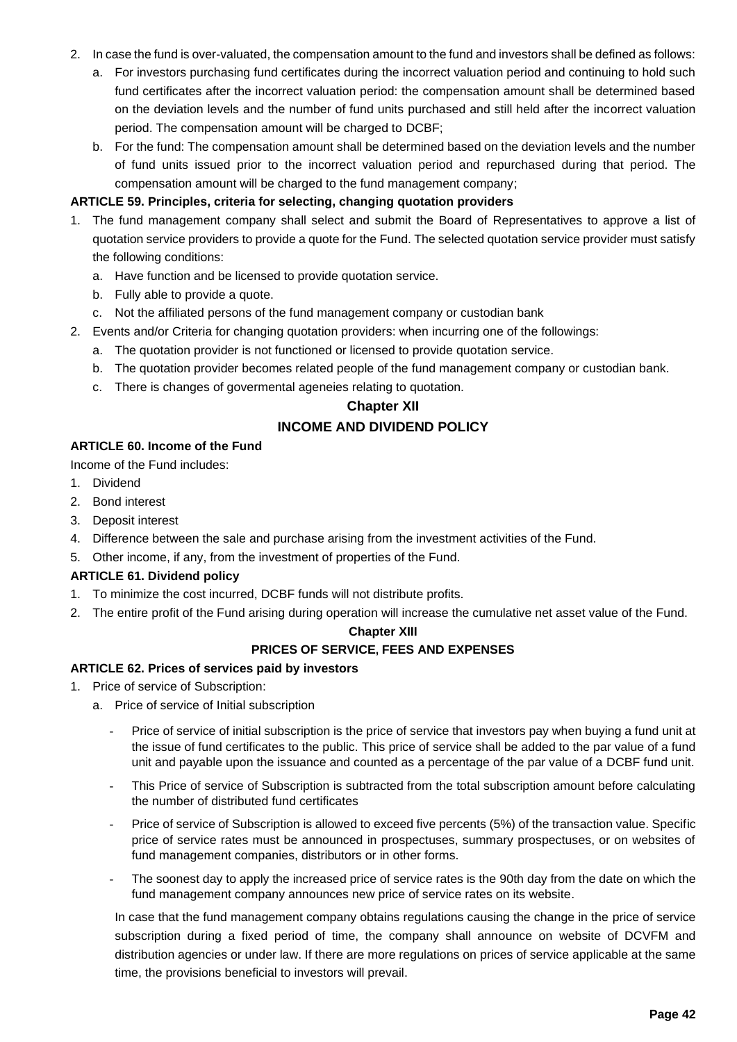2. In case the fund is over-valuated, the compensation amount to the fund and investors shall be defined as follows:
   a. For investors purchasing fund certificates during the incorrect valuation period and continuing to hold such fund certificates after the incorrect valuation period: the compensation amount shall be determined based on the deviation levels and the number of fund units purchased and still held after the incorrect valuation period. The compensation amount will be charged to DCBF;
   b. For the fund: The compensation amount shall be determined based on the deviation levels and the number of fund units issued prior to the incorrect valuation period and repurchased during that period. The compensation amount will be charged to the fund management company;

**ARTICLE 59. Principles, criteria for selecting, changing quotation providers**

1. The fund management company shall select and submit the Board of Representatives to approve a list of quotation service providers to provide a quote for the Fund. The selected quotation service provider must satisfy the following conditions:
   a. Have function and be licensed to provide quotation service.
   b. Fully able to provide a quote.
   c. Not the affiliated persons of the fund management company or custodian bank
2. Events and/or Criteria for changing quotation providers: when incurring one of the followings:
   a. The quotation provider is not functioned or licensed to provide quotation service.
   b. The quotation provider becomes related people of the fund management company or custodian bank.
   c. There is changes of govermental ageneies relating to quotation.

## Chapter XII

## INCOME AND DIVIDEND POLICY

**ARTICLE 60. Income of the Fund**

Income of the Fund includes:

1. Dividend
2. Bond interest
3. Deposit interest
4. Difference between the sale and purchase arising from the investment activities of the Fund.
5. Other income, if any, from the investment of properties of the Fund.

**ARTICLE 61. Dividend policy**

1. To minimize the cost incurred, DCBF funds will not distribute profits.
2. The entire profit of the Fund arising during operation will increase the cumulative net asset value of the Fund.

## Chapter XIII

## PRICES OF SERVICE, FEES AND EXPENSES

**ARTICLE 62. Prices of services paid by investors**

1. Price of service of Subscription:
   a. Price of service of Initial subscription
      - Price of service of initial subscription is the price of service that investors pay when buying a fund unit at the issue of fund certificates to the public. This price of service shall be added to the par value of a fund unit and payable upon the issuance and counted as a percentage of the par value of a DCBF fund unit.
      - This Price of service of Subscription is subtracted from the total subscription amount before calculating the number of distributed fund certificates
      - Price of service of Subscription is allowed to exceed five percents (5%) of the transaction value. Specific price of service rates must be announced in prospectuses, summary prospectuses, or on websites of fund management companies, distributors or in other forms.
      - The soonest day to apply the increased price of service rates is the 90th day from the date on which the fund management company announces new price of service rates on its website.

      In case that the fund management company obtains regulations causing the change in the price of service subscription during a fixed period of time, the company shall announce on website of DCVFM and distribution agencies or under law. If there are more regulations on prices of service applicable at the same time, the provisions beneficial to investors will prevail.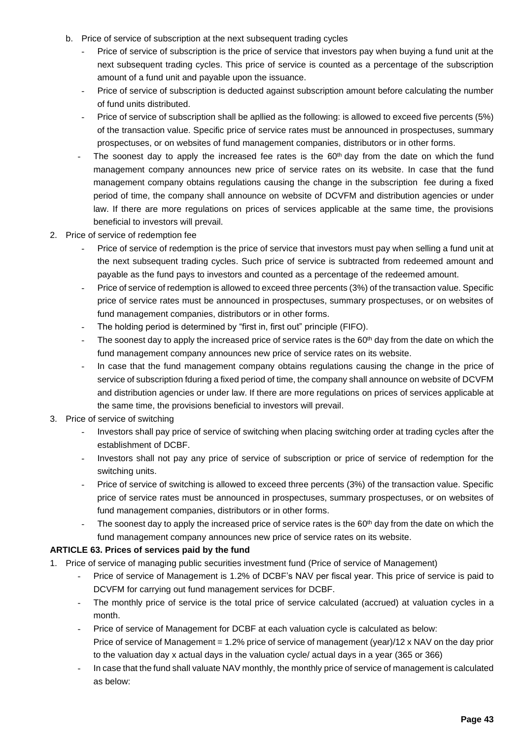b. Price of service of subscription at the next subsequent trading cycles

- Price of service of subscription is the price of service that investors pay when buying a fund unit at the next subsequent trading cycles. This price of service is counted as a percentage of the subscription amount of a fund unit and payable upon the issuance.
- Price of service of subscription is deducted against subscription amount before calculating the number of fund units distributed.
- Price of service of subscription shall be apllied as the following: is allowed to exceed five percents (5%) of the transaction value. Specific price of service rates must be announced in prospectuses, summary prospectuses, or on websites of fund management companies, distributors or in other forms.
- The soonest day to apply the increased fee rates is the 60th day from the date on which the fund management company announces new price of service rates on its website. In case that the fund management company obtains regulations causing the change in the subscription fee during a fixed period of time, the company shall announce on website of DCVFM and distribution agencies or under law. If there are more regulations on prices of services applicable at the same time, the provisions beneficial to investors will prevail.

2. Price of service of redemption fee

- Price of service of redemption is the price of service that investors must pay when selling a fund unit at the next subsequent trading cycles. Such price of service is subtracted from redeemed amount and payable as the fund pays to investors and counted as a percentage of the redeemed amount.
- Price of service of redemption is allowed to exceed three percents (3%) of the transaction value. Specific price of service rates must be announced in prospectuses, summary prospectuses, or on websites of fund management companies, distributors or in other forms.
- The holding period is determined by "first in, first out" principle (FIFO).
- The soonest day to apply the increased price of service rates is the 60th day from the date on which the fund management company announces new price of service rates on its website.
- In case that the fund management company obtains regulations causing the change in the price of service of subscription fduring a fixed period of time, the company shall announce on website of DCVFM and distribution agencies or under law. If there are more regulations on prices of services applicable at the same time, the provisions beneficial to investors will prevail.

3. Price of service of switching

- Investors shall pay price of service of switching when placing switching order at trading cycles after the establishment of DCBF.
- Investors shall not pay any price of service of subscription or price of service of redemption for the switching units.
- Price of service of switching is allowed to exceed three percents (3%) of the transaction value. Specific price of service rates must be announced in prospectuses, summary prospectuses, or on websites of fund management companies, distributors or in other forms.
- The soonest day to apply the increased price of service rates is the 60th day from the date on which the fund management company announces new price of service rates on its website.

**ARTICLE 63. Prices of services paid by the fund**

1. Price of service of managing public securities investment fund (Price of service of Management)

- Price of service of Management is 1.2% of DCBF's NAV per fiscal year. This price of service is paid to DCVFM for carrying out fund management services for DCBF.
- The monthly price of service is the total price of service calculated (accrued) at valuation cycles in a month.
- Price of service of Management for DCBF at each valuation cycle is calculated as below:
  Price of service of Management = 1.2% price of service of management (year)/12 x NAV on the day prior to the valuation day x actual days in the valuation cycle/ actual days in a year (365 or 366)
- In case that the fund shall valuate NAV monthly, the monthly price of service of management is calculated as below: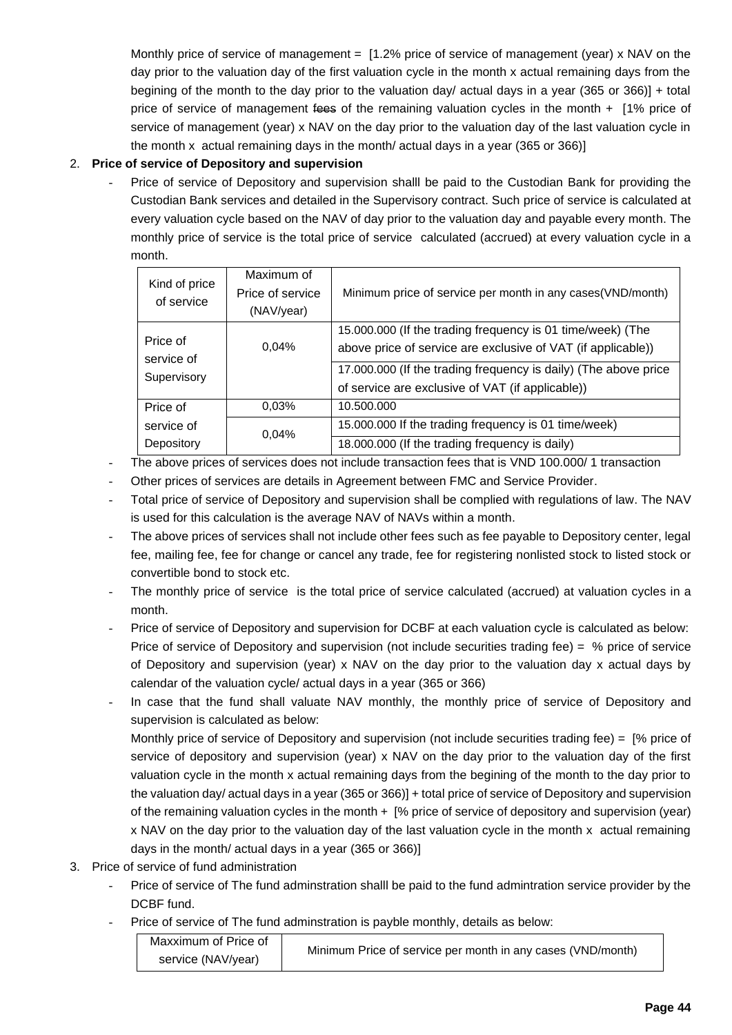Monthly price of service of management = [1.2% price of service of management (year) x NAV on the day prior to the valuation day of the first valuation cycle in the month x actual remaining days from the begining of the month to the day prior to the valuation day/ actual days in a year (365 or 366)] + total price of service of management ~~fees~~ of the remaining valuation cycles in the month + [1% price of service of management (year) x NAV on the day prior to the valuation day of the last valuation cycle in the month x actual remaining days in the month/ actual days in a year (365 or 366)]

2. **Price of service of Depository and supervision**

   - Price of service of Depository and supervision shalll be paid to the Custodian Bank for providing the Custodian Bank services and detailed in the Supervisory contract. Such price of service is calculated at every valuation cycle based on the NAV of day prior to the valuation day and payable every month. The monthly price of service is the total price of service calculated (accrued) at every valuation cycle in a month.

| Kind of price of service | Maximum of Price of service (NAV/year) | Minimum price of service per month in any cases(VND/month) |
|---|---|---|
| Price of service of Supervisory | 0,04% | 15.000.000 (If the trading frequency is 01 time/week) (The above price of service are exclusive of VAT (if applicable)) |
| | | 17.000.000 (If the trading frequency is daily) (The above price of service are exclusive of VAT (if applicable)) |
| Price of service of Depository | 0,03% | 10.500.000 |
| | 0,04% | 15.000.000 If the trading frequency is 01 time/week) |
| | | 18.000.000 (If the trading frequency is daily) |

   - The above prices of services does not include transaction fees that is VND 100.000/ 1 transaction
   - Other prices of services are details in Agreement between FMC and Service Provider.
   - Total price of service of Depository and supervision shall be complied with regulations of law. The NAV is used for this calculation is the average NAV of NAVs within a month.
   - The above prices of services shall not include other fees such as fee payable to Depository center, legal fee, mailing fee, fee for change or cancel any trade, fee for registering nonlisted stock to listed stock or convertible bond to stock etc.
   - The monthly price of service is the total price of service calculated (accrued) at valuation cycles in a month.
   - Price of service of Depository and supervision for DCBF at each valuation cycle is calculated as below: Price of service of Depository and supervision (not include securities trading fee) = % price of service of Depository and supervision (year) x NAV on the day prior to the valuation day x actual days by calendar of the valuation cycle/ actual days in a year (365 or 366)
   - In case that the fund shall valuate NAV monthly, the monthly price of service of Depository and supervision is calculated as below:
     Monthly price of service of Depository and supervision (not include securities trading fee) = [% price of service of depository and supervision (year) x NAV on the day prior to the valuation day of the first valuation cycle in the month x actual remaining days from the begining of the month to the day prior to the valuation day/ actual days in a year (365 or 366)] + total price of service of Depository and supervision of the remaining valuation cycles in the month + [% price of service of depository and supervision (year) x NAV on the day prior to the valuation day of the last valuation cycle in the month x actual remaining days in the month/ actual days in a year (365 or 366)]

3. Price of service of fund administration

   - Price of service of The fund adminstration shalll be paid to the fund admintration service provider by the DCBF fund.
   - Price of service of The fund adminstration is payble monthly, details as below:

| Maxximum of Price of service (NAV/year) | Minimum Price of service per month in any cases (VND/month) |
|---|---|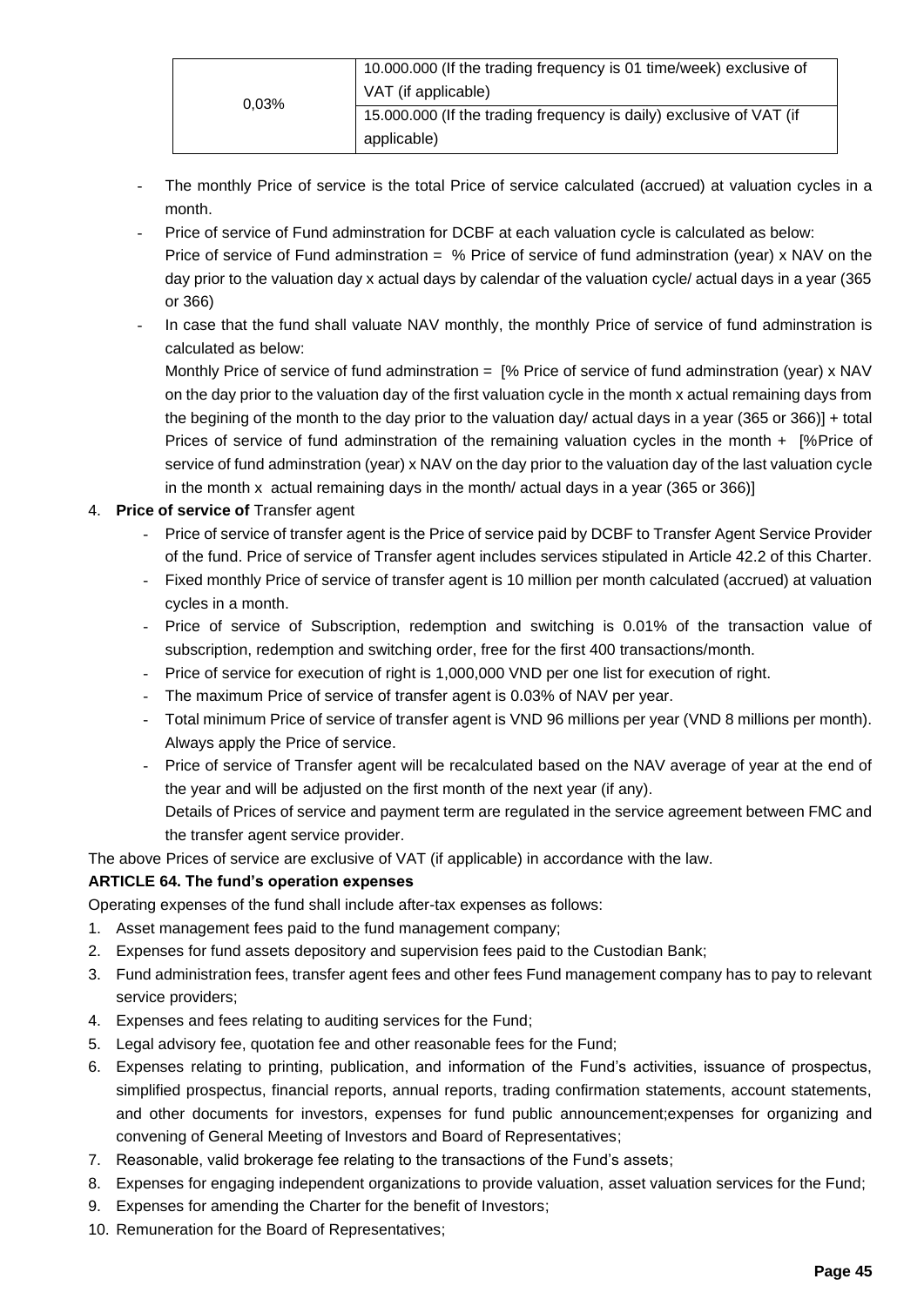| 0,03% | 10.000.000 (If the trading frequency is 01 time/week) exclusive of VAT (if applicable) |
|---|---|
| | 15.000.000 (If the trading frequency is daily) exclusive of VAT (if applicable) |

- The monthly Price of service is the total Price of service calculated (accrued) at valuation cycles in a month.
- Price of service of Fund adminstration for DCBF at each valuation cycle is calculated as below:
  Price of service of Fund adminstration = % Price of service of fund adminstration (year) x NAV on the day prior to the valuation day x actual days by calendar of the valuation cycle/ actual days in a year (365 or 366)
- In case that the fund shall valuate NAV monthly, the monthly Price of service of fund adminstration is calculated as below:
  Monthly Price of service of fund adminstration = [% Price of service of fund adminstration (year) x NAV on the day prior to the valuation day of the first valuation cycle in the month x actual remaining days from the begining of the month to the day prior to the valuation day/ actual days in a year (365 or 366)] + total Prices of service of fund adminstration of the remaining valuation cycles in the month + [%Price of service of fund adminstration (year) x NAV on the day prior to the valuation day of the last valuation cycle in the month x actual remaining days in the month/ actual days in a year (365 or 366)]

4. **Price of service of** Transfer agent
   - Price of service of transfer agent is the Price of service paid by DCBF to Transfer Agent Service Provider of the fund. Price of service of Transfer agent includes services stipulated in Article 42.2 of this Charter.
   - Fixed monthly Price of service of transfer agent is 10 million per month calculated (accrued) at valuation cycles in a month.
   - Price of service of Subscription, redemption and switching is 0.01% of the transaction value of subscription, redemption and switching order, free for the first 400 transactions/month.
   - Price of service for execution of right is 1,000,000 VND per one list for execution of right.
   - The maximum Price of service of transfer agent is 0.03% of NAV per year.
   - Total minimum Price of service of transfer agent is VND 96 millions per year (VND 8 millions per month). Always apply the Price of service.
   - Price of service of Transfer agent will be recalculated based on the NAV average of year at the end of the year and will be adjusted on the first month of the next year (if any).
     Details of Prices of service and payment term are regulated in the service agreement between FMC and the transfer agent service provider.

The above Prices of service are exclusive of VAT (if applicable) in accordance with the law.

**ARTICLE 64. The fund's operation expenses**

Operating expenses of the fund shall include after-tax expenses as follows:

1. Asset management fees paid to the fund management company;
2. Expenses for fund assets depository and supervision fees paid to the Custodian Bank;
3. Fund administration fees, transfer agent fees and other fees Fund management company has to pay to relevant service providers;
4. Expenses and fees relating to auditing services for the Fund;
5. Legal advisory fee, quotation fee and other reasonable fees for the Fund;
6. Expenses relating to printing, publication, and information of the Fund's activities, issuance of prospectus, simplified prospectus, financial reports, annual reports, trading confirmation statements, account statements, and other documents for investors, expenses for fund public announcement;expenses for organizing and convening of General Meeting of Investors and Board of Representatives;
7. Reasonable, valid brokerage fee relating to the transactions of the Fund's assets;
8. Expenses for engaging independent organizations to provide valuation, asset valuation services for the Fund;
9. Expenses for amending the Charter for the benefit of Investors;
10. Remuneration for the Board of Representatives;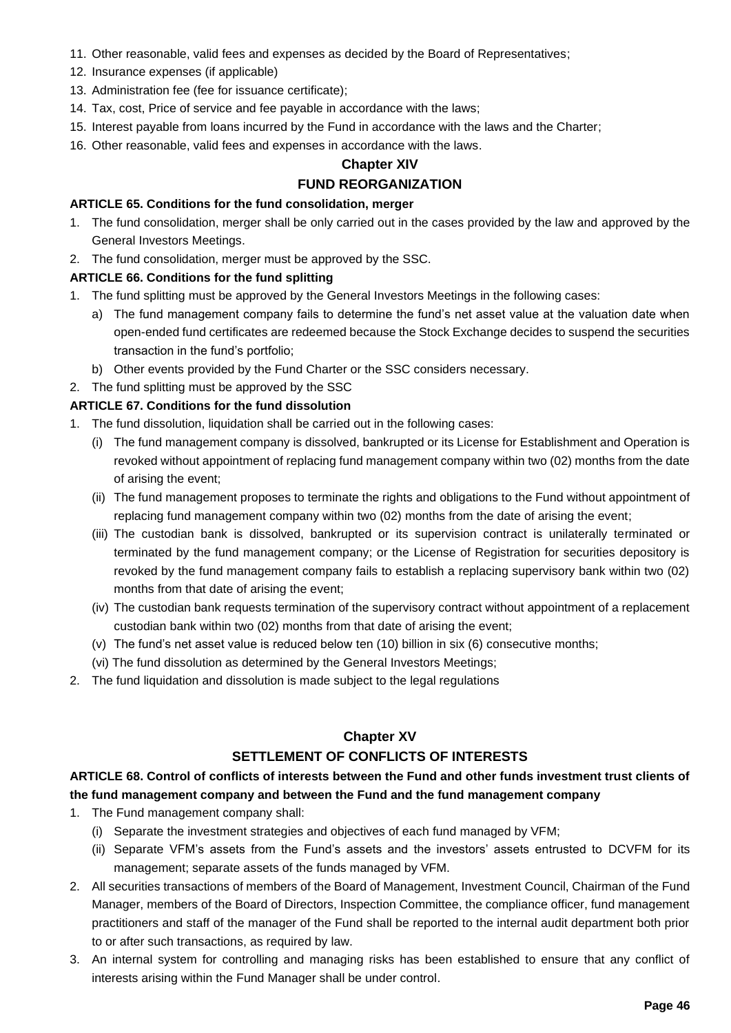11. Other reasonable, valid fees and expenses as decided by the Board of Representatives;
12. Insurance expenses (if applicable)
13. Administration fee (fee for issuance certificate);
14. Tax, cost, Price of service and fee payable in accordance with the laws;
15. Interest payable from loans incurred by the Fund in accordance with the laws and the Charter;
16. Other reasonable, valid fees and expenses in accordance with the laws.

## Chapter XIV
## FUND REORGANIZATION

### ARTICLE 65. Conditions for the fund consolidation, merger

1. The fund consolidation, merger shall be only carried out in the cases provided by the law and approved by the General Investors Meetings.
2. The fund consolidation, merger must be approved by the SSC.

### ARTICLE 66. Conditions for the fund splitting

1. The fund splitting must be approved by the General Investors Meetings in the following cases:
   a) The fund management company fails to determine the fund's net asset value at the valuation date when open-ended fund certificates are redeemed because the Stock Exchange decides to suspend the securities transaction in the fund's portfolio;
   b) Other events provided by the Fund Charter or the SSC considers necessary.
2. The fund splitting must be approved by the SSC

### ARTICLE 67. Conditions for the fund dissolution

1. The fund dissolution, liquidation shall be carried out in the following cases:
   (i) The fund management company is dissolved, bankrupted or its License for Establishment and Operation is revoked without appointment of replacing fund management company within two (02) months from the date of arising the event;
   (ii) The fund management proposes to terminate the rights and obligations to the Fund without appointment of replacing fund management company within two (02) months from the date of arising the event;
   (iii) The custodian bank is dissolved, bankrupted or its supervision contract is unilaterally terminated or terminated by the fund management company; or the License of Registration for securities depository is revoked by the fund management company fails to establish a replacing supervisory bank within two (02) months from that date of arising the event;
   (iv) The custodian bank requests termination of the supervisory contract without appointment of a replacement custodian bank within two (02) months from that date of arising the event;
   (v) The fund's net asset value is reduced below ten (10) billion in six (6) consecutive months;
   (vi) The fund dissolution as determined by the General Investors Meetings;
2. The fund liquidation and dissolution is made subject to the legal regulations

## Chapter XV
## SETTLEMENT OF CONFLICTS OF INTERESTS

### ARTICLE 68. Control of conflicts of interests between the Fund and other funds investment trust clients of the fund management company and between the Fund and the fund management company

1. The Fund management company shall:
   (i) Separate the investment strategies and objectives of each fund managed by VFM;
   (ii) Separate VFM's assets from the Fund's assets and the investors' assets entrusted to DCVFM for its management; separate assets of the funds managed by VFM.
2. All securities transactions of members of the Board of Management, Investment Council, Chairman of the Fund Manager, members of the Board of Directors, Inspection Committee, the compliance officer, fund management practitioners and staff of the manager of the Fund shall be reported to the internal audit department both prior to or after such transactions, as required by law.
3. An internal system for controlling and managing risks has been established to ensure that any conflict of interests arising within the Fund Manager shall be under control.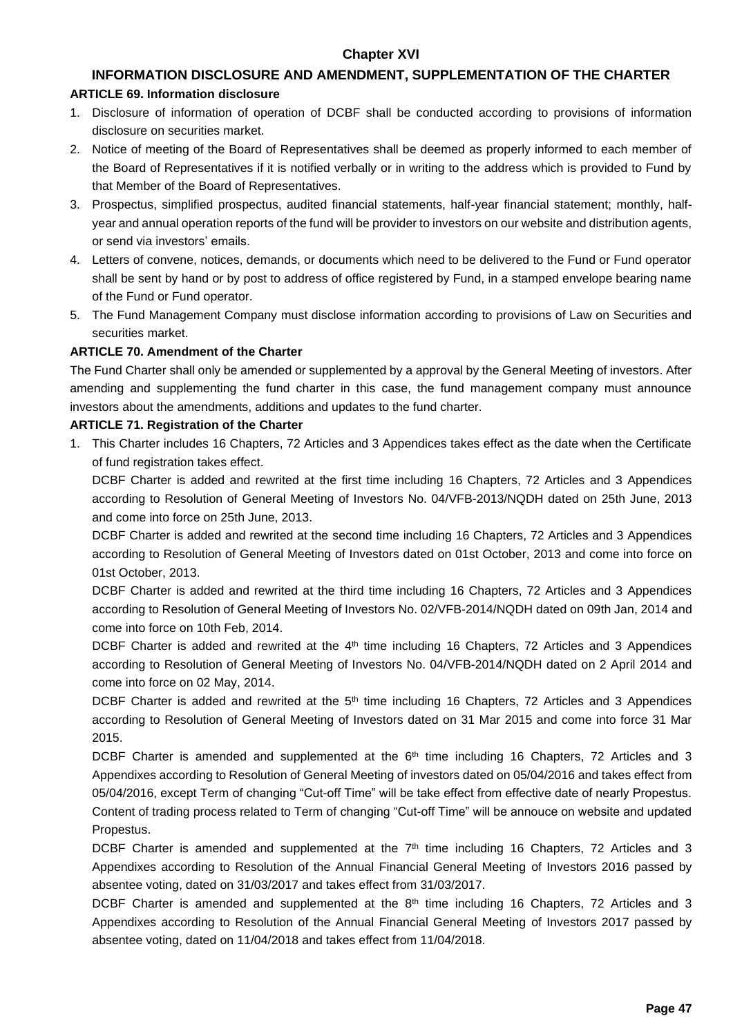## Chapter XVI

## INFORMATION DISCLOSURE AND AMENDMENT, SUPPLEMENTATION OF THE CHARTER

### ARTICLE 69. Information disclosure

1. Disclosure of information of operation of DCBF shall be conducted according to provisions of information disclosure on securities market.
2. Notice of meeting of the Board of Representatives shall be deemed as properly informed to each member of the Board of Representatives if it is notified verbally or in writing to the address which is provided to Fund by that Member of the Board of Representatives.
3. Prospectus, simplified prospectus, audited financial statements, half-year financial statement; monthly, half-year and annual operation reports of the fund will be provider to investors on our website and distribution agents, or send via investors' emails.
4. Letters of convene, notices, demands, or documents which need to be delivered to the Fund or Fund operator shall be sent by hand or by post to address of office registered by Fund, in a stamped envelope bearing name of the Fund or Fund operator.
5. The Fund Management Company must disclose information according to provisions of Law on Securities and securities market.

### ARTICLE 70. Amendment of the Charter

The Fund Charter shall only be amended or supplemented by a approval by the General Meeting of investors. After amending and supplementing the fund charter in this case, the fund management company must announce investors about the amendments, additions and updates to the fund charter.

### ARTICLE 71. Registration of the Charter

1. This Charter includes 16 Chapters, 72 Articles and 3 Appendices takes effect as the date when the Certificate of fund registration takes effect.

   DCBF Charter is added and rewrited at the first time including 16 Chapters, 72 Articles and 3 Appendices according to Resolution of General Meeting of Investors No. 04/VFB-2013/NQDH dated on 25th June, 2013 and come into force on 25th June, 2013.

   DCBF Charter is added and rewrited at the second time including 16 Chapters, 72 Articles and 3 Appendices according to Resolution of General Meeting of Investors dated on 01st October, 2013 and come into force on 01st October, 2013.

   DCBF Charter is added and rewrited at the third time including 16 Chapters, 72 Articles and 3 Appendices according to Resolution of General Meeting of Investors No. 02/VFB-2014/NQDH dated on 09th Jan, 2014 and come into force on 10th Feb, 2014.

   DCBF Charter is added and rewrited at the 4th time including 16 Chapters, 72 Articles and 3 Appendices according to Resolution of General Meeting of Investors No. 04/VFB-2014/NQDH dated on 2 April 2014 and come into force on 02 May, 2014.

   DCBF Charter is added and rewrited at the 5th time including 16 Chapters, 72 Articles and 3 Appendices according to Resolution of General Meeting of Investors dated on 31 Mar 2015 and come into force 31 Mar 2015.

   DCBF Charter is amended and supplemented at the 6th time including 16 Chapters, 72 Articles and 3 Appendixes according to Resolution of General Meeting of investors dated on 05/04/2016 and takes effect from 05/04/2016, except Term of changing "Cut-off Time" will be take effect from effective date of nearly Propestus. Content of trading process related to Term of changing "Cut-off Time" will be annouce on website and updated Propestus.

   DCBF Charter is amended and supplemented at the 7th time including 16 Chapters, 72 Articles and 3 Appendixes according to Resolution of the Annual Financial General Meeting of Investors 2016 passed by absentee voting, dated on 31/03/2017 and takes effect from 31/03/2017.

   DCBF Charter is amended and supplemented at the 8th time including 16 Chapters, 72 Articles and 3 Appendixes according to Resolution of the Annual Financial General Meeting of Investors 2017 passed by absentee voting, dated on 11/04/2018 and takes effect from 11/04/2018.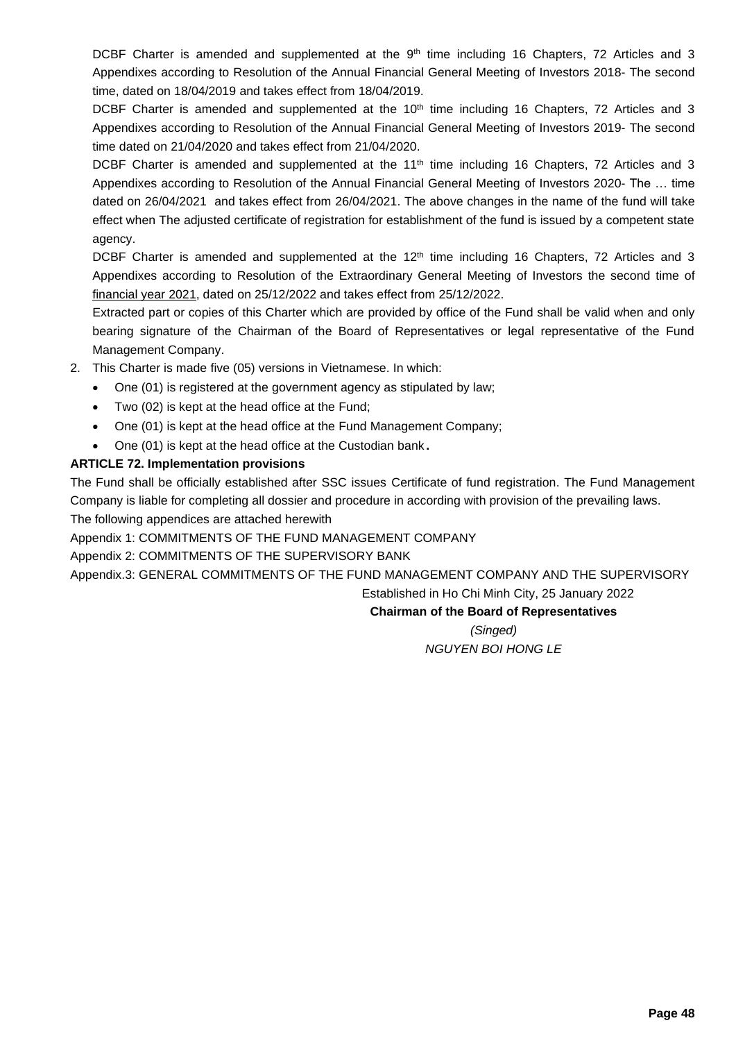DCBF Charter is amended and supplemented at the 9th time including 16 Chapters, 72 Articles and 3 Appendixes according to Resolution of the Annual Financial General Meeting of Investors 2018- The second time, dated on 18/04/2019 and takes effect from 18/04/2019.

DCBF Charter is amended and supplemented at the 10th time including 16 Chapters, 72 Articles and 3 Appendixes according to Resolution of the Annual Financial General Meeting of Investors 2019- The second time dated on 21/04/2020 and takes effect from 21/04/2020.

DCBF Charter is amended and supplemented at the 11th time including 16 Chapters, 72 Articles and 3 Appendixes according to Resolution of the Annual Financial General Meeting of Investors 2020- The … time dated on 26/04/2021 and takes effect from 26/04/2021. The above changes in the name of the fund will take effect when The adjusted certificate of registration for establishment of the fund is issued by a competent state agency.

DCBF Charter is amended and supplemented at the 12th time including 16 Chapters, 72 Articles and 3 Appendixes according to Resolution of the Extraordinary General Meeting of Investors the second time of financial year 2021, dated on 25/12/2022 and takes effect from 25/12/2022.

Extracted part or copies of this Charter which are provided by office of the Fund shall be valid when and only bearing signature of the Chairman of the Board of Representatives or legal representative of the Fund Management Company.

2. This Charter is made five (05) versions in Vietnamese. In which:
   - One (01) is registered at the government agency as stipulated by law;
   - Two (02) is kept at the head office at the Fund;
   - One (01) is kept at the head office at the Fund Management Company;
   - One (01) is kept at the head office at the Custodian bank.

**ARTICLE 72. Implementation provisions**

The Fund shall be officially established after SSC issues Certificate of fund registration. The Fund Management Company is liable for completing all dossier and procedure in according with provision of the prevailing laws.

The following appendices are attached herewith

Appendix 1: COMMITMENTS OF THE FUND MANAGEMENT COMPANY

Appendix 2: COMMITMENTS OF THE SUPERVISORY BANK

Appendix.3: GENERAL COMMITMENTS OF THE FUND MANAGEMENT COMPANY AND THE SUPERVISORY

Established in Ho Chi Minh City, 25 January 2022

**Chairman of the Board of Representatives**

*(Singed)*

*NGUYEN BOI HONG LE*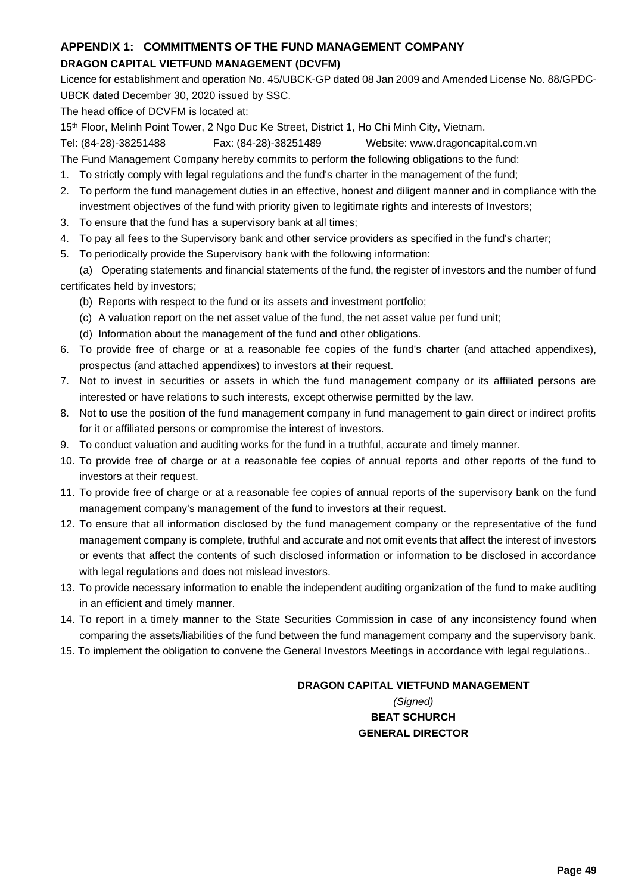## APPENDIX 1: COMMITMENTS OF THE FUND MANAGEMENT COMPANY

### DRAGON CAPITAL VIETFUND MANAGEMENT (DCVFM)

Licence for establishment and operation No. 45/UBCK-GP dated 08 Jan 2009 and Amended License No. 88/GPĐC-UBCK dated December 30, 2020 issued by SSC.

The head office of DCVFM is located at:

15th Floor, Melinh Point Tower, 2 Ngo Duc Ke Street, District 1, Ho Chi Minh City, Vietnam.

Tel: (84-28)-38251488 Fax: (84-28)-38251489 Website: www.dragoncapital.com.vn

The Fund Management Company hereby commits to perform the following obligations to the fund:

1. To strictly comply with legal regulations and the fund's charter in the management of the fund;
2. To perform the fund management duties in an effective, honest and diligent manner and in compliance with the investment objectives of the fund with priority given to legitimate rights and interests of Investors;
3. To ensure that the fund has a supervisory bank at all times;
4. To pay all fees to the Supervisory bank and other service providers as specified in the fund's charter;
5. To periodically provide the Supervisory bank with the following information:

   (a) Operating statements and financial statements of the fund, the register of investors and the number of fund certificates held by investors;

   (b) Reports with respect to the fund or its assets and investment portfolio;

   (c) A valuation report on the net asset value of the fund, the net asset value per fund unit;

   (d) Information about the management of the fund and other obligations.
6. To provide free of charge or at a reasonable fee copies of the fund's charter (and attached appendixes), prospectus (and attached appendixes) to investors at their request.
7. Not to invest in securities or assets in which the fund management company or its affiliated persons are interested or have relations to such interests, except otherwise permitted by the law.
8. Not to use the position of the fund management company in fund management to gain direct or indirect profits for it or affiliated persons or compromise the interest of investors.
9. To conduct valuation and auditing works for the fund in a truthful, accurate and timely manner.
10. To provide free of charge or at a reasonable fee copies of annual reports and other reports of the fund to investors at their request.
11. To provide free of charge or at a reasonable fee copies of annual reports of the supervisory bank on the fund management company's management of the fund to investors at their request.
12. To ensure that all information disclosed by the fund management company or the representative of the fund management company is complete, truthful and accurate and not omit events that affect the interest of investors or events that affect the contents of such disclosed information or information to be disclosed in accordance with legal regulations and does not mislead investors.
13. To provide necessary information to enable the independent auditing organization of the fund to make auditing in an efficient and timely manner.
14. To report in a timely manner to the State Securities Commission in case of any inconsistency found when comparing the assets/liabilities of the fund between the fund management company and the supervisory bank.
15. To implement the obligation to convene the General Investors Meetings in accordance with legal regulations..

**DRAGON CAPITAL VIETFUND MANAGEMENT**

*(Signed)*

**BEAT SCHURCH**

**GENERAL DIRECTOR**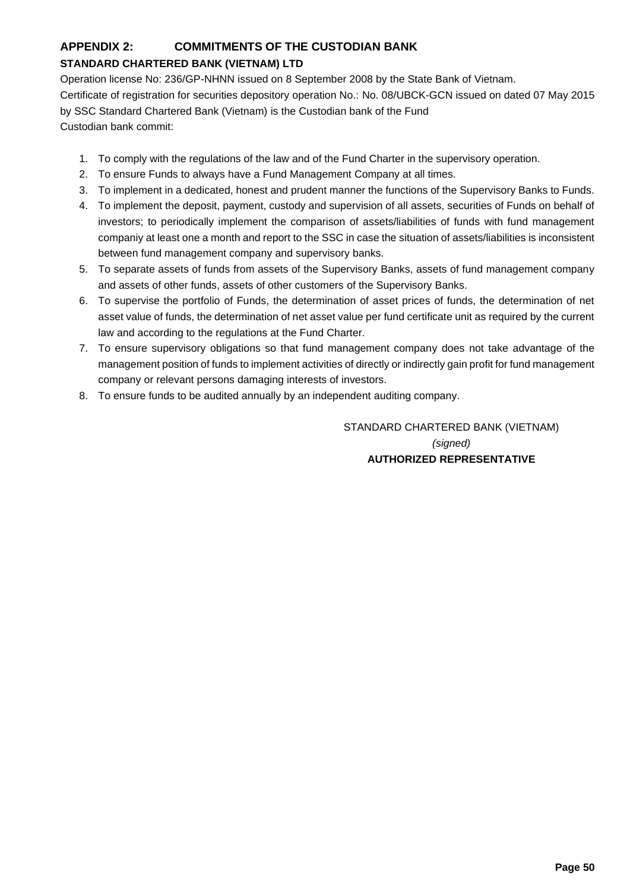## APPENDIX 2: COMMITMENTS OF THE CUSTODIAN BANK

**STANDARD CHARTERED BANK (VIETNAM) LTD**

Operation license No: 236/GP-NHNN issued on 8 September 2008 by the State Bank of Vietnam.

Certificate of registration for securities depository operation No.: No. 08/UBCK-GCN issued on dated 07 May 2015 by SSC Standard Chartered Bank (Vietnam) is the Custodian bank of the Fund

Custodian bank commit:

1. To comply with the regulations of the law and of the Fund Charter in the supervisory operation.
2. To ensure Funds to always have a Fund Management Company at all times.
3. To implement in a dedicated, honest and prudent manner the functions of the Supervisory Banks to Funds.
4. To implement the deposit, payment, custody and supervision of all assets, securities of Funds on behalf of investors; to periodically implement the comparison of assets/liabilities of funds with fund management companiy at least one a month and report to the SSC in case the situation of assets/liabilities is inconsistent between fund management company and supervisory banks.
5. To separate assets of funds from assets of the Supervisory Banks, assets of fund management company and assets of other funds, assets of other customers of the Supervisory Banks.
6. To supervise the portfolio of Funds, the determination of asset prices of funds, the determination of net asset value of funds, the determination of net asset value per fund certificate unit as required by the current law and according to the regulations at the Fund Charter.
7. To ensure supervisory obligations so that fund management company does not take advantage of the management position of funds to implement activities of directly or indirectly gain profit for fund management company or relevant persons damaging interests of investors.
8. To ensure funds to be audited annually by an independent auditing company.

STANDARD CHARTERED BANK (VIETNAM)

*(signed)*

**AUTHORIZED REPRESENTATIVE**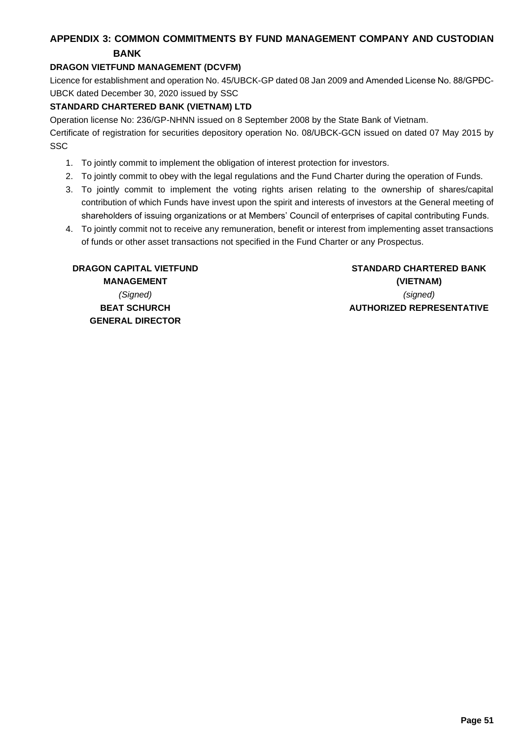## APPENDIX 3: COMMON COMMITMENTS BY FUND MANAGEMENT COMPANY AND CUSTODIAN BANK

**DRAGON VIETFUND MANAGEMENT (DCVFM)**

Licence for establishment and operation No. 45/UBCK-GP dated 08 Jan 2009 and Amended License No. 88/GPĐC-UBCK dated December 30, 2020 issued by SSC

**STANDARD CHARTERED BANK (VIETNAM) LTD**

Operation license No: 236/GP-NHNN issued on 8 September 2008 by the State Bank of Vietnam.

Certificate of registration for securities depository operation No. 08/UBCK-GCN issued on dated 07 May 2015 by SSC

1. To jointly commit to implement the obligation of interest protection for investors.
2. To jointly commit to obey with the legal regulations and the Fund Charter during the operation of Funds.
3. To jointly commit to implement the voting rights arisen relating to the ownership of shares/capital contribution of which Funds have invest upon the spirit and interests of investors at the General meeting of shareholders of issuing organizations or at Members' Council of enterprises of capital contributing Funds.
4. To jointly commit not to receive any remuneration, benefit or interest from implementing asset transactions of funds or other asset transactions not specified in the Fund Charter or any Prospectus.

**DRAGON CAPITAL VIETFUND MANAGEMENT**

*(Signed)*

**BEAT SCHURCH**

**GENERAL DIRECTOR**

**STANDARD CHARTERED BANK (VIETNAM)**

*(signed)*

**AUTHORIZED REPRESENTATIVE**